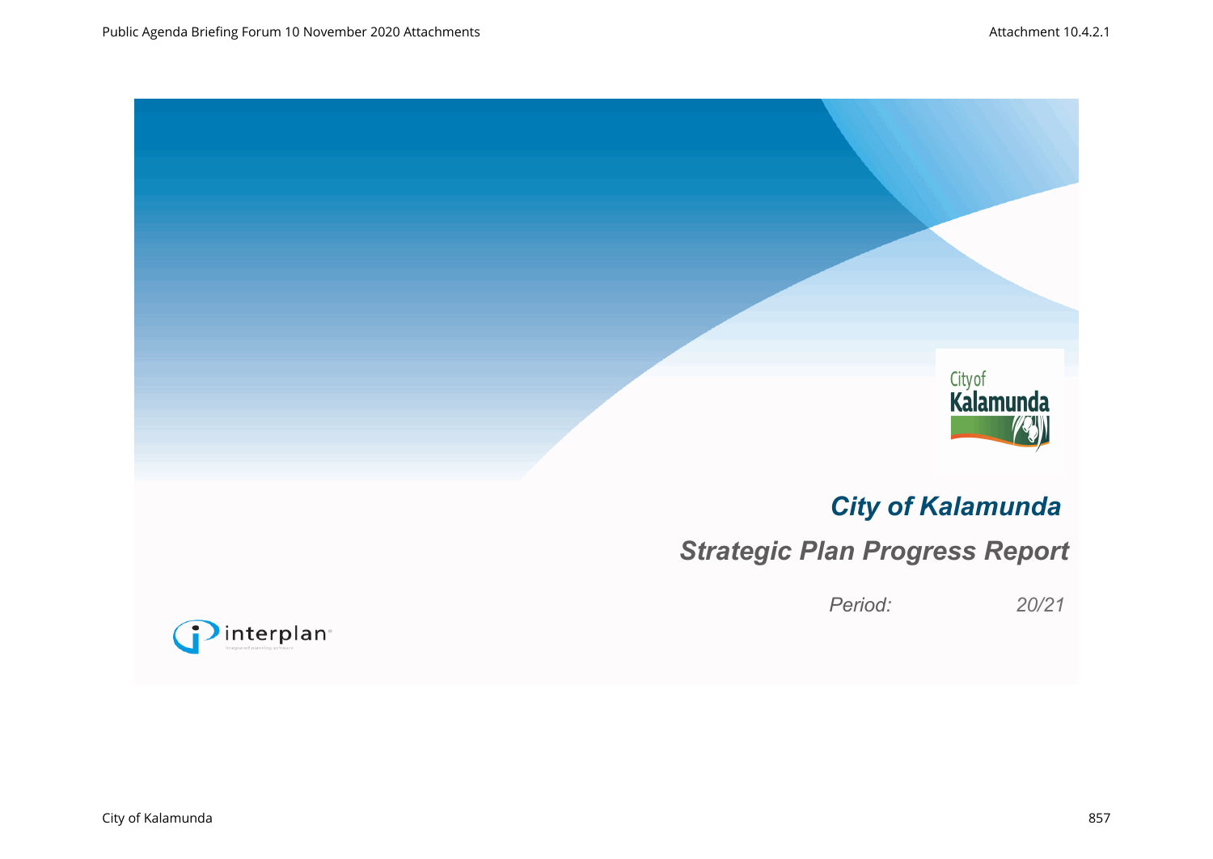# City of Kalamunda

## Strategic Plan Progress Report

*Period: 20/21*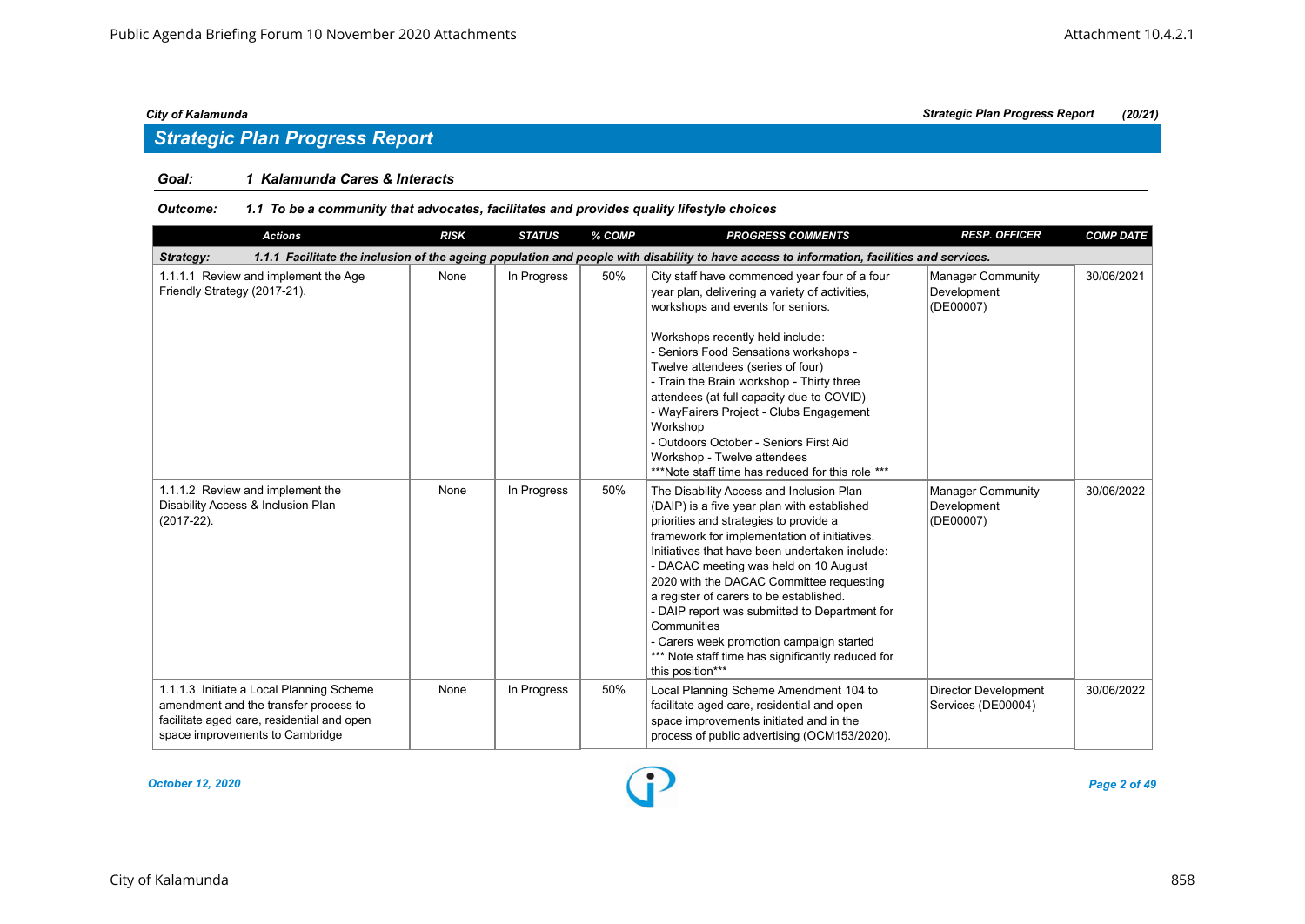## Strategic Plan Progress Report

**Goal:** *1 Kalamunda Cares & Interacts*

**Outcome:** *1.1 To be a community that advocates, facilitates and provides quality lifestyle choices*

| Actions | RISK | STATUS | % COMP | PROGRESS COMMENTS | RESP. OFFICER | COMP DATE |
|---|---|---|---|---|---|---|
| ***Strategy: 1.1.1 Facilitate the inclusion of the ageing population and people with disability to have access to information, facilities and services.*** | | | | | | |
| 1.1.1.1 Review and implement the Age Friendly Strategy (2017-21). | None | In Progress | 50% | City staff have commenced year four of a four year plan, delivering a variety of activities, workshops and events for seniors.<br><br>Workshops recently held include:<br>- Seniors Food Sensations workshops - Twelve attendees (series of four)<br>- Train the Brain workshop - Thirty three attendees (at full capacity due to COVID)<br>- WayFairers Project - Clubs Engagement Workshop<br>- Outdoors October - Seniors First Aid Workshop - Twelve attendees<br>***Note staff time has reduced for this role *** | Manager Community Development (DE00007) | 30/06/2021 |
| 1.1.1.2 Review and implement the Disability Access & Inclusion Plan (2017-22). | None | In Progress | 50% | The Disability Access and Inclusion Plan (DAIP) is a five year plan with established priorities and strategies to provide a framework for implementation of initiatives.<br>Initiatives that have been undertaken include:<br>- DACAC meeting was held on 10 August 2020 with the DACAC Committee requesting a register of carers to be established.<br>- DAIP report was submitted to Department for Communities<br>- Carers week promotion campaign started<br>*** Note staff time has significantly reduced for this position*** | Manager Community Development (DE00007) | 30/06/2022 |
| 1.1.1.3 Initiate a Local Planning Scheme amendment and the transfer process to facilitate aged care, residential and open space improvements to Cambridge | None | In Progress | 50% | Local Planning Scheme Amendment 104 to facilitate aged care, residential and open space improvements initiated and in the process of public advertising (OCM153/2020). | Director Development Services (DE00004) | 30/06/2022 |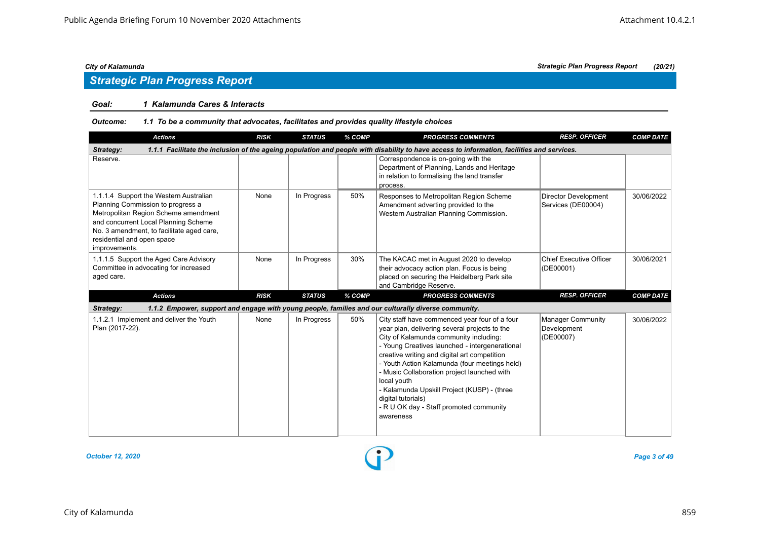## Strategic Plan Progress Report

### Goal: 1 Kalamunda Cares & Interacts

**Outcome: 1.1 To be a community that advocates, facilitates and provides quality lifestyle choices**

| Actions | RISK | STATUS | % COMP | PROGRESS COMMENTS | RESP. OFFICER | COMP DATE |
|---|---|---|---|---|---|---|
| **Strategy: 1.1.1 Facilitate the inclusion of the ageing population and people with disability to have access to information, facilities and services.** | | | | | | |
| Reserve. | | | | Correspondence is on-going with the Department of Planning, Lands and Heritage in relation to formalising the land transfer process. | | |
| 1.1.1.4 Support the Western Australian Planning Commission to progress a Metropolitan Region Scheme amendment and concurrent Local Planning Scheme No. 3 amendment, to facilitate aged care, residential and open space improvements. | None | In Progress | 50% | Responses to Metropolitan Region Scheme Amendment adverting provided to the Western Australian Planning Commission. | Director Development Services (DE00004) | 30/06/2022 |
| 1.1.1.5 Support the Aged Care Advisory Committee in advocating for increased aged care. | None | In Progress | 30% | The KACAC met in August 2020 to develop their advocacy action plan. Focus is being placed on securing the Heidelberg Park site and Cambridge Reserve. | Chief Executive Officer (DE00001) | 30/06/2021 |
| **Strategy: 1.1.2 Empower, support and engage with young people, families and our culturally diverse community.** | | | | | | |
| 1.1.2.1 Implement and deliver the Youth Plan (2017-22). | None | In Progress | 50% | City staff have commenced year four of a four year plan, delivering several projects to the City of Kalamunda community including:<br>- Young Creatives launched - intergenerational creative writing and digital art competition<br>- Youth Action Kalamunda (four meetings held)<br>- Music Collaboration project launched with local youth<br>- Kalamunda Upskill Project (KUSP) - (three digital tutorials)<br>- R U OK day - Staff promoted community awareness | Manager Community Development (DE00007) | 30/06/2022 |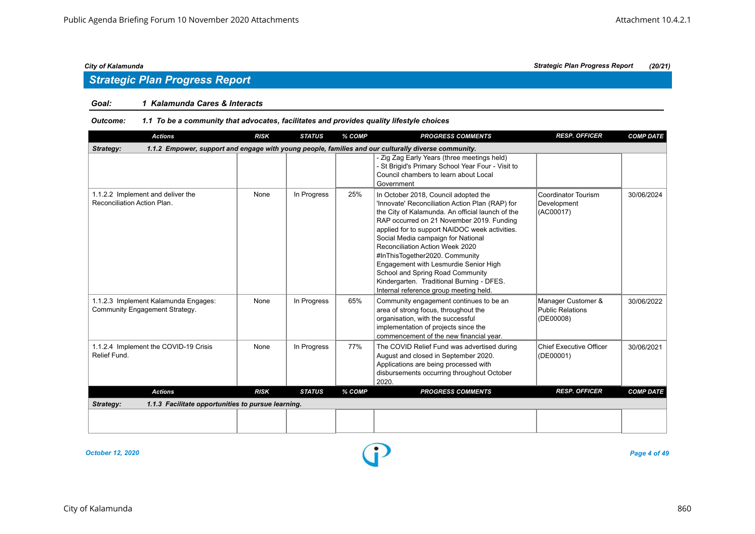## Strategic Plan Progress Report

**Goal:** *1 Kalamunda Cares & Interacts*

**Outcome:** *1.1 To be a community that advocates, facilitates and provides quality lifestyle choices*

| Actions | RISK | STATUS | % COMP | PROGRESS COMMENTS | RESP. OFFICER | COMP DATE |
|---|---|---|---|---|---|---|
| **Strategy: 1.1.2 Empower, support and engage with young people, families and our culturally diverse community.** | | | | | | |
| | | | | - Zig Zag Early Years (three meetings held)<br>- St Brigid's Primary School Year Four - Visit to Council chambers to learn about Local Government | | |
| 1.1.2.2 Implement and deliver the Reconciliation Action Plan. | None | In Progress | 25% | In October 2018, Council adopted the 'Innovate' Reconciliation Action Plan (RAP) for the City of Kalamunda. An official launch of the RAP occurred on 21 November 2019. Funding applied for to support NAIDOC week activities. Social Media campaign for National Reconciliation Action Week 2020 #InThisTogether2020. Community Engagement with Lesmurdie Senior High School and Spring Road Community Kindergarten. Traditional Burning - DFES. Internal reference group meeting held. | Coordinator Tourism Development (AC00017) | 30/06/2024 |
| 1.1.2.3 Implement Kalamunda Engages: Community Engagement Strategy. | None | In Progress | 65% | Community engagement continues to be an area of strong focus, throughout the organisation, with the successful implementation of projects since the commencement of the new financial year. | Manager Customer & Public Relations (DE00008) | 30/06/2022 |
| 1.1.2.4 Implement the COVID-19 Crisis Relief Fund. | None | In Progress | 77% | The COVID Relief Fund was advertised during August and closed in September 2020. Applications are being processed with disbursements occurring throughout October 2020. | Chief Executive Officer (DE00001) | 30/06/2021 |

| Actions | RISK | STATUS | % COMP | PROGRESS COMMENTS | RESP. OFFICER | COMP DATE |
|---|---|---|---|---|---|---|
| **Strategy: 1.1.3 Facilitate opportunities to pursue learning.** | | | | | | |
| | | | | | | |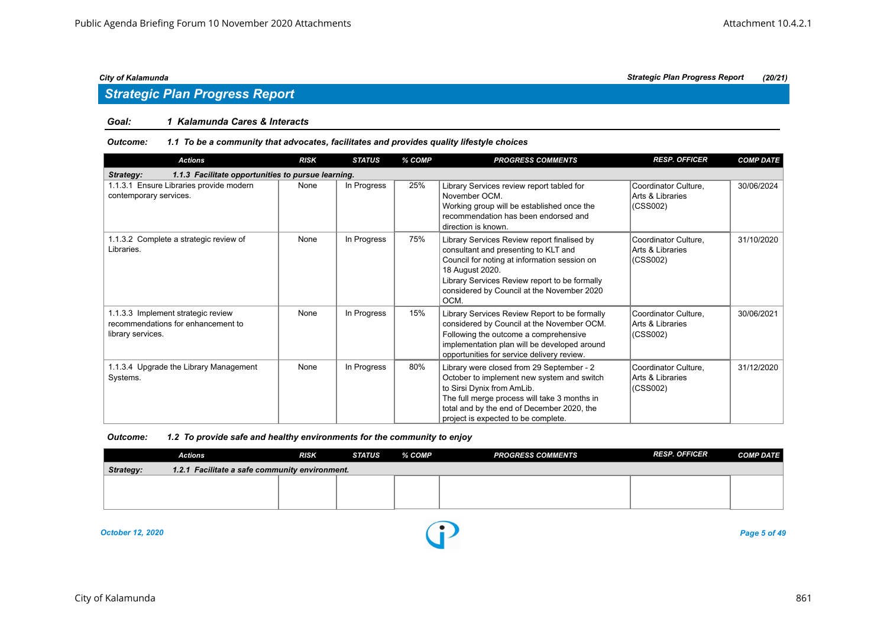## Strategic Plan Progress Report

**Goal: 1 Kalamunda Cares & Interacts**

**Outcome: 1.1 To be a community that advocates, facilitates and provides quality lifestyle choices**

| Actions | RISK | STATUS | % COMP | PROGRESS COMMENTS | RESP. OFFICER | COMP DATE |
|---|---|---|---|---|---|---|
| **Strategy: 1.1.3 Facilitate opportunities to pursue learning.** | | | | | | |
| 1.1.3.1 Ensure Libraries provide modern contemporary services. | None | In Progress | 25% | Library Services review report tabled for November OCM. Working group will be established once the recommendation has been endorsed and direction is known. | Coordinator Culture, Arts & Libraries (CSS002) | 30/06/2024 |
| 1.1.3.2 Complete a strategic review of Libraries. | None | In Progress | 75% | Library Services Review report finalised by consultant and presenting to KLT and Council for noting at information session on 18 August 2020. Library Services Review report to be formally considered by Council at the November 2020 OCM. | Coordinator Culture, Arts & Libraries (CSS002) | 31/10/2020 |
| 1.1.3.3 Implement strategic review recommendations for enhancement to library services. | None | In Progress | 15% | Library Services Review Report to be formally considered by Council at the November OCM. Following the outcome a comprehensive implementation plan will be developed around opportunities for service delivery review. | Coordinator Culture, Arts & Libraries (CSS002) | 30/06/2021 |
| 1.1.3.4 Upgrade the Library Management Systems. | None | In Progress | 80% | Library were closed from 29 September - 2 October to implement new system and switch to Sirsi Dynix from AmLib. The full merge process will take 3 months in total and by the end of December 2020, the project is expected to be complete. | Coordinator Culture, Arts & Libraries (CSS002) | 31/12/2020 |

**Outcome: 1.2 To provide safe and healthy environments for the community to enjoy**

| Actions | RISK | STATUS | % COMP | PROGRESS COMMENTS | RESP. OFFICER | COMP DATE |
|---|---|---|---|---|---|---|
| **Strategy: 1.2.1 Facilitate a safe community environment.** | | | | | | |
| | | | | | | |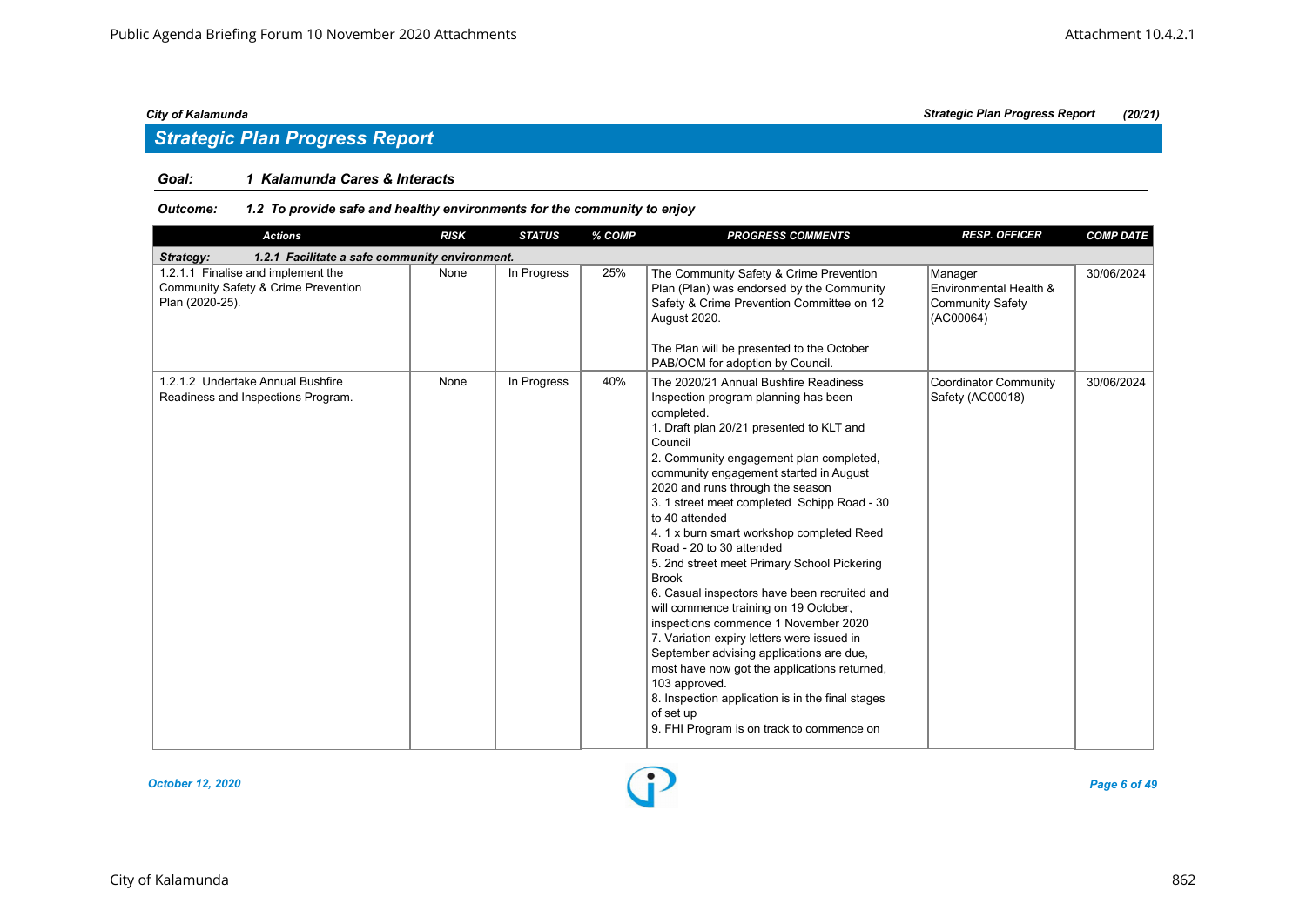## Strategic Plan Progress Report

### Goal: 1 Kalamunda Cares & Interacts

#### Outcome: 1.2 To provide safe and healthy environments for the community to enjoy

| Actions | RISK | STATUS | % COMP | PROGRESS COMMENTS | RESP. OFFICER | COMP DATE |
|---|---|---|---|---|---|---|
| **Strategy: 1.2.1 Facilitate a safe community environment.** | | | | | | |
| 1.2.1.1 Finalise and implement the Community Safety & Crime Prevention Plan (2020-25). | None | In Progress | 25% | The Community Safety & Crime Prevention Plan (Plan) was endorsed by the Community Safety & Crime Prevention Committee on 12 August 2020.<br><br>The Plan will be presented to the October PAB/OCM for adoption by Council. | Manager Environmental Health & Community Safety (AC00064) | 30/06/2024 |
| 1.2.1.2 Undertake Annual Bushfire Readiness and Inspections Program. | None | In Progress | 40% | The 2020/21 Annual Bushfire Readiness Inspection program planning has been completed.<br>1. Draft plan 20/21 presented to KLT and Council<br>2. Community engagement plan completed, community engagement started in August 2020 and runs through the season<br>3. 1 street meet completed Schipp Road - 30 to 40 attended<br>4. 1 x burn smart workshop completed Reed Road - 20 to 30 attended<br>5. 2nd street meet Primary School Pickering Brook<br>6. Casual inspectors have been recruited and will commence training on 19 October, inspections commence 1 November 2020<br>7. Variation expiry letters were issued in September advising applications are due, most have now got the applications returned, 103 approved.<br>8. Inspection application is in the final stages of set up<br>9. FHI Program is on track to commence on | Coordinator Community Safety (AC00018) | 30/06/2024 |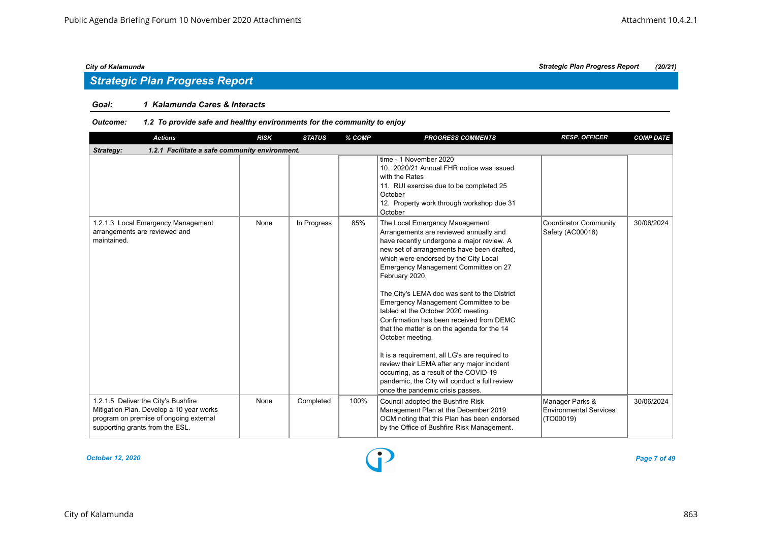## Strategic Plan Progress Report

**Goal: 1 Kalamunda Cares & Interacts**

**Outcome: 1.2 To provide safe and healthy environments for the community to enjoy**

| Actions | RISK | STATUS | % COMP | PROGRESS COMMENTS | RESP. OFFICER | COMP DATE |
|---|---|---|---|---|---|---|
| **Strategy: 1.2.1 Facilitate a safe community environment.** | | | | | | |
| | | | | time - 1 November 2020<br>10. 2020/21 Annual FHR notice was issued with the Rates<br>11. RUI exercise due to be completed 25 October<br>12. Property work through workshop due 31 October | | |
| 1.2.1.3 Local Emergency Management arrangements are reviewed and maintained. | None | In Progress | 85% | The Local Emergency Management Arrangements are reviewed annually and have recently undergone a major review. A new set of arrangements have been drafted, which were endorsed by the City Local Emergency Management Committee on 27 February 2020.<br><br>The City's LEMA doc was sent to the District Emergency Management Committee to be tabled at the October 2020 meeting. Confirmation has been received from DEMC that the matter is on the agenda for the 14 October meeting.<br><br>It is a requirement, all LG's are required to review their LEMA after any major incident occurring, as a result of the COVID-19 pandemic, the City will conduct a full review once the pandemic crisis passes. | Coordinator Community Safety (AC00018) | 30/06/2024 |
| 1.2.1.5 Deliver the City's Bushfire Mitigation Plan. Develop a 10 year works program on premise of ongoing external supporting grants from the ESL. | None | Completed | 100% | Council adopted the Bushfire Risk Management Plan at the December 2019 OCM noting that this Plan has been endorsed by the Office of Bushfire Risk Management. | Manager Parks & Environmental Services (TO00019) | 30/06/2024 |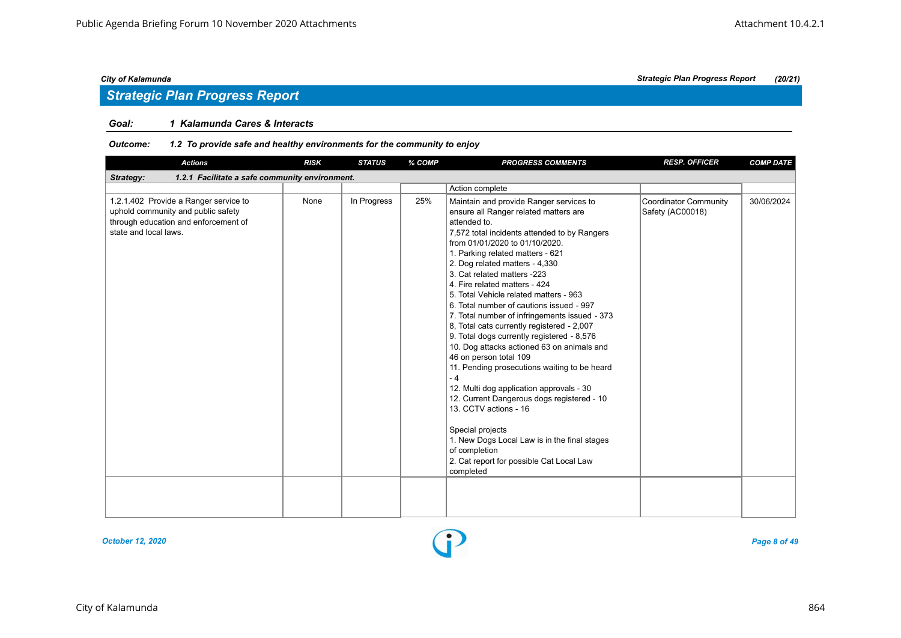## Strategic Plan Progress Report

**Goal:** ***1 Kalamunda Cares & Interacts***

**Outcome:** ***1.2 To provide safe and healthy environments for the community to enjoy***

| Actions | RISK | STATUS | % COMP | PROGRESS COMMENTS | RESP. OFFICER | COMP DATE |
|---|---|---|---|---|---|---|
| **Strategy: 1.2.1 Facilitate a safe community environment.** | | | | | | |
| | | | | Action complete | | |
| 1.2.1.402 Provide a Ranger service to uphold community and public safety through education and enforcement of state and local laws. | None | In Progress | 25% | Maintain and provide Ranger services to ensure all Ranger related matters are attended to.<br>7,572 total incidents attended to by Rangers from 01/01/2020 to 01/10/2020.<br>1. Parking related matters - 621<br>2. Dog related matters - 4,330<br>3. Cat related matters -223<br>4. Fire related matters - 424<br>5. Total Vehicle related matters - 963<br>6. Total number of cautions issued - 997<br>7. Total number of infringements issued - 373<br>8, Total cats currently registered - 2,007<br>9. Total dogs currently registered - 8,576<br>10. Dog attacks actioned 63 on animals and 46 on person total 109<br>11. Pending prosecutions waiting to be heard - 4<br>12. Multi dog application approvals - 30<br>12. Current Dangerous dogs registered - 10<br>13. CCTV actions - 16<br><br>Special projects<br>1. New Dogs Local Law is in the final stages of completion<br>2. Cat report for possible Cat Local Law completed | Coordinator Community Safety (AC00018) | 30/06/2024 |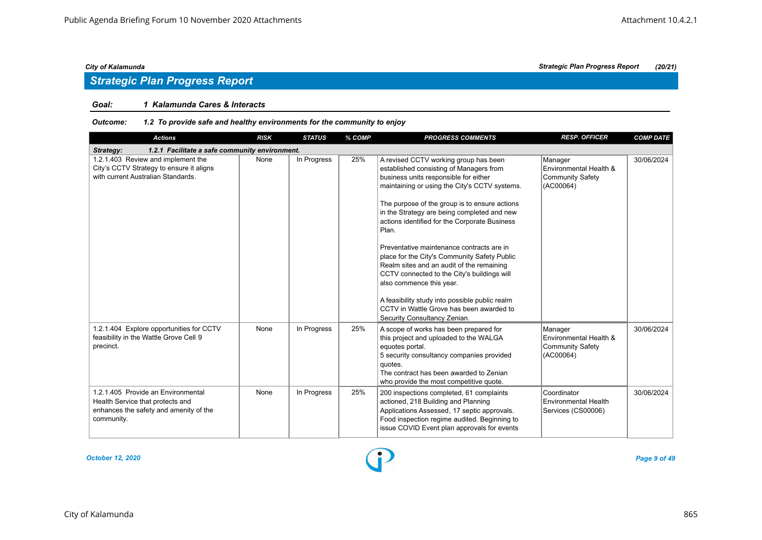City of Kalamunda | Strategic Plan Progress Report (20/21)

## Strategic Plan Progress Report

**Goal: 1 Kalamunda Cares & Interacts**

**Outcome: 1.2 To provide safe and healthy environments for the community to enjoy**

| Actions | RISK | STATUS | % COMP | PROGRESS COMMENTS | RESP. OFFICER | COMP DATE |
|---|---|---|---|---|---|---|
| **Strategy: 1.2.1 Facilitate a safe community environment.** | | | | | | |
| 1.2.1.403 Review and implement the City's CCTV Strategy to ensure it aligns with current Australian Standards. | None | In Progress | 25% | A revised CCTV working group has been established consisting of Managers from business units responsible for either maintaining or using the City's CCTV systems.<br><br>The purpose of the group is to ensure actions in the Strategy are being completed and new actions identified for the Corporate Business Plan.<br><br>Preventative maintenance contracts are in place for the City's Community Safety Public Realm sites and an audit of the remaining CCTV connected to the City's buildings will also commence this year.<br><br>A feasibility study into possible public realm CCTV in Wattle Grove has been awarded to Security Consultancy Zenian. | Manager Environmental Health & Community Safety (AC00064) | 30/06/2024 |
| 1.2.1.404 Explore opportunities for CCTV feasibility in the Wattle Grove Cell 9 precinct. | None | In Progress | 25% | A scope of works has been prepared for this project and uploaded to the WALGA equotes portal.<br>5 security consultancy companies provided quotes.<br>The contract has been awarded to Zenian who provide the most competitive quote. | Manager Environmental Health & Community Safety (AC00064) | 30/06/2024 |
| 1.2.1.405 Provide an Environmental Health Service that protects and enhances the safety and amenity of the community. | None | In Progress | 25% | 200 inspections completed, 61 complaints actioned, 218 Building and Planning Applications Assessed, 17 septic approvals. Food inspection regime audited. Beginning to issue COVID Event plan approvals for events | Coordinator Environmental Health Services (CS00006) | 30/06/2024 |

*October 12, 2020*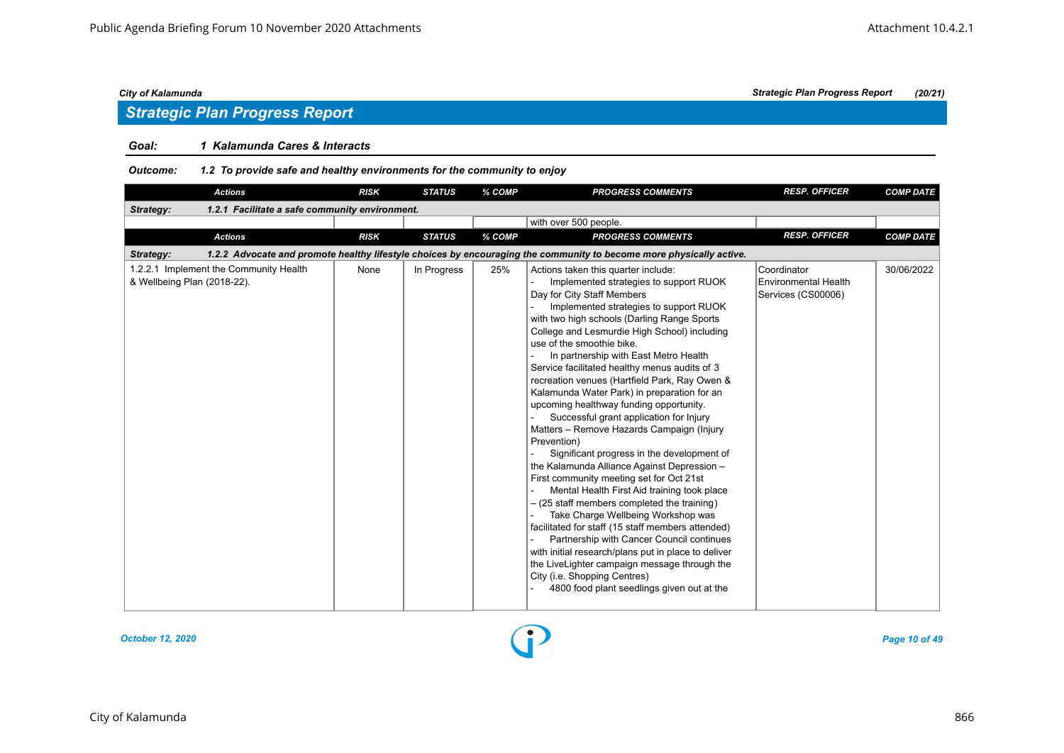## Strategic Plan Progress Report

**Goal:** ***1 Kalamunda Cares & Interacts***

**Outcome:** ***1.2 To provide safe and healthy environments for the community to enjoy***

| Actions | RISK | STATUS | % COMP | PROGRESS COMMENTS | RESP. OFFICER | COMP DATE |
|---|---|---|---|---|---|---|
| ***Strategy: 1.2.1 Facilitate a safe community environment.*** | | | | | | |
| | | | | with over 500 people. | | |

| Actions | RISK | STATUS | % COMP | PROGRESS COMMENTS | RESP. OFFICER | COMP DATE |
|---|---|---|---|---|---|---|
| ***Strategy: 1.2.2 Advocate and promote healthy lifestyle choices by encouraging the community to become more physically active.*** | | | | | | |
| 1.2.2.1 Implement the Community Health & Wellbeing Plan (2018-22). | None | In Progress | 25% | Actions taken this quarter include:<br>- Implemented strategies to support RUOK Day for City Staff Members<br>- Implemented strategies to support RUOK with two high schools (Darling Range Sports College and Lesmurdie High School) including use of the smoothie bike.<br>- In partnership with East Metro Health Service facilitated healthy menus audits of 3 recreation venues (Hartfield Park, Ray Owen & Kalamunda Water Park) in preparation for an upcoming healthway funding opportunity.<br>- Successful grant application for Injury Matters – Remove Hazards Campaign (Injury Prevention)<br>- Significant progress in the development of the Kalamunda Alliance Against Depression – First community meeting set for Oct 21st<br>- Mental Health First Aid training took place – (25 staff members completed the training)<br>- Take Charge Wellbeing Workshop was facilitated for staff (15 staff members attended)<br>- Partnership with Cancer Council continues with initial research/plans put in place to deliver the LiveLighter campaign message through the City (i.e. Shopping Centres)<br>- 4800 food plant seedlings given out at the | Coordinator Environmental Health Services (CS00006) | 30/06/2022 |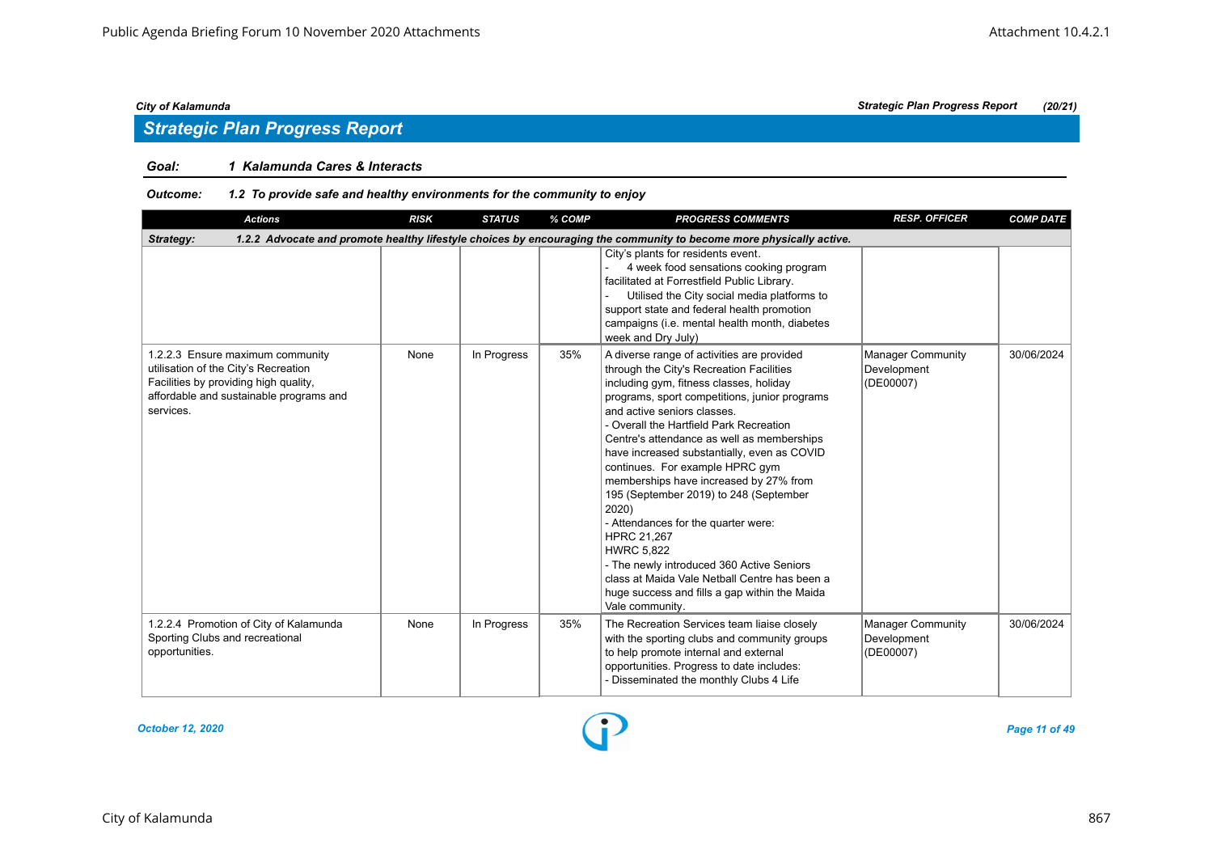## Strategic Plan Progress Report

**Goal: 1 Kalamunda Cares & Interacts**

**Outcome: 1.2 To provide safe and healthy environments for the community to enjoy**

| Actions | RISK | STATUS | % COMP | PROGRESS COMMENTS | RESP. OFFICER | COMP DATE |
|---|---|---|---|---|---|---|
| **Strategy: 1.2.2 Advocate and promote healthy lifestyle choices by encouraging the community to become more physically active.** | | | | | | |
| | | | | City's plants for residents event.<br>- 4 week food sensations cooking program facilitated at Forrestfield Public Library.<br>- Utilised the City social media platforms to support state and federal health promotion campaigns (i.e. mental health month, diabetes week and Dry July) | | |
| 1.2.2.3 Ensure maximum community utilisation of the City's Recreation Facilities by providing high quality, affordable and sustainable programs and services. | None | In Progress | 35% | A diverse range of activities are provided through the City's Recreation Facilities including gym, fitness classes, holiday programs, sport competitions, junior programs and active seniors classes.<br>- Overall the Hartfield Park Recreation Centre's attendance as well as memberships have increased substantially, even as COVID continues. For example HPRC gym memberships have increased by 27% from 195 (September 2019) to 248 (September 2020)<br>- Attendances for the quarter were:<br>HPRC 21,267<br>HWRC 5,822<br>- The newly introduced 360 Active Seniors class at Maida Vale Netball Centre has been a huge success and fills a gap within the Maida Vale community. | Manager Community Development (DE00007) | 30/06/2024 |
| 1.2.2.4 Promotion of City of Kalamunda Sporting Clubs and recreational opportunities. | None | In Progress | 35% | The Recreation Services team liaise closely with the sporting clubs and community groups to help promote internal and external opportunities. Progress to date includes:<br>- Disseminated the monthly Clubs 4 Life | Manager Community Development (DE00007) | 30/06/2024 |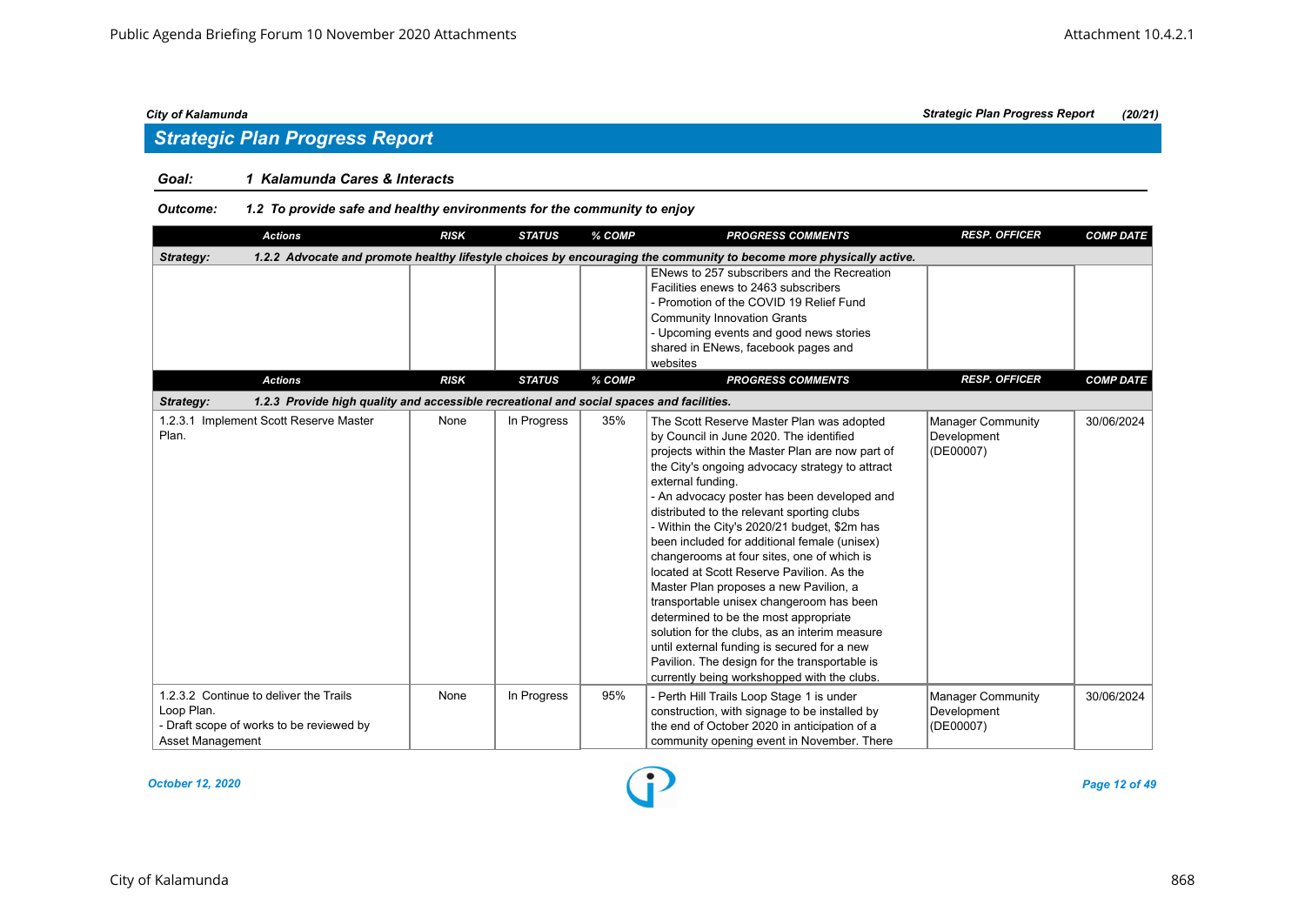City of Kalamunda | Strategic Plan Progress Report | (20/21)

## Strategic Plan Progress Report

**Goal: 1 Kalamunda Cares & Interacts**

**Outcome: 1.2 To provide safe and healthy environments for the community to enjoy**

| Actions | RISK | STATUS | % COMP | PROGRESS COMMENTS | RESP. OFFICER | COMP DATE |
|---|---|---|---|---|---|---|
| **Strategy: 1.2.2 Advocate and promote healthy lifestyle choices by encouraging the community to become more physically active.** | | | | | | |
| | | | | ENews to 257 subscribers and the Recreation Facilities enews to 2463 subscribers<br>- Promotion of the COVID 19 Relief Fund Community Innovation Grants<br>- Upcoming events and good news stories shared in ENews, facebook pages and websites | | |
| **Strategy: 1.2.3 Provide high quality and accessible recreational and social spaces and facilities.** | | | | | | |
| 1.2.3.1 Implement Scott Reserve Master Plan. | None | In Progress | 35% | The Scott Reserve Master Plan was adopted by Council in June 2020. The identified projects within the Master Plan are now part of the City's ongoing advocacy strategy to attract external funding.<br>- An advocacy poster has been developed and distributed to the relevant sporting clubs<br>- Within the City's 2020/21 budget, $2m has been included for additional female (unisex) changerooms at four sites, one of which is located at Scott Reserve Pavilion. As the Master Plan proposes a new Pavilion, a transportable unisex changeroom has been determined to be the most appropriate solution for the clubs, as an interim measure until external funding is secured for a new Pavilion. The design for the transportable is currently being workshopped with the clubs. | Manager Community Development (DE00007) | 30/06/2024 |
| 1.2.3.2 Continue to deliver the Trails Loop Plan.<br>- Draft scope of works to be reviewed by Asset Management | None | In Progress | 95% | - Perth Hill Trails Loop Stage 1 is under construction, with signage to be installed by the end of October 2020 in anticipation of a community opening event in November. There | Manager Community Development (DE00007) | 30/06/2024 |

*October 12, 2020*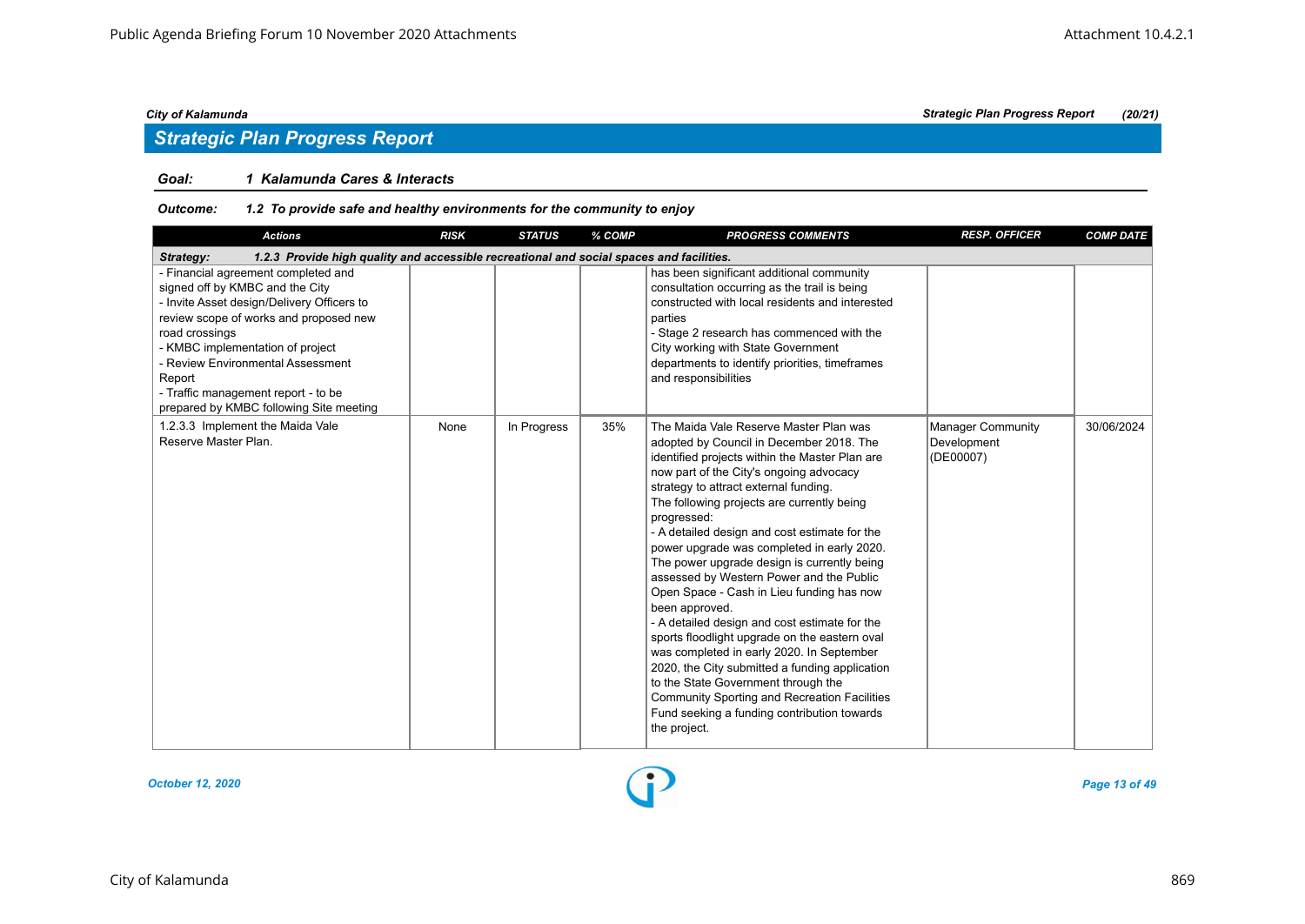City of Kalamunda | Strategic Plan Progress Report | (20/21)

## Strategic Plan Progress Report

**Goal: 1 Kalamunda Cares & Interacts**

**Outcome: 1.2 To provide safe and healthy environments for the community to enjoy**

| Actions | RISK | STATUS | % COMP | PROGRESS COMMENTS | RESP. OFFICER | COMP DATE |
|---|---|---|---|---|---|---|
| **Strategy: 1.2.3 Provide high quality and accessible recreational and social spaces and facilities.** | | | | | | |
| - Financial agreement completed and signed off by KMBC and the City<br>- Invite Asset design/Delivery Officers to review scope of works and proposed new road crossings<br>- KMBC implementation of project<br>- Review Environmental Assessment Report<br>- Traffic management report - to be prepared by KMBC following Site meeting | | | | has been significant additional community consultation occurring as the trail is being constructed with local residents and interested parties<br>- Stage 2 research has commenced with the City working with State Government departments to identify priorities, timeframes and responsibilities | | |
| 1.2.3.3 Implement the Maida Vale Reserve Master Plan. | None | In Progress | 35% | The Maida Vale Reserve Master Plan was adopted by Council in December 2018. The identified projects within the Master Plan are now part of the City's ongoing advocacy strategy to attract external funding.<br>The following projects are currently being progressed:<br>- A detailed design and cost estimate for the power upgrade was completed in early 2020. The power upgrade design is currently being assessed by Western Power and the Public Open Space - Cash in Lieu funding has now been approved.<br>- A detailed design and cost estimate for the sports floodlight upgrade on the eastern oval was completed in early 2020. In September 2020, the City submitted a funding application to the State Government through the Community Sporting and Recreation Facilities Fund seeking a funding contribution towards the project. | Manager Community Development (DE00007) | 30/06/2024 |

October 12, 2020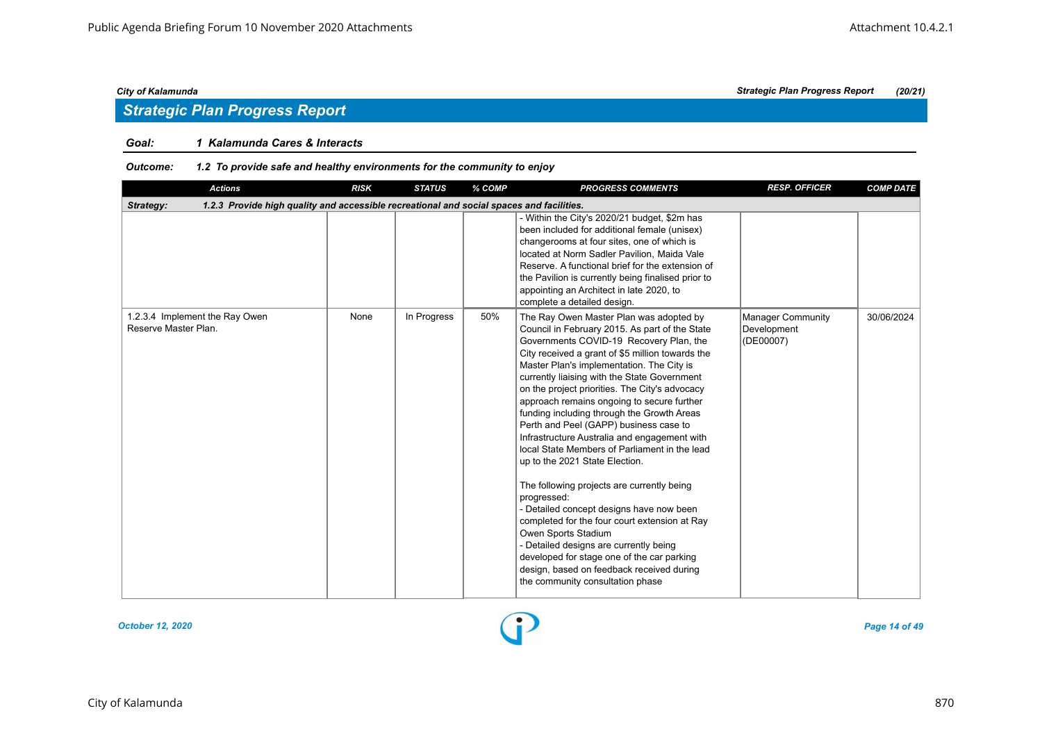*City of Kalamunda* — *Strategic Plan Progress Report (20/21)*

## Strategic Plan Progress Report

**Goal:** ***1 Kalamunda Cares & Interacts***

**Outcome:** ***1.2 To provide safe and healthy environments for the community to enjoy***

| Actions | RISK | STATUS | % COMP | PROGRESS COMMENTS | RESP. OFFICER | COMP DATE |
|---|---|---|---|---|---|---|
| **Strategy: 1.2.3 Provide high quality and accessible recreational and social spaces and facilities.** | | | | | | |
| | | | | - Within the City's 2020/21 budget, $2m has been included for additional female (unisex) changerooms at four sites, one of which is located at Norm Sadler Pavilion, Maida Vale Reserve. A functional brief for the extension of the Pavilion is currently being finalised prior to appointing an Architect in late 2020, to complete a detailed design. | | |
| 1.2.3.4 Implement the Ray Owen Reserve Master Plan. | None | In Progress | 50% | The Ray Owen Master Plan was adopted by Council in February 2015. As part of the State Governments COVID-19 Recovery Plan, the City received a grant of $5 million towards the Master Plan's implementation. The City is currently liaising with the State Government on the project priorities. The City's advocacy approach remains ongoing to secure further funding including through the Growth Areas Perth and Peel (GAPP) business case to Infrastructure Australia and engagement with local State Members of Parliament in the lead up to the 2021 State Election.<br><br>The following projects are currently being progressed:<br>- Detailed concept designs have now been completed for the four court extension at Ray Owen Sports Stadium<br>- Detailed designs are currently being developed for stage one of the car parking design, based on feedback received during the community consultation phase | Manager Community Development (DE00007) | 30/06/2024 |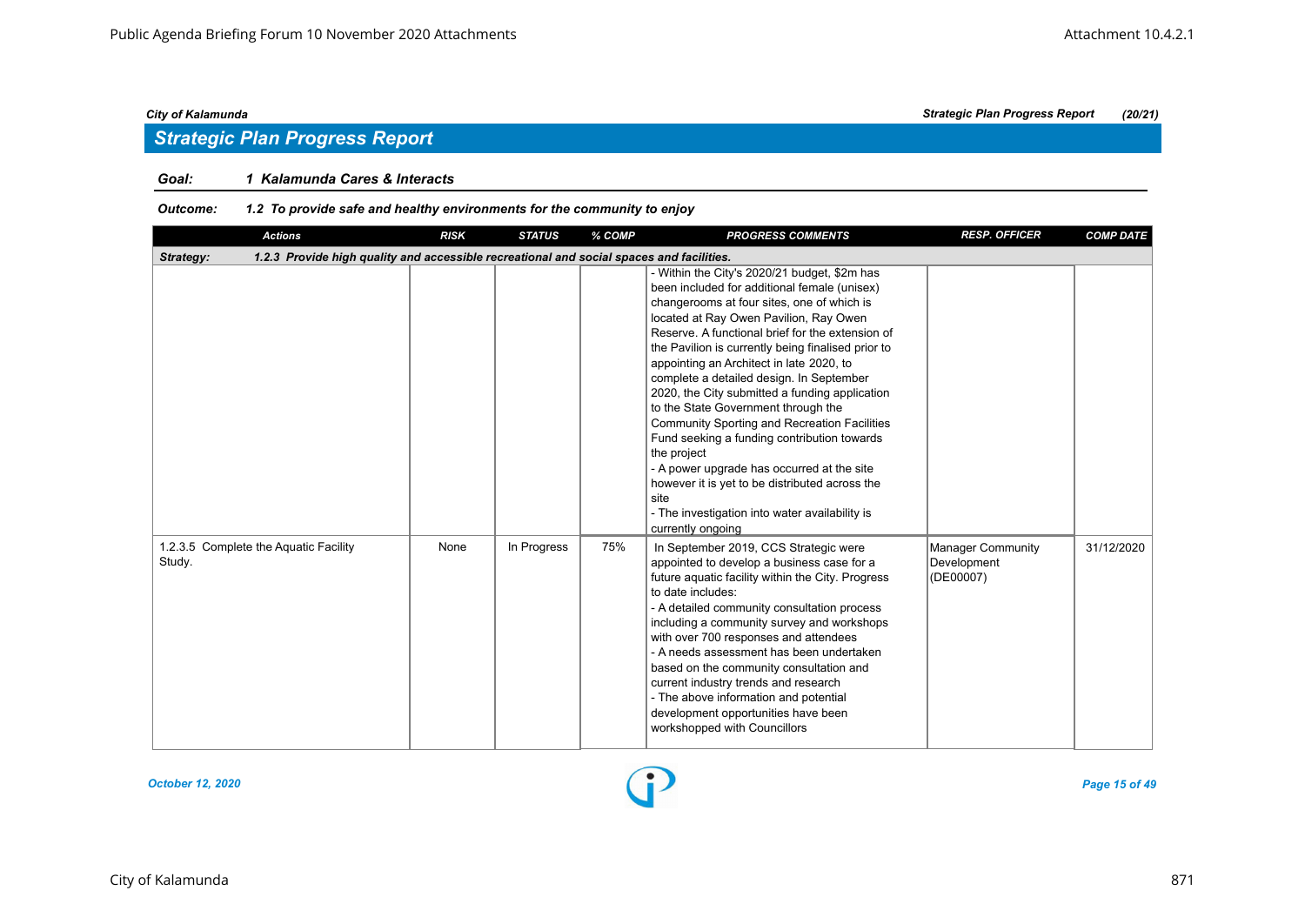## Strategic Plan Progress Report

**Goal:** **1 Kalamunda Cares & Interacts**

**Outcome:** **1.2 To provide safe and healthy environments for the community to enjoy**

| Actions | RISK | STATUS | % COMP | PROGRESS COMMENTS | RESP. OFFICER | COMP DATE |
|---|---|---|---|---|---|---|
| **Strategy: 1.2.3 Provide high quality and accessible recreational and social spaces and facilities.** | | | | | | |
| | | | | - Within the City's 2020/21 budget, $2m has been included for additional female (unisex) changerooms at four sites, one of which is located at Ray Owen Pavilion, Ray Owen Reserve. A functional brief for the extension of the Pavilion is currently being finalised prior to appointing an Architect in late 2020, to complete a detailed design. In September 2020, the City submitted a funding application to the State Government through the Community Sporting and Recreation Facilities Fund seeking a funding contribution towards the project<br>- A power upgrade has occurred at the site however it is yet to be distributed across the site<br>- The investigation into water availability is currently ongoing | | |
| 1.2.3.5 Complete the Aquatic Facility Study. | None | In Progress | 75% | In September 2019, CCS Strategic were appointed to develop a business case for a future aquatic facility within the City. Progress to date includes:<br>- A detailed community consultation process including a community survey and workshops with over 700 responses and attendees<br>- A needs assessment has been undertaken based on the community consultation and current industry trends and research<br>- The above information and potential development opportunities have been workshopped with Councillors | Manager Community Development (DE00007) | 31/12/2020 |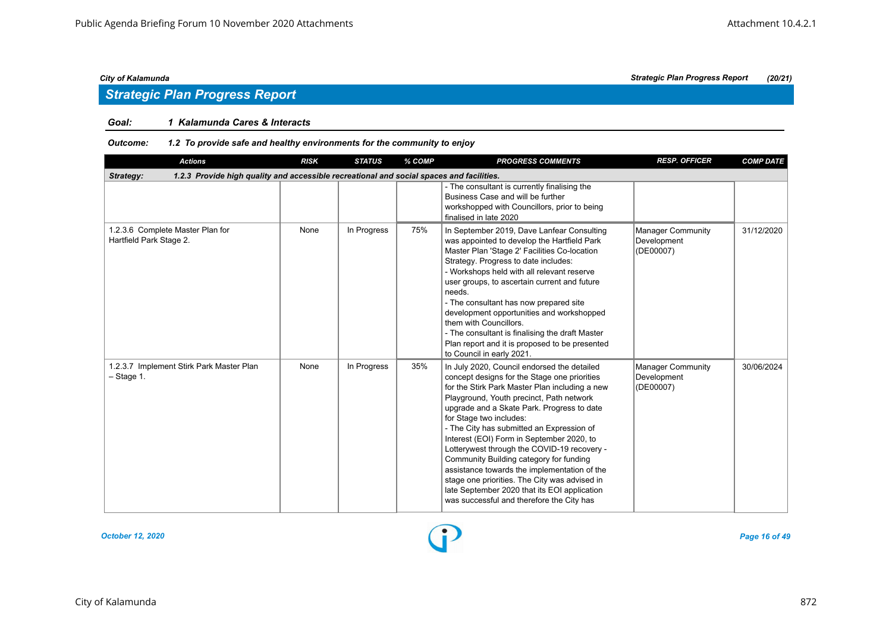City of Kalamunda — Strategic Plan Progress Report (20/21)

## Strategic Plan Progress Report

**Goal:** *1 Kalamunda Cares & Interacts*

**Outcome:** *1.2 To provide safe and healthy environments for the community to enjoy*

| Actions | RISK | STATUS | % COMP | PROGRESS COMMENTS | RESP. OFFICER | COMP DATE |
|---|---|---|---|---|---|---|
| **Strategy:** **1.2.3 Provide high quality and accessible recreational and social spaces and facilities.** | | | | | | |
| | | | | - The consultant is currently finalising the Business Case and will be further workshopped with Councillors, prior to being finalised in late 2020 | | |
| 1.2.3.6 Complete Master Plan for Hartfield Park Stage 2. | None | In Progress | 75% | In September 2019, Dave Lanfear Consulting was appointed to develop the Hartfield Park Master Plan 'Stage 2' Facilities Co-location Strategy. Progress to date includes:<br>- Workshops held with all relevant reserve user groups, to ascertain current and future needs.<br>- The consultant has now prepared site development opportunities and workshopped them with Councillors.<br>- The consultant is finalising the draft Master Plan report and it is proposed to be presented to Council in early 2021. | Manager Community Development (DE00007) | 31/12/2020 |
| 1.2.3.7 Implement Stirk Park Master Plan – Stage 1. | None | In Progress | 35% | In July 2020, Council endorsed the detailed concept designs for the Stage one priorities for the Stirk Park Master Plan including a new Playground, Youth precinct, Path network upgrade and a Skate Park. Progress to date for Stage two includes:<br>- The City has submitted an Expression of Interest (EOI) Form in September 2020, to Lotterywest through the COVID-19 recovery - Community Building category for funding assistance towards the implementation of the stage one priorities. The City was advised in late September 2020 that its EOI application was successful and therefore the City has | Manager Community Development (DE00007) | 30/06/2024 |

*October 12, 2020*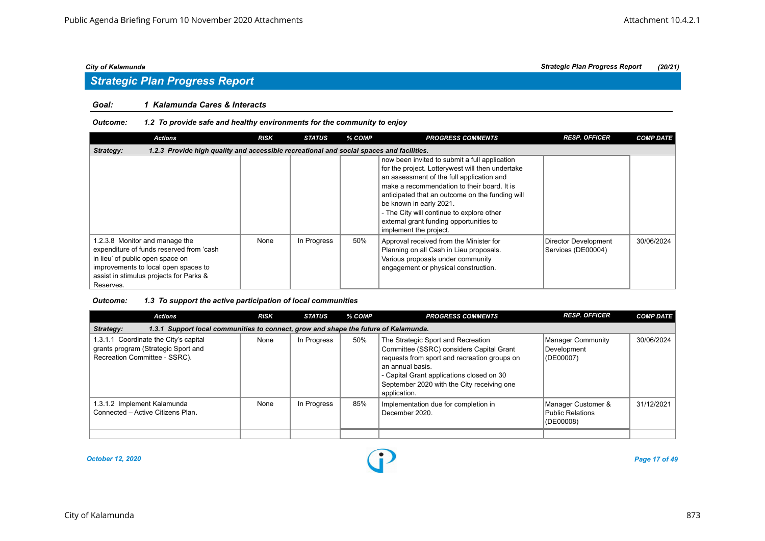## Strategic Plan Progress Report

**Goal: 1 Kalamunda Cares & Interacts**

***Outcome: 1.2 To provide safe and healthy environments for the community to enjoy***

| Actions | RISK | STATUS | % COMP | PROGRESS COMMENTS | RESP. OFFICER | COMP DATE |
|---|---|---|---|---|---|---|
| ***Strategy: 1.2.3 Provide high quality and accessible recreational and social spaces and facilities.*** | | | | | | |
| | | | | now been invited to submit a full application for the project. Lotterywest will then undertake an assessment of the full application and make a recommendation to their board. It is anticipated that an outcome on the funding will be known in early 2021.<br>- The City will continue to explore other external grant funding opportunities to implement the project. | | |
| 1.2.3.8 Monitor and manage the expenditure of funds reserved from 'cash in lieu' of public open space on improvements to local open spaces to assist in stimulus projects for Parks & Reserves. | None | In Progress | 50% | Approval received from the Minister for Planning on all Cash in Lieu proposals. Various proposals under community engagement or physical construction. | Director Development Services (DE00004) | 30/06/2024 |

***Outcome: 1.3 To support the active participation of local communities***

| Actions | RISK | STATUS | % COMP | PROGRESS COMMENTS | RESP. OFFICER | COMP DATE |
|---|---|---|---|---|---|---|
| ***Strategy: 1.3.1 Support local communities to connect, grow and shape the future of Kalamunda.*** | | | | | | |
| 1.3.1.1 Coordinate the City's capital grants program (Strategic Sport and Recreation Committee - SSRC). | None | In Progress | 50% | The Strategic Sport and Recreation Committee (SSRC) considers Capital Grant requests from sport and recreation groups on an annual basis.<br>- Capital Grant applications closed on 30 September 2020 with the City receiving one application. | Manager Community Development (DE00007) | 30/06/2024 |
| 1.3.1.2 Implement Kalamunda Connected – Active Citizens Plan. | None | In Progress | 85% | Implementation due for completion in December 2020. | Manager Customer & Public Relations (DE00008) | 31/12/2021 |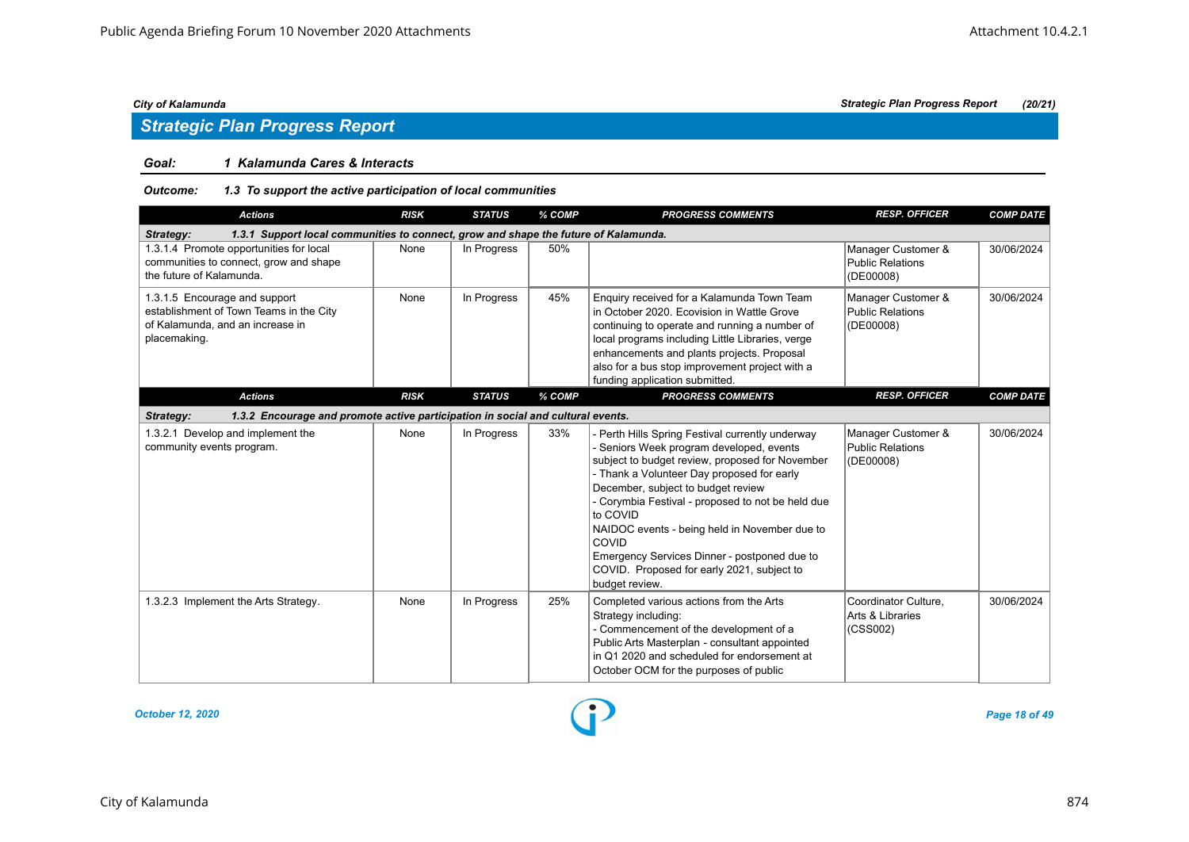*City of Kalamunda* — *Strategic Plan Progress Report* *(20/21)*

## Strategic Plan Progress Report

**Goal: 1 Kalamunda Cares & Interacts**

**Outcome: 1.3 To support the active participation of local communities**

| Actions | RISK | STATUS | % COMP | PROGRESS COMMENTS | RESP. OFFICER | COMP DATE |
|---|---|---|---|---|---|---|
| **Strategy: 1.3.1 Support local communities to connect, grow and shape the future of Kalamunda.** | | | | | | |
| 1.3.1.4 Promote opportunities for local communities to connect, grow and shape the future of Kalamunda. | None | In Progress | 50% | | Manager Customer & Public Relations (DE00008) | 30/06/2024 |
| 1.3.1.5 Encourage and support establishment of Town Teams in the City of Kalamunda, and an increase in placemaking. | None | In Progress | 45% | Enquiry received for a Kalamunda Town Team in October 2020. Ecovision in Wattle Grove continuing to operate and running a number of local programs including Little Libraries, verge enhancements and plants projects. Proposal also for a bus stop improvement project with a funding application submitted. | Manager Customer & Public Relations (DE00008) | 30/06/2024 |
| **Strategy: 1.3.2 Encourage and promote active participation in social and cultural events.** | | | | | | |
| 1.3.2.1 Develop and implement the community events program. | None | In Progress | 33% | - Perth Hills Spring Festival currently underway<br>- Seniors Week program developed, events subject to budget review, proposed for November<br>- Thank a Volunteer Day proposed for early December, subject to budget review<br>- Corymbia Festival - proposed to not be held due to COVID<br>NAIDOC events - being held in November due to COVID<br>Emergency Services Dinner - postponed due to COVID. Proposed for early 2021, subject to budget review. | Manager Customer & Public Relations (DE00008) | 30/06/2024 |
| 1.3.2.3 Implement the Arts Strategy. | None | In Progress | 25% | Completed various actions from the Arts Strategy including:<br>- Commencement of the development of a Public Arts Masterplan - consultant appointed in Q1 2020 and scheduled for endorsement at October OCM for the purposes of public | Coordinator Culture, Arts & Libraries (CSS002) | 30/06/2024 |

*October 12, 2020*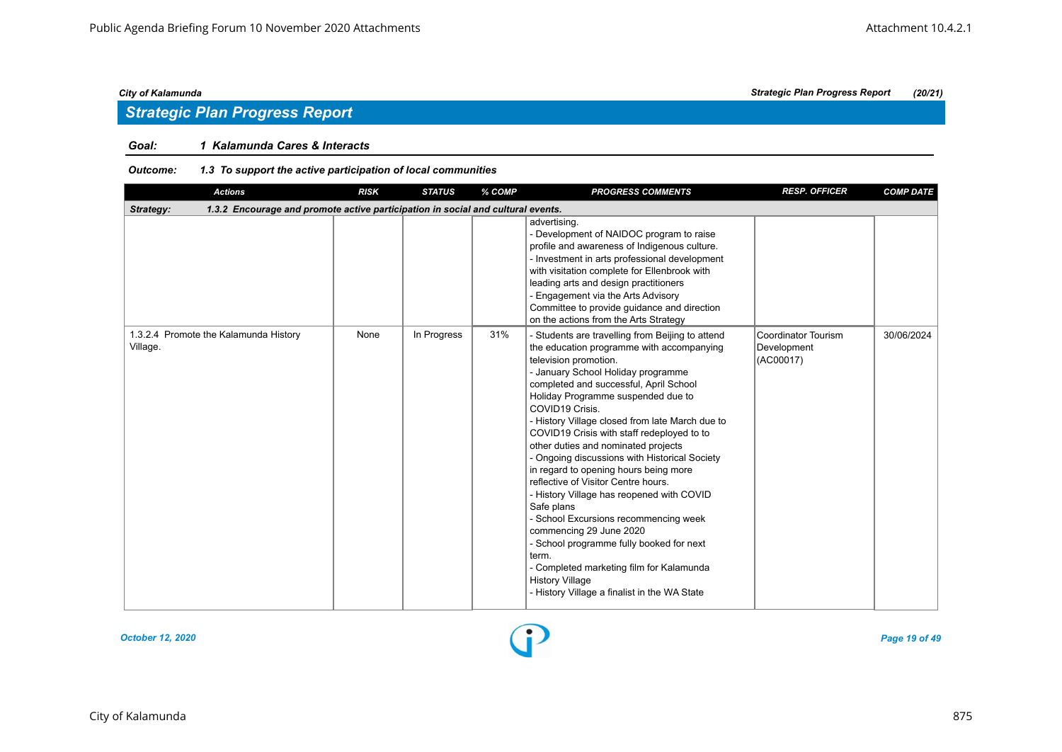## Strategic Plan Progress Report

**Goal:** ***1 Kalamunda Cares & Interacts***

**Outcome:** ***1.3 To support the active participation of local communities***

| Actions | RISK | STATUS | % COMP | PROGRESS COMMENTS | RESP. OFFICER | COMP DATE |
|---|---|---|---|---|---|---|
| **Strategy: 1.3.2 Encourage and promote active participation in social and cultural events.** | | | | | | |
| | | | | advertising.<br>- Development of NAIDOC program to raise profile and awareness of Indigenous culture.<br>- Investment in arts professional development with visitation complete for Ellenbrook with leading arts and design practitioners<br>- Engagement via the Arts Advisory Committee to provide guidance and direction on the actions from the Arts Strategy | | |
| 1.3.2.4 Promote the Kalamunda History Village. | None | In Progress | 31% | - Students are travelling from Beijing to attend the education programme with accompanying television promotion.<br>- January School Holiday programme completed and successful, April School Holiday Programme suspended due to COVID19 Crisis.<br>- History Village closed from late March due to COVID19 Crisis with staff redeployed to to other duties and nominated projects<br>- Ongoing discussions with Historical Society in regard to opening hours being more reflective of Visitor Centre hours.<br>- History Village has reopened with COVID Safe plans<br>- School Excursions recommencing week commencing 29 June 2020<br>- School programme fully booked for next term.<br>- Completed marketing film for Kalamunda History Village<br>- History Village a finalist in the WA State | Coordinator Tourism Development (AC00017) | 30/06/2024 |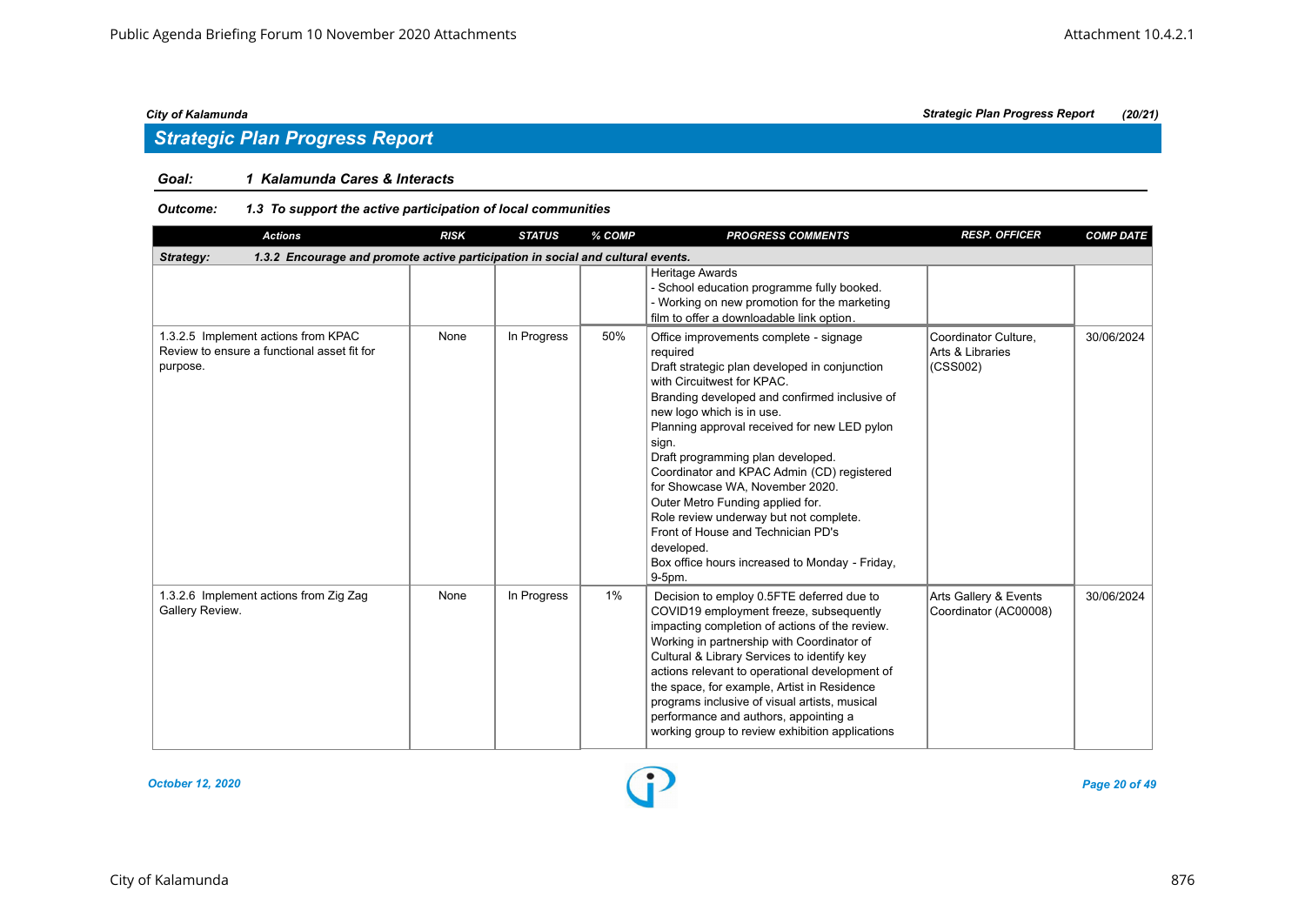## Strategic Plan Progress Report

**Goal:** *1 Kalamunda Cares & Interacts*

**Outcome:** *1.3 To support the active participation of local communities*

| Actions | RISK | STATUS | % COMP | PROGRESS COMMENTS | RESP. OFFICER | COMP DATE |
|---|---|---|---|---|---|---|
| **Strategy: 1.3.2 Encourage and promote active participation in social and cultural events.** | | | | | | |
| | | | | Heritage Awards<br>- School education programme fully booked.<br>- Working on new promotion for the marketing film to offer a downloadable link option. | | |
| 1.3.2.5 Implement actions from KPAC Review to ensure a functional asset fit for purpose. | None | In Progress | 50% | Office improvements complete - signage required<br>Draft strategic plan developed in conjunction with Circuitwest for KPAC.<br>Branding developed and confirmed inclusive of new logo which is in use.<br>Planning approval received for new LED pylon sign.<br>Draft programming plan developed.<br>Coordinator and KPAC Admin (CD) registered for Showcase WA, November 2020.<br>Outer Metro Funding applied for.<br>Role review underway but not complete.<br>Front of House and Technician PD's developed.<br>Box office hours increased to Monday - Friday, 9-5pm. | Coordinator Culture, Arts & Libraries (CSS002) | 30/06/2024 |
| 1.3.2.6 Implement actions from Zig Zag Gallery Review. | None | In Progress | 1% | Decision to employ 0.5FTE deferred due to COVID19 employment freeze, subsequently impacting completion of actions of the review. Working in partnership with Coordinator of Cultural & Library Services to identify key actions relevant to operational development of the space, for example, Artist in Residence programs inclusive of visual artists, musical performance and authors, appointing a working group to review exhibition applications | Arts Gallery & Events Coordinator (AC00008) | 30/06/2024 |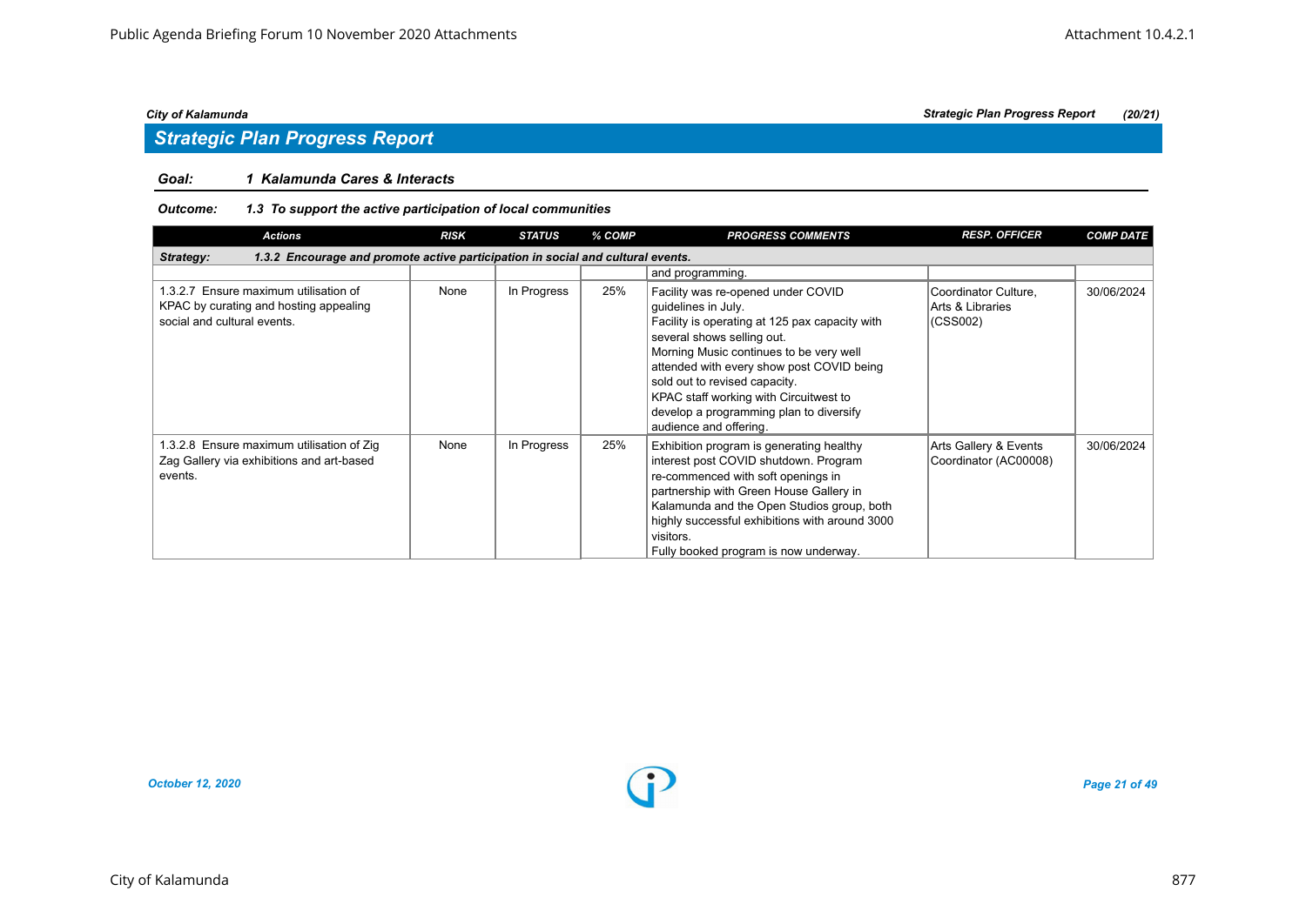## Strategic Plan Progress Report

**Goal:** *1 Kalamunda Cares & Interacts*

**Outcome:** *1.3 To support the active participation of local communities*

| Actions | RISK | STATUS | % COMP | PROGRESS COMMENTS | RESP. OFFICER | COMP DATE |
|---|---|---|---|---|---|---|
| **Strategy: 1.3.2 Encourage and promote active participation in social and cultural events.** | | | | | | |
| | | | | and programming. | | |
| 1.3.2.7 Ensure maximum utilisation of KPAC by curating and hosting appealing social and cultural events. | None | In Progress | 25% | Facility was re-opened under COVID guidelines in July. Facility is operating at 125 pax capacity with several shows selling out. Morning Music continues to be very well attended with every show post COVID being sold out to revised capacity. KPAC staff working with Circuitwest to develop a programming plan to diversify audience and offering. | Coordinator Culture, Arts & Libraries (CSS002) | 30/06/2024 |
| 1.3.2.8 Ensure maximum utilisation of Zig Zag Gallery via exhibitions and art-based events. | None | In Progress | 25% | Exhibition program is generating healthy interest post COVID shutdown. Program re-commenced with soft openings in partnership with Green House Gallery in Kalamunda and the Open Studios group, both highly successful exhibitions with around 3000 visitors. Fully booked program is now underway. | Arts Gallery & Events Coordinator (AC00008) | 30/06/2024 |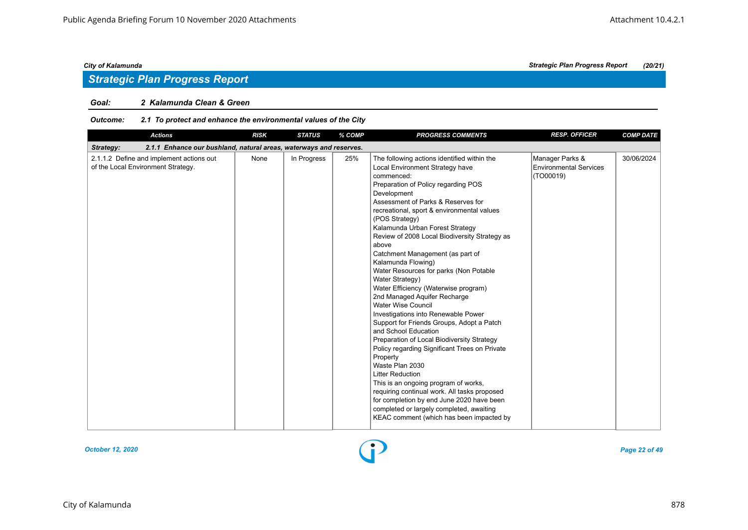City of Kalamunda — Strategic Plan Progress Report (20/21)

## Strategic Plan Progress Report

**Goal:** 2 Kalamunda Clean & Green

**Outcome:** 2.1 To protect and enhance the environmental values of the City

| Actions | RISK | STATUS | % COMP | PROGRESS COMMENTS | RESP. OFFICER | COMP DATE |
|---|---|---|---|---|---|---|
| **Strategy: 2.1.1 Enhance our bushland, natural areas, waterways and reserves.** | | | | | | |
| 2.1.1.2 Define and implement actions out of the Local Environment Strategy. | None | In Progress | 25% | The following actions identified within the Local Environment Strategy have commenced:<br>Preparation of Policy regarding POS Development<br>Assessment of Parks & Reserves for recreational, sport & environmental values (POS Strategy)<br>Kalamunda Urban Forest Strategy<br>Review of 2008 Local Biodiversity Strategy as above<br>Catchment Management (as part of Kalamunda Flowing)<br>Water Resources for parks (Non Potable Water Strategy)<br>Water Efficiency (Waterwise program)<br>2nd Managed Aquifer Recharge<br>Water Wise Council<br>Investigations into Renewable Power<br>Support for Friends Groups, Adopt a Patch and School Education<br>Preparation of Local Biodiversity Strategy<br>Policy regarding Significant Trees on Private Property<br>Waste Plan 2030<br>Litter Reduction<br>This is an ongoing program of works, requiring continual work. All tasks proposed for completion by end June 2020 have been completed or largely completed, awaiting KEAC comment (which has been impacted by | Manager Parks & Environmental Services (TO00019) | 30/06/2024 |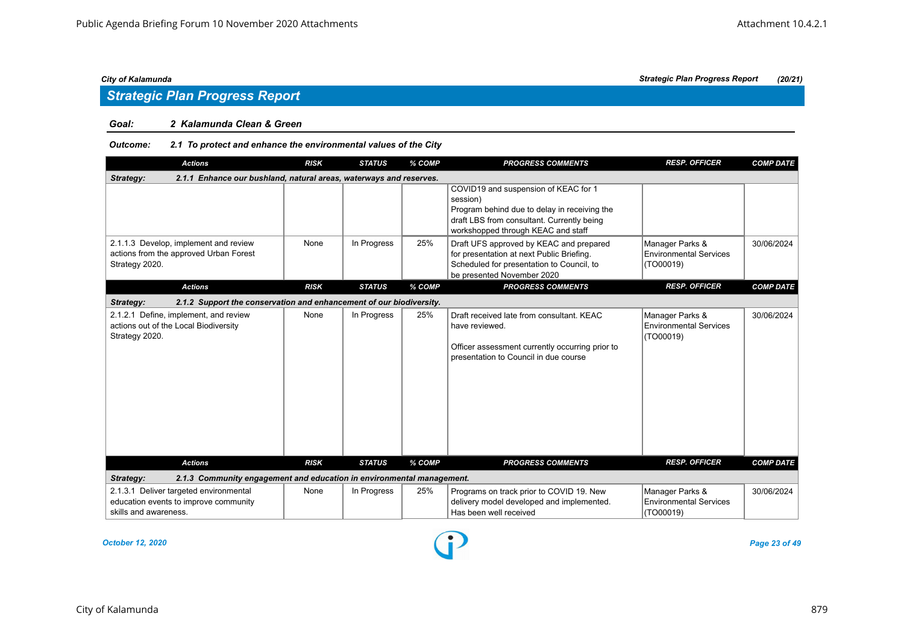## Strategic Plan Progress Report

**Goal: 2 Kalamunda Clean & Green**

**Outcome: 2.1 To protect and enhance the environmental values of the City**

| Actions | RISK | STATUS | % COMP | PROGRESS COMMENTS | RESP. OFFICER | COMP DATE |
|---|---|---|---|---|---|---|
| **Strategy: 2.1.1 Enhance our bushland, natural areas, waterways and reserves.** | | | | | | |
| | | | | COVID19 and suspension of KEAC for 1 session)<br>Program behind due to delay in receiving the draft LBS from consultant. Currently being workshopped through KEAC and staff | | |
| 2.1.1.3 Develop, implement and review actions from the approved Urban Forest Strategy 2020. | None | In Progress | 25% | Draft UFS approved by KEAC and prepared for presentation at next Public Briefing. Scheduled for presentation to Council, to be presented November 2020 | Manager Parks & Environmental Services (TO00019) | 30/06/2024 |
| **Strategy: 2.1.2 Support the conservation and enhancement of our biodiversity.** | | | | | | |
| 2.1.2.1 Define, implement, and review actions out of the Local Biodiversity Strategy 2020. | None | In Progress | 25% | Draft received late from consultant. KEAC have reviewed.<br><br>Officer assessment currently occurring prior to presentation to Council in due course | Manager Parks & Environmental Services (TO00019) | 30/06/2024 |
| **Strategy: 2.1.3 Community engagement and education in environmental management.** | | | | | | |
| 2.1.3.1 Deliver targeted environmental education events to improve community skills and awareness. | None | In Progress | 25% | Programs on track prior to COVID 19. New delivery model developed and implemented. Has been well received | Manager Parks & Environmental Services (TO00019) | 30/06/2024 |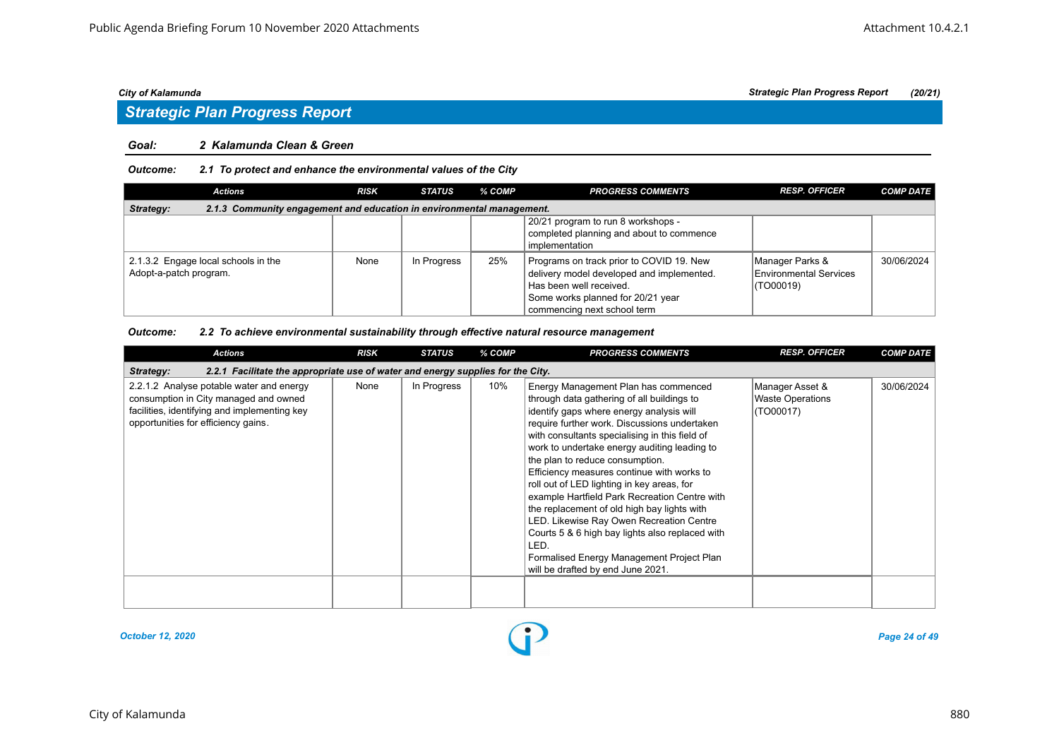## Strategic Plan Progress Report

*City of Kalamunda* — *Strategic Plan Progress Report (20/21)*

**Goal:** **2 Kalamunda Clean & Green**

**Outcome:** **2.1 To protect and enhance the environmental values of the City**

| Actions | RISK | STATUS | % COMP | PROGRESS COMMENTS | RESP. OFFICER | COMP DATE |
|---|---|---|---|---|---|---|
| **Strategy: 2.1.3 Community engagement and education in environmental management.** | | | | | | |
| | | | | 20/21 program to run 8 workshops - completed planning and about to commence implementation | | |
| 2.1.3.2 Engage local schools in the Adopt-a-patch program. | None | In Progress | 25% | Programs on track prior to COVID 19. New delivery model developed and implemented. Has been well received. Some works planned for 20/21 year commencing next school term | Manager Parks & Environmental Services (TO00019) | 30/06/2024 |

**Outcome:** **2.2 To achieve environmental sustainability through effective natural resource management**

| Actions | RISK | STATUS | % COMP | PROGRESS COMMENTS | RESP. OFFICER | COMP DATE |
|---|---|---|---|---|---|---|
| **Strategy: 2.2.1 Facilitate the appropriate use of water and energy supplies for the City.** | | | | | | |
| 2.2.1.2 Analyse potable water and energy consumption in City managed and owned facilities, identifying and implementing key opportunities for efficiency gains. | None | In Progress | 10% | Energy Management Plan has commenced through data gathering of all buildings to identify gaps where energy analysis will require further work. Discussions undertaken with consultants specialising in this field of work to undertake energy auditing leading to the plan to reduce consumption. Efficiency measures continue with works to roll out of LED lighting in key areas, for example Hartfield Park Recreation Centre with the replacement of old high bay lights with LED. Likewise Ray Owen Recreation Centre Courts 5 & 6 high bay lights also replaced with LED. Formalised Energy Management Project Plan will be drafted by end June 2021. | Manager Asset & Waste Operations (TO00017) | 30/06/2024 |
| | | | | | | |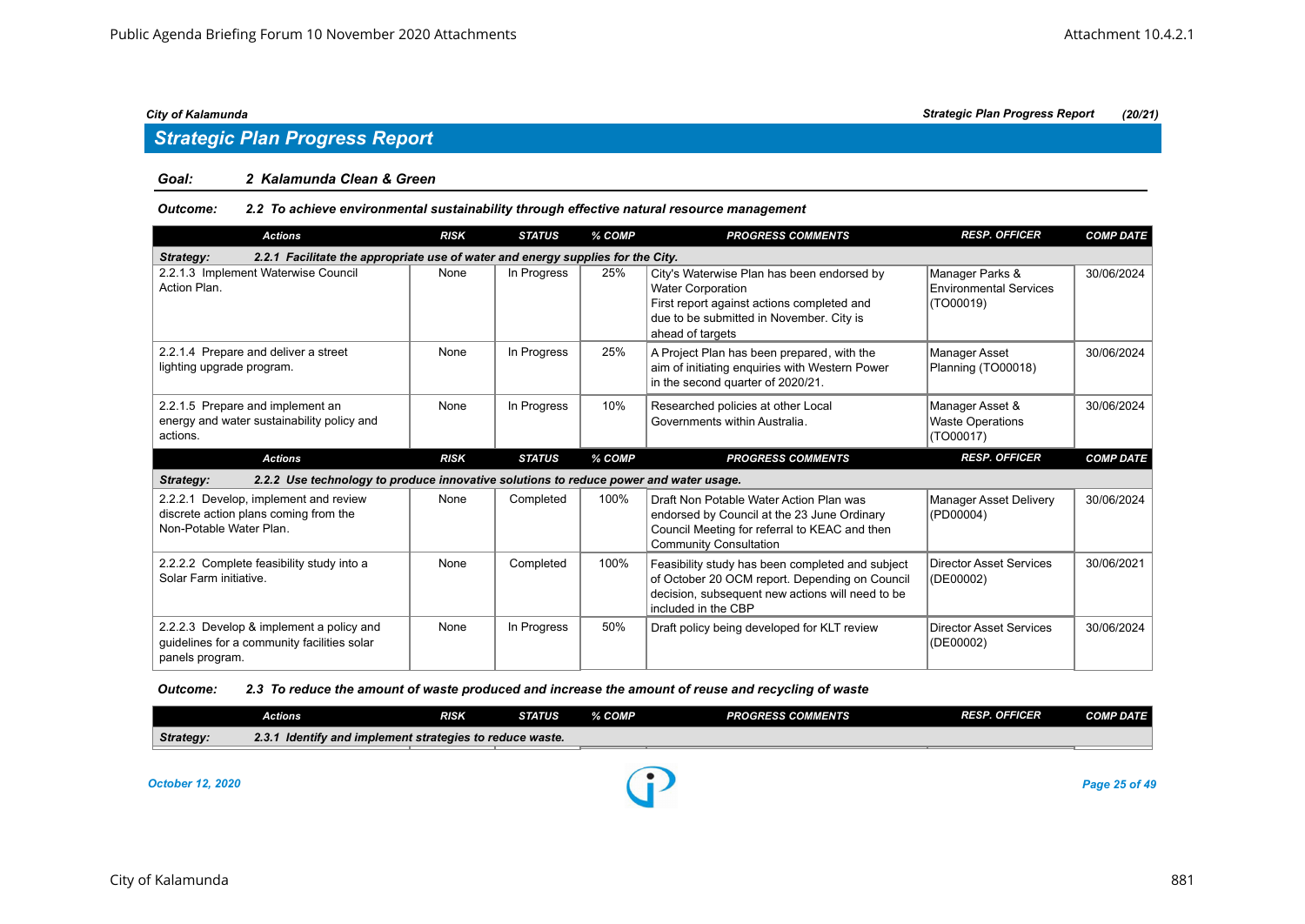## Strategic Plan Progress Report

**Goal: 2 Kalamunda Clean & Green**

***Outcome: 2.2 To achieve environmental sustainability through effective natural resource management***

| Actions | RISK | STATUS | % COMP | PROGRESS COMMENTS | RESP. OFFICER | COMP DATE |
|---|---|---|---|---|---|---|
| ***Strategy: 2.2.1 Facilitate the appropriate use of water and energy supplies for the City.*** | | | | | | |
| 2.2.1.3 Implement Waterwise Council Action Plan. | None | In Progress | 25% | City's Waterwise Plan has been endorsed by Water Corporation First report against actions completed and due to be submitted in November. City is ahead of targets | Manager Parks & Environmental Services (TO00019) | 30/06/2024 |
| 2.2.1.4 Prepare and deliver a street lighting upgrade program. | None | In Progress | 25% | A Project Plan has been prepared, with the aim of initiating enquiries with Western Power in the second quarter of 2020/21. | Manager Asset Planning (TO00018) | 30/06/2024 |
| 2.2.1.5 Prepare and implement an energy and water sustainability policy and actions. | None | In Progress | 10% | Researched policies at other Local Governments within Australia. | Manager Asset & Waste Operations (TO00017) | 30/06/2024 |
| ***Strategy: 2.2.2 Use technology to produce innovative solutions to reduce power and water usage.*** | | | | | | |
| 2.2.2.1 Develop, implement and review discrete action plans coming from the Non-Potable Water Plan. | None | Completed | 100% | Draft Non Potable Water Action Plan was endorsed by Council at the 23 June Ordinary Council Meeting for referral to KEAC and then Community Consultation | Manager Asset Delivery (PD00004) | 30/06/2024 |
| 2.2.2.2 Complete feasibility study into a Solar Farm initiative. | None | Completed | 100% | Feasibility study has been completed and subject of October 20 OCM report. Depending on Council decision, subsequent new actions will need to be included in the CBP | Director Asset Services (DE00002) | 30/06/2021 |
| 2.2.2.3 Develop & implement a policy and guidelines for a community facilities solar panels program. | None | In Progress | 50% | Draft policy being developed for KLT review | Director Asset Services (DE00002) | 30/06/2024 |

***Outcome: 2.3 To reduce the amount of waste produced and increase the amount of reuse and recycling of waste***

| Actions | RISK | STATUS | % COMP | PROGRESS COMMENTS | RESP. OFFICER | COMP DATE |
|---|---|---|---|---|---|---|
| ***Strategy: 2.3.1 Identify and implement strategies to reduce waste.*** | | | | | | |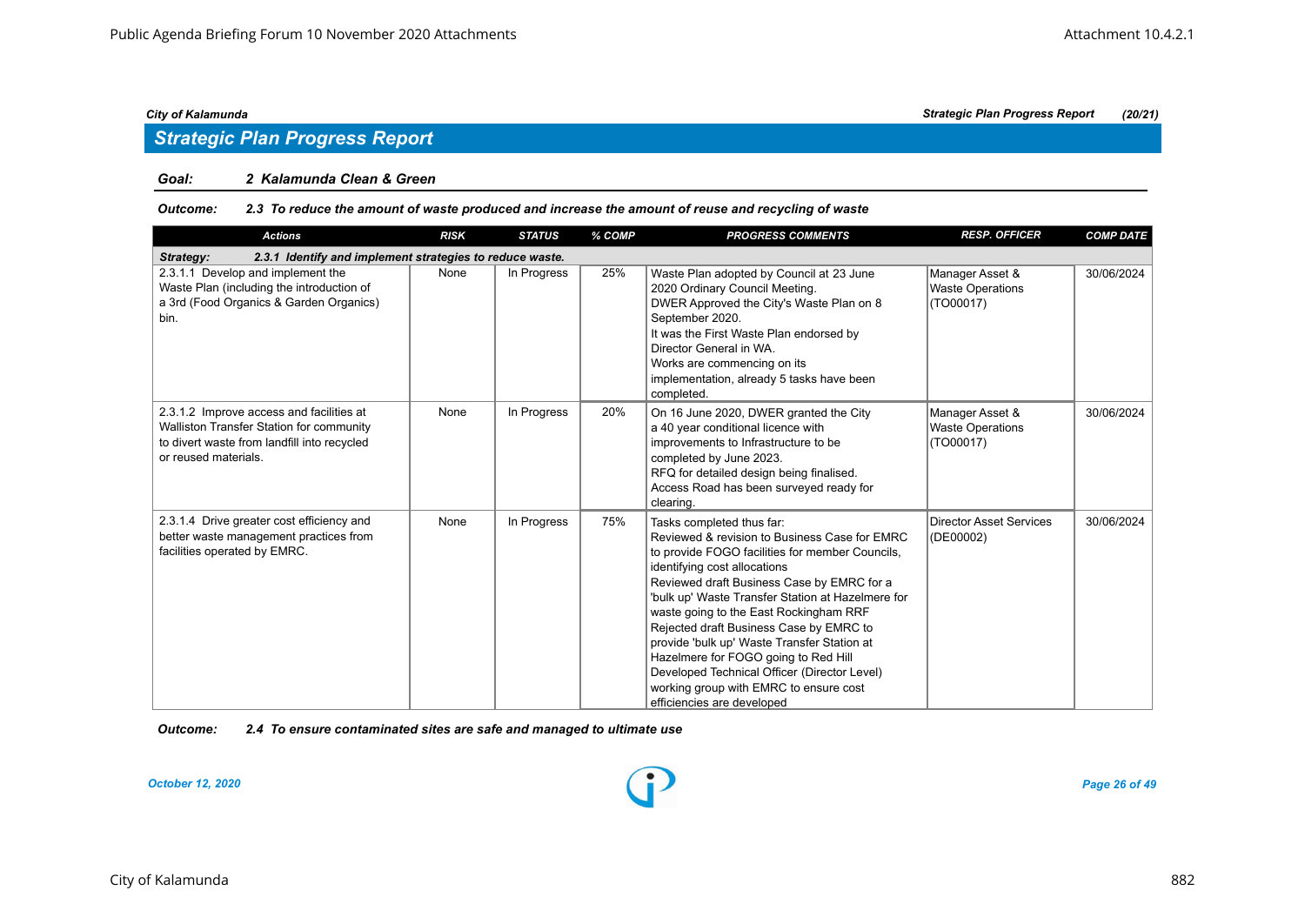## Strategic Plan Progress Report

**Goal: 2 Kalamunda Clean & Green**

***Outcome: 2.3 To reduce the amount of waste produced and increase the amount of reuse and recycling of waste***

| Actions | RISK | STATUS | % COMP | PROGRESS COMMENTS | RESP. OFFICER | COMP DATE |
|---|---|---|---|---|---|---|
| ***Strategy: 2.3.1 Identify and implement strategies to reduce waste.*** | | | | | | |
| 2.3.1.1 Develop and implement the Waste Plan (including the introduction of a 3rd (Food Organics & Garden Organics) bin. | None | In Progress | 25% | Waste Plan adopted by Council at 23 June 2020 Ordinary Council Meeting.<br>DWER Approved the City's Waste Plan on 8 September 2020.<br>It was the First Waste Plan endorsed by Director General in WA.<br>Works are commencing on its implementation, already 5 tasks have been completed. | Manager Asset & Waste Operations (TO00017) | 30/06/2024 |
| 2.3.1.2 Improve access and facilities at Walliston Transfer Station for community to divert waste from landfill into recycled or reused materials. | None | In Progress | 20% | On 16 June 2020, DWER granted the City a 40 year conditional licence with improvements to Infrastructure to be completed by June 2023.<br>RFQ for detailed design being finalised.<br>Access Road has been surveyed ready for clearing. | Manager Asset & Waste Operations (TO00017) | 30/06/2024 |
| 2.3.1.4 Drive greater cost efficiency and better waste management practices from facilities operated by EMRC. | None | In Progress | 75% | Tasks completed thus far:<br>Reviewed & revision to Business Case for EMRC to provide FOGO facilities for member Councils, identifying cost allocations<br>Reviewed draft Business Case by EMRC for a 'bulk up' Waste Transfer Station at Hazelmere for waste going to the East Rockingham RRF<br>Rejected draft Business Case by EMRC to provide 'bulk up' Waste Transfer Station at Hazelmere for FOGO going to Red Hill<br>Developed Technical Officer (Director Level) working group with EMRC to ensure cost efficiencies are developed | Director Asset Services (DE00002) | 30/06/2024 |

***Outcome: 2.4 To ensure contaminated sites are safe and managed to ultimate use***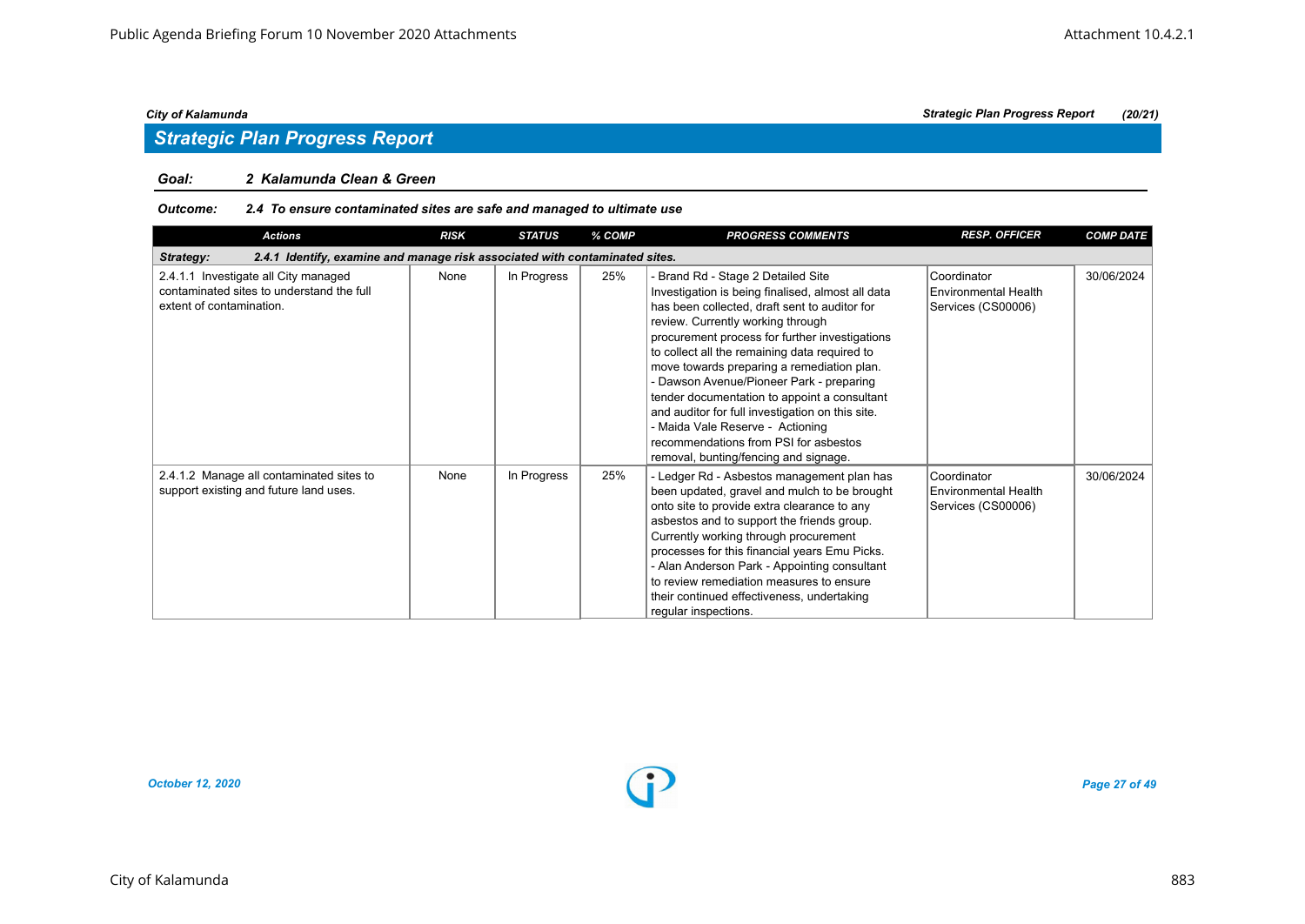City of Kalamunda — Strategic Plan Progress Report (20/21)

## Strategic Plan Progress Report

**Goal:** **2 Kalamunda Clean & Green**

**Outcome:** **2.4 To ensure contaminated sites are safe and managed to ultimate use**

| Actions | RISK | STATUS | % COMP | PROGRESS COMMENTS | RESP. OFFICER | COMP DATE |
|---|---|---|---|---|---|---|
| **Strategy: 2.4.1 Identify, examine and manage risk associated with contaminated sites.** | | | | | | |
| 2.4.1.1 Investigate all City managed contaminated sites to understand the full extent of contamination. | None | In Progress | 25% | - Brand Rd - Stage 2 Detailed Site Investigation is being finalised, almost all data has been collected, draft sent to auditor for review. Currently working through procurement process for further investigations to collect all the remaining data required to move towards preparing a remediation plan.<br>- Dawson Avenue/Pioneer Park - preparing tender documentation to appoint a consultant and auditor for full investigation on this site.<br>- Maida Vale Reserve - Actioning recommendations from PSI for asbestos removal, bunting/fencing and signage. | Coordinator Environmental Health Services (CS00006) | 30/06/2024 |
| 2.4.1.2 Manage all contaminated sites to support existing and future land uses. | None | In Progress | 25% | - Ledger Rd - Asbestos management plan has been updated, gravel and mulch to be brought onto site to provide extra clearance to any asbestos and to support the friends group. Currently working through procurement processes for this financial years Emu Picks.<br>- Alan Anderson Park - Appointing consultant to review remediation measures to ensure their continued effectiveness, undertaking regular inspections. | Coordinator Environmental Health Services (CS00006) | 30/06/2024 |

*October 12, 2020*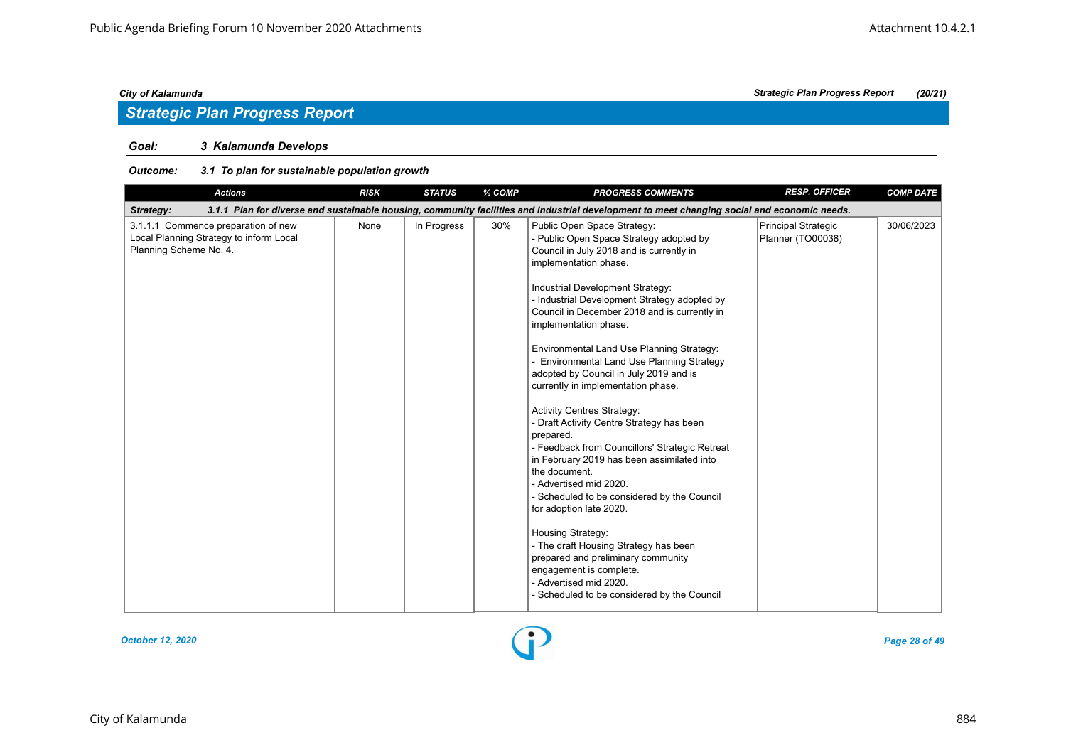## Strategic Plan Progress Report

**Goal:** *3 Kalamunda Develops*

**Outcome:** *3.1 To plan for sustainable population growth*

| Actions | RISK | STATUS | % COMP | PROGRESS COMMENTS | RESP. OFFICER | COMP DATE |
|---|---|---|---|---|---|---|
| **Strategy: 3.1.1 Plan for diverse and sustainable housing, community facilities and industrial development to meet changing social and economic needs.** | | | | | | |
| 3.1.1.1 Commence preparation of new Local Planning Strategy to inform Local Planning Scheme No. 4. | None | In Progress | 30% | Public Open Space Strategy:<br>- Public Open Space Strategy adopted by Council in July 2018 and is currently in implementation phase.<br><br>Industrial Development Strategy:<br>- Industrial Development Strategy adopted by Council in December 2018 and is currently in implementation phase.<br><br>Environmental Land Use Planning Strategy:<br>- Environmental Land Use Planning Strategy adopted by Council in July 2019 and is currently in implementation phase.<br><br>Activity Centres Strategy:<br>- Draft Activity Centre Strategy has been prepared.<br>- Feedback from Councillors' Strategic Retreat in February 2019 has been assimilated into the document.<br>- Advertised mid 2020.<br>- Scheduled to be considered by the Council for adoption late 2020.<br><br>Housing Strategy:<br>- The draft Housing Strategy has been prepared and preliminary community engagement is complete.<br>- Advertised mid 2020.<br>- Scheduled to be considered by the Council | Principal Strategic Planner (TO00038) | 30/06/2023 |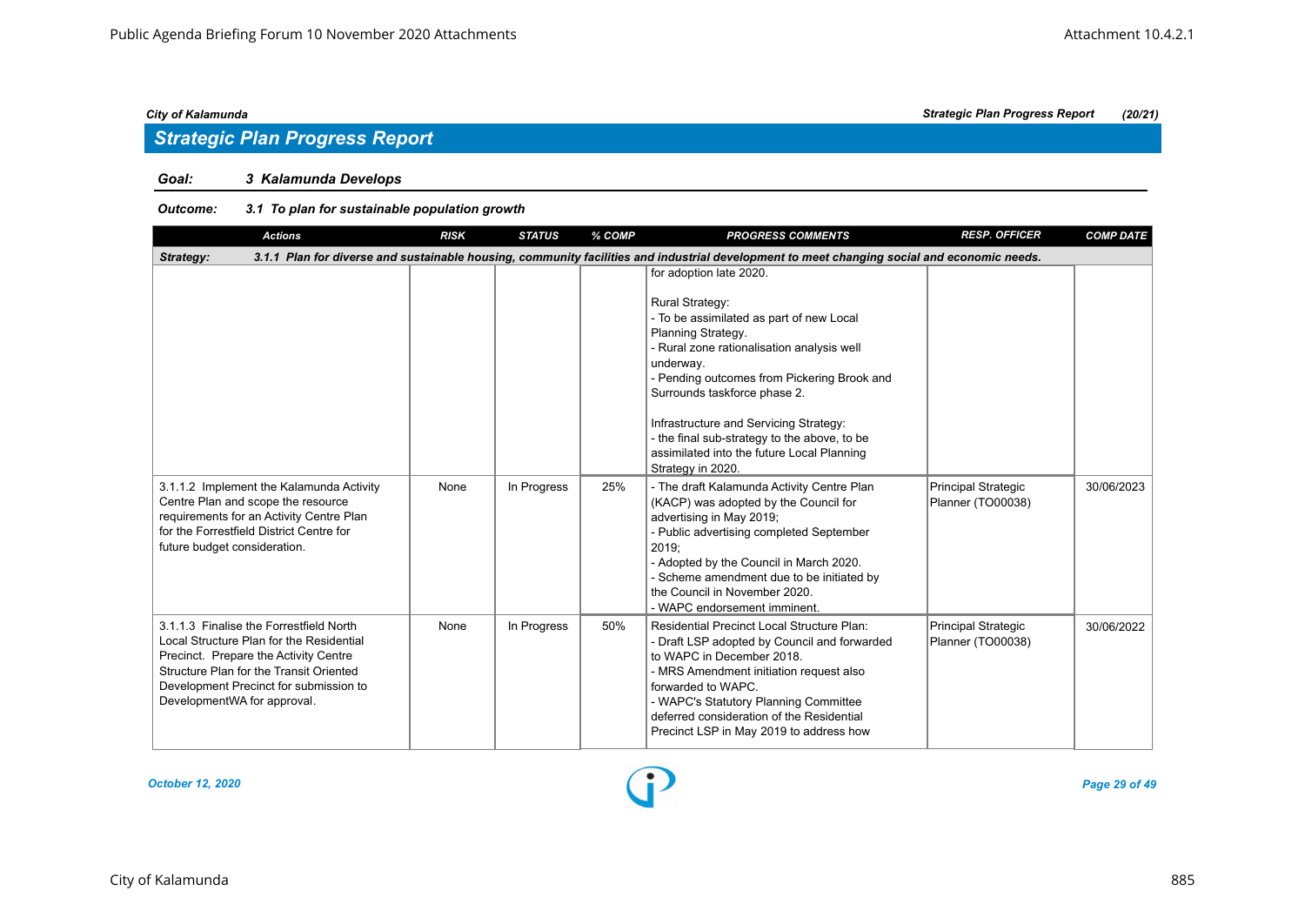City of Kalamunda | Strategic Plan Progress Report (20/21)

## Strategic Plan Progress Report

**Goal:** 3 Kalamunda Develops

**Outcome:** 3.1 To plan for sustainable population growth

| Actions | RISK | STATUS | % COMP | PROGRESS COMMENTS | RESP. OFFICER | COMP DATE |
|---|---|---|---|---|---|---|
| **Strategy:** 3.1.1 Plan for diverse and sustainable housing, community facilities and industrial development to meet changing social and economic needs. | | | | | | |
| | | | | for adoption late 2020.<br><br>Rural Strategy:<br>- To be assimilated as part of new Local Planning Strategy.<br>- Rural zone rationalisation analysis well underway.<br>- Pending outcomes from Pickering Brook and Surrounds taskforce phase 2.<br><br>Infrastructure and Servicing Strategy:<br>- the final sub-strategy to the above, to be assimilated into the future Local Planning Strategy in 2020. | | |
| 3.1.1.2 Implement the Kalamunda Activity Centre Plan and scope the resource requirements for an Activity Centre Plan for the Forrestfield District Centre for future budget consideration. | None | In Progress | 25% | - The draft Kalamunda Activity Centre Plan (KACP) was adopted by the Council for advertising in May 2019;<br>- Public advertising completed September 2019;<br>- Adopted by the Council in March 2020.<br>- Scheme amendment due to be initiated by the Council in November 2020.<br>- WAPC endorsement imminent. | Principal Strategic Planner (TO00038) | 30/06/2023 |
| 3.1.1.3 Finalise the Forrestfield North Local Structure Plan for the Residential Precinct. Prepare the Activity Centre Structure Plan for the Transit Oriented Development Precinct for submission to DevelopmentWA for approval. | None | In Progress | 50% | Residential Precinct Local Structure Plan:<br>- Draft LSP adopted by Council and forwarded to WAPC in December 2018.<br>- MRS Amendment initiation request also forwarded to WAPC.<br>- WAPC's Statutory Planning Committee deferred consideration of the Residential Precinct LSP in May 2019 to address how | Principal Strategic Planner (TO00038) | 30/06/2022 |

October 12, 2020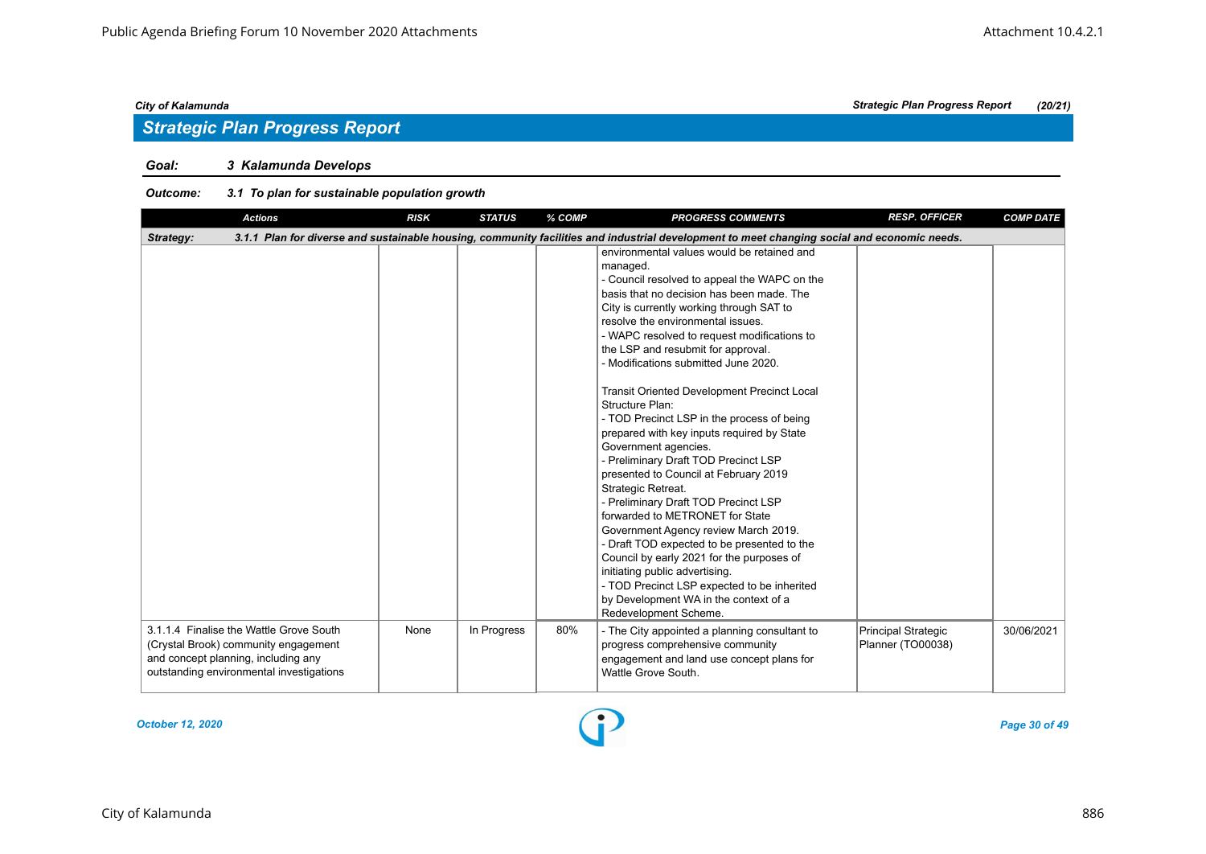## Strategic Plan Progress Report

**Goal:** 3 Kalamunda Develops

**Outcome:** 3.1 To plan for sustainable population growth

| Actions | RISK | STATUS | % COMP | PROGRESS COMMENTS | RESP. OFFICER | COMP DATE |
|---|---|---|---|---|---|---|
| **Strategy:** 3.1.1 Plan for diverse and sustainable housing, community facilities and industrial development to meet changing social and economic needs. | | | | | | |
| | | | | environmental values would be retained and managed.<br>- Council resolved to appeal the WAPC on the basis that no decision has been made. The City is currently working through SAT to resolve the environmental issues.<br>- WAPC resolved to request modifications to the LSP and resubmit for approval.<br>- Modifications submitted June 2020.<br><br>Transit Oriented Development Precinct Local Structure Plan:<br>- TOD Precinct LSP in the process of being prepared with key inputs required by State Government agencies.<br>- Preliminary Draft TOD Precinct LSP presented to Council at February 2019 Strategic Retreat.<br>- Preliminary Draft TOD Precinct LSP forwarded to METRONET for State Government Agency review March 2019.<br>- Draft TOD expected to be presented to the Council by early 2021 for the purposes of initiating public advertising.<br>- TOD Precinct LSP expected to be inherited by Development WA in the context of a Redevelopment Scheme. | | |
| 3.1.1.4 Finalise the Wattle Grove South (Crystal Brook) community engagement and concept planning, including any outstanding environmental investigations | None | In Progress | 80% | - The City appointed a planning consultant to progress comprehensive community engagement and land use concept plans for Wattle Grove South. | Principal Strategic Planner (TO00038) | 30/06/2021 |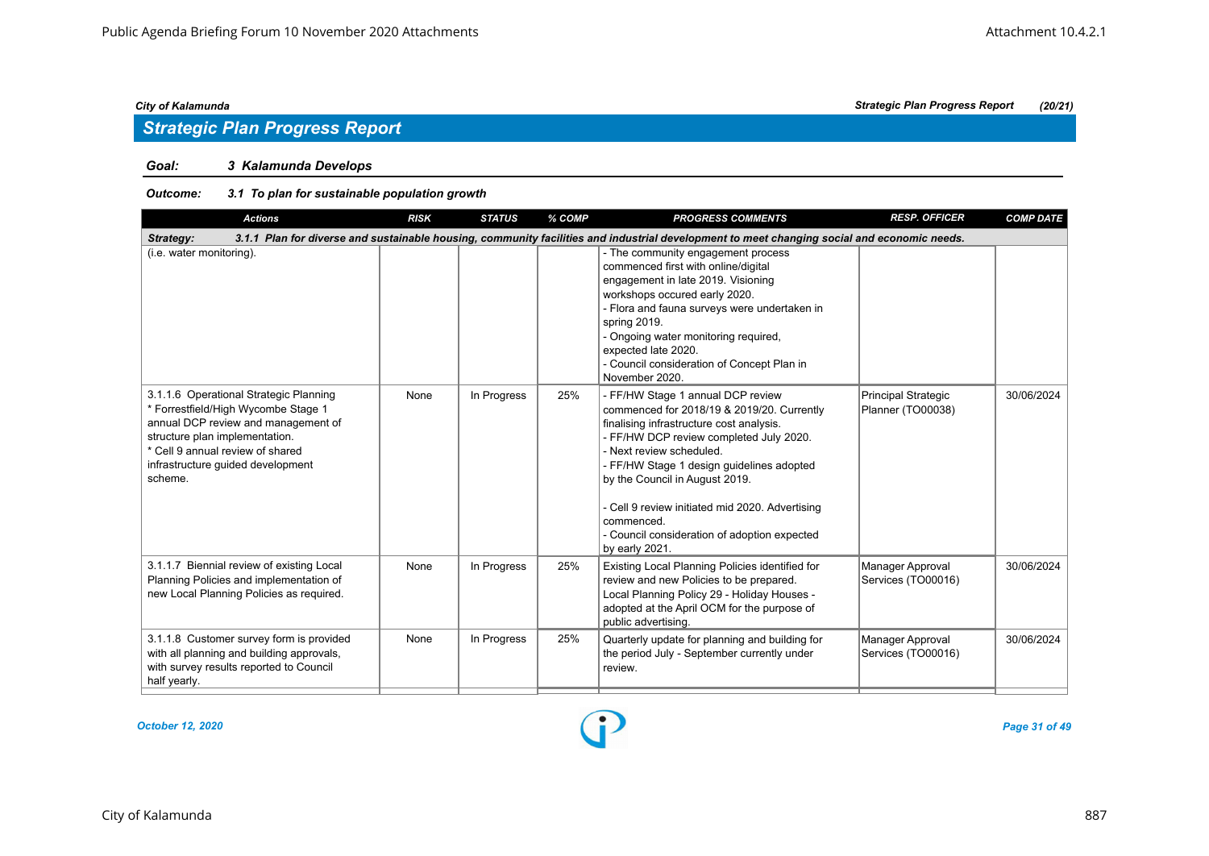City of Kalamunda — Strategic Plan Progress Report (20/21)

## Strategic Plan Progress Report

**Goal:** 3 Kalamunda Develops

**Outcome:** 3.1 To plan for sustainable population growth

| Actions | RISK | STATUS | % COMP | PROGRESS COMMENTS | RESP. OFFICER | COMP DATE |
|---|---|---|---|---|---|---|
| **Strategy:** 3.1.1 Plan for diverse and sustainable housing, community facilities and industrial development to meet changing social and economic needs. | | | | | | |
| (i.e. water monitoring). | | | | - The community engagement process commenced first with online/digital engagement in late 2019. Visioning workshops occured early 2020.<br>- Flora and fauna surveys were undertaken in spring 2019.<br>- Ongoing water monitoring required, expected late 2020.<br>- Council consideration of Concept Plan in November 2020. | | |
| 3.1.1.6 Operational Strategic Planning<br>* Forrestfield/High Wycombe Stage 1 annual DCP review and management of structure plan implementation.<br>* Cell 9 annual review of shared infrastructure guided development scheme. | None | In Progress | 25% | - FF/HW Stage 1 annual DCP review commenced for 2018/19 & 2019/20. Currently finalising infrastructure cost analysis.<br>- FF/HW DCP review completed July 2020.<br>- Next review scheduled.<br>- FF/HW Stage 1 design guidelines adopted by the Council in August 2019.<br><br>- Cell 9 review initiated mid 2020. Advertising commenced.<br>- Council consideration of adoption expected by early 2021. | Principal Strategic Planner (TO00038) | 30/06/2024 |
| 3.1.1.7 Biennial review of existing Local Planning Policies and implementation of new Local Planning Policies as required. | None | In Progress | 25% | Existing Local Planning Policies identified for review and new Policies to be prepared. Local Planning Policy 29 - Holiday Houses - adopted at the April OCM for the purpose of public advertising. | Manager Approval Services (TO00016) | 30/06/2024 |
| 3.1.1.8 Customer survey form is provided with all planning and building approvals, with survey results reported to Council half yearly. | None | In Progress | 25% | Quarterly update for planning and building for the period July - September currently under review. | Manager Approval Services (TO00016) | 30/06/2024 |

October 12, 2020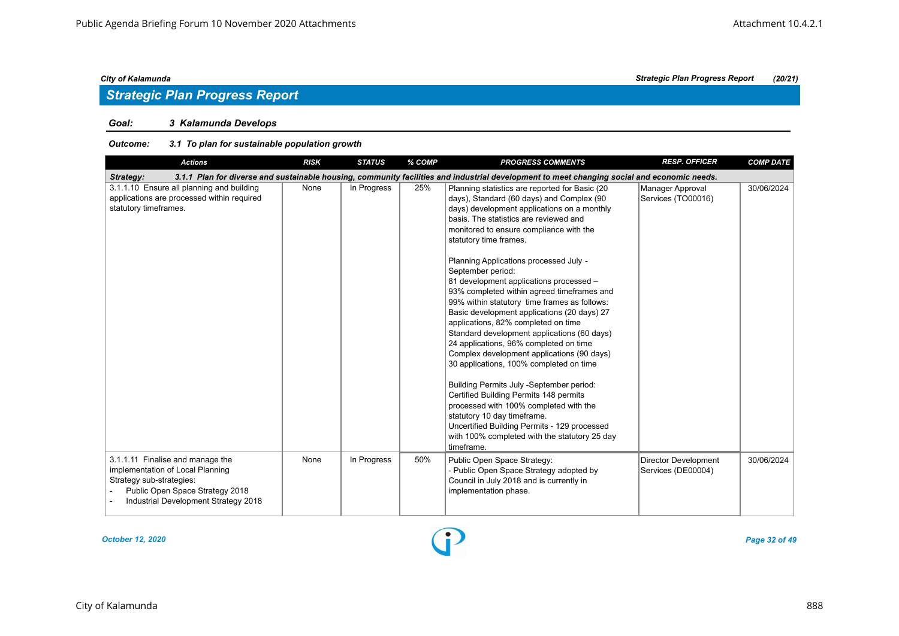## Strategic Plan Progress Report

### Goal: 3 Kalamunda Develops

**Outcome: 3.1 To plan for sustainable population growth**

| Actions | RISK | STATUS | % COMP | PROGRESS COMMENTS | RESP. OFFICER | COMP DATE |
|---|---|---|---|---|---|---|
| **Strategy: 3.1.1 Plan for diverse and sustainable housing, community facilities and industrial development to meet changing social and economic needs.** | | | | | | |
| 3.1.1.10 Ensure all planning and building applications are processed within required statutory timeframes. | None | In Progress | 25% | Planning statistics are reported for Basic (20 days), Standard (60 days) and Complex (90 days) development applications on a monthly basis. The statistics are reviewed and monitored to ensure compliance with the statutory time frames.<br><br>Planning Applications processed July - September period:<br>81 development applications processed – 93% completed within agreed timeframes and 99% within statutory time frames as follows:<br>Basic development applications (20 days) 27 applications, 82% completed on time<br>Standard development applications (60 days) 24 applications, 96% completed on time<br>Complex development applications (90 days) 30 applications, 100% completed on time<br><br>Building Permits July -September period:<br>Certified Building Permits 148 permits processed with 100% completed with the statutory 10 day timeframe.<br>Uncertified Building Permits - 129 processed with 100% completed with the statutory 25 day timeframe. | Manager Approval Services (TO00016) | 30/06/2024 |
| 3.1.1.11 Finalise and manage the implementation of Local Planning Strategy sub-strategies:<br>- Public Open Space Strategy 2018<br>- Industrial Development Strategy 2018 | None | In Progress | 50% | Public Open Space Strategy:<br>- Public Open Space Strategy adopted by Council in July 2018 and is currently in implementation phase. | Director Development Services (DE00004) | 30/06/2024 |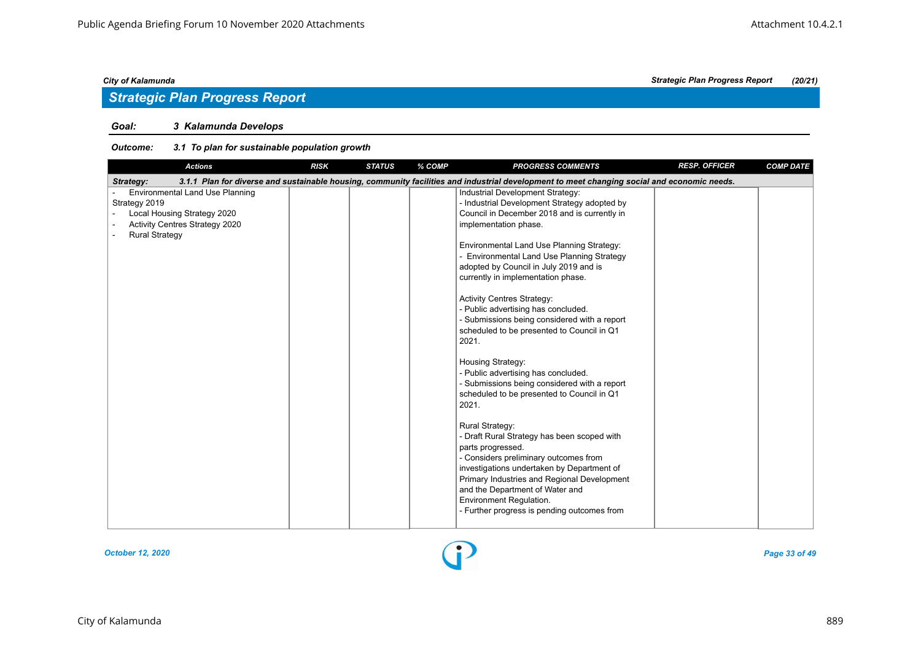## Strategic Plan Progress Report

### Goal: 3 Kalamunda Develops

#### Outcome: 3.1 To plan for sustainable population growth

| Actions | RISK | STATUS | % COMP | PROGRESS COMMENTS | RESP. OFFICER | COMP DATE |
|---|---|---|---|---|---|---|
| **Strategy: 3.1.1 Plan for diverse and sustainable housing, community facilities and industrial development to meet changing social and economic needs.** | | | | | | |
| - Environmental Land Use Planning Strategy 2019<br>- Local Housing Strategy 2020<br>- Activity Centres Strategy 2020<br>- Rural Strategy | | | | Industrial Development Strategy:<br>- Industrial Development Strategy adopted by Council in December 2018 and is currently in implementation phase.<br><br>Environmental Land Use Planning Strategy:<br>- Environmental Land Use Planning Strategy adopted by Council in July 2019 and is currently in implementation phase.<br><br>Activity Centres Strategy:<br>- Public advertising has concluded.<br>- Submissions being considered with a report scheduled to be presented to Council in Q1 2021.<br><br>Housing Strategy:<br>- Public advertising has concluded.<br>- Submissions being considered with a report scheduled to be presented to Council in Q1 2021.<br><br>Rural Strategy:<br>- Draft Rural Strategy has been scoped with parts progressed.<br>- Considers preliminary outcomes from investigations undertaken by Department of Primary Industries and Regional Development and the Department of Water and Environment Regulation.<br>- Further progress is pending outcomes from | | |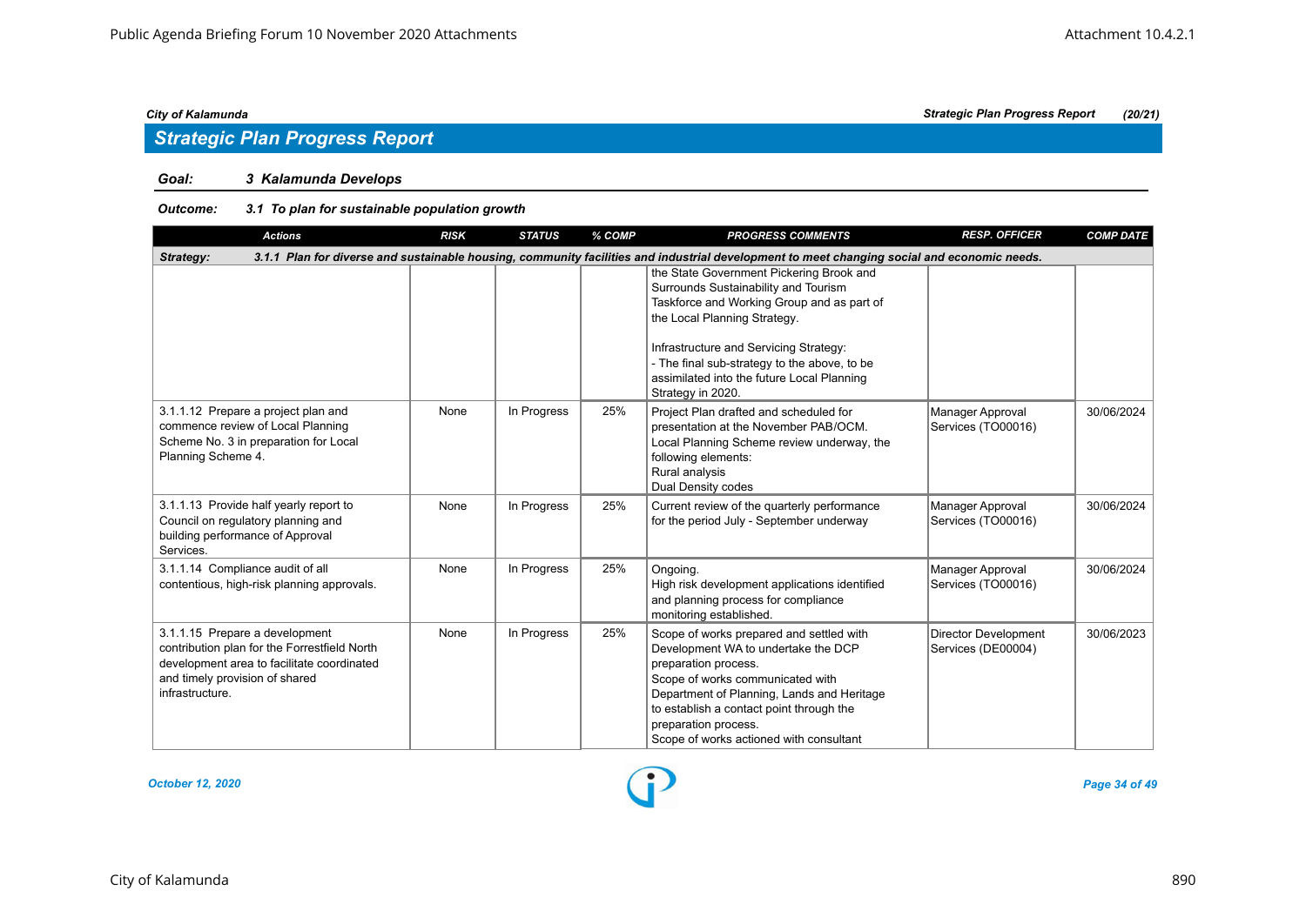## Strategic Plan Progress Report

**Goal: 3 Kalamunda Develops**

**Outcome: 3.1 To plan for sustainable population growth**

| Actions | RISK | STATUS | % COMP | PROGRESS COMMENTS | RESP. OFFICER | COMP DATE |
|---|---|---|---|---|---|---|
| **Strategy: 3.1.1 Plan for diverse and sustainable housing, community facilities and industrial development to meet changing social and economic needs.** | | | | | | |
| | | | | the State Government Pickering Brook and Surrounds Sustainability and Tourism Taskforce and Working Group and as part of the Local Planning Strategy.<br><br>Infrastructure and Servicing Strategy:<br>- The final sub-strategy to the above, to be assimilated into the future Local Planning Strategy in 2020. | | |
| 3.1.1.12 Prepare a project plan and commence review of Local Planning Scheme No. 3 in preparation for Local Planning Scheme 4. | None | In Progress | 25% | Project Plan drafted and scheduled for presentation at the November PAB/OCM.<br>Local Planning Scheme review underway, the following elements:<br>Rural analysis<br>Dual Density codes | Manager Approval Services (TO00016) | 30/06/2024 |
| 3.1.1.13 Provide half yearly report to Council on regulatory planning and building performance of Approval Services. | None | In Progress | 25% | Current review of the quarterly performance for the period July - September underway | Manager Approval Services (TO00016) | 30/06/2024 |
| 3.1.1.14 Compliance audit of all contentious, high-risk planning approvals. | None | In Progress | 25% | Ongoing.<br>High risk development applications identified and planning process for compliance monitoring established. | Manager Approval Services (TO00016) | 30/06/2024 |
| 3.1.1.15 Prepare a development contribution plan for the Forrestfield North development area to facilitate coordinated and timely provision of shared infrastructure. | None | In Progress | 25% | Scope of works prepared and settled with Development WA to undertake the DCP preparation process.<br>Scope of works communicated with Department of Planning, Lands and Heritage to establish a contact point through the preparation process.<br>Scope of works actioned with consultant | Director Development Services (DE00004) | 30/06/2023 |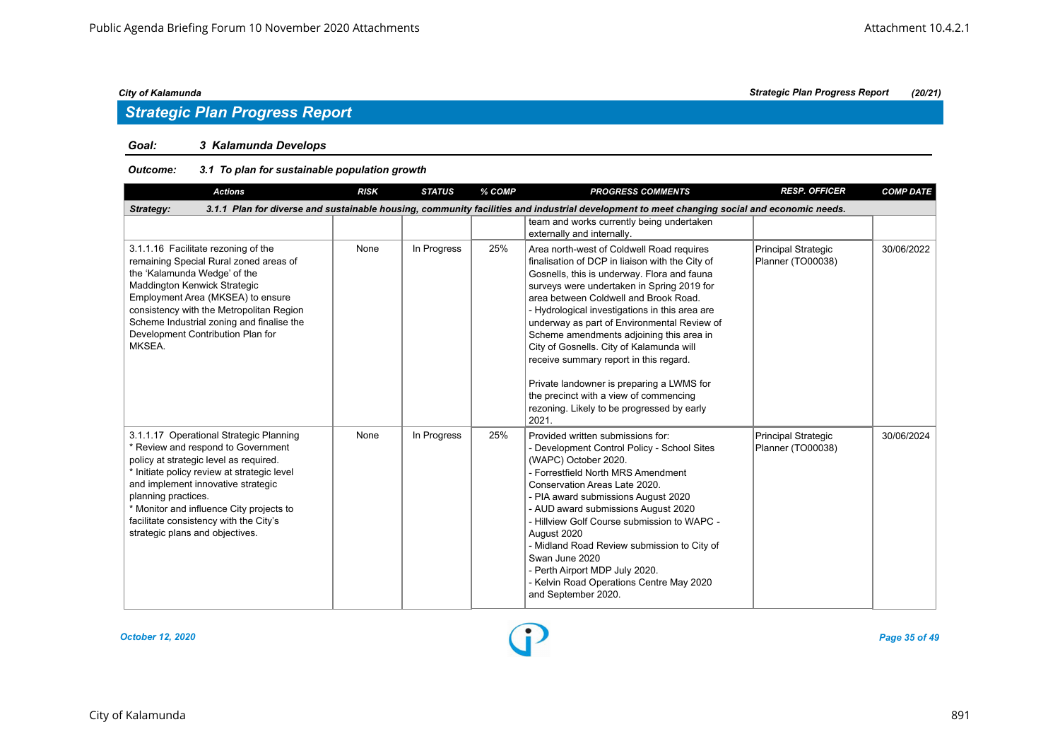## Strategic Plan Progress Report

**Goal:** *3 Kalamunda Develops*

**Outcome:** *3.1 To plan for sustainable population growth*

| Actions | RISK | STATUS | % COMP | PROGRESS COMMENTS | RESP. OFFICER | COMP DATE |
|---|---|---|---|---|---|---|
| **Strategy: 3.1.1 Plan for diverse and sustainable housing, community facilities and industrial development to meet changing social and economic needs.** | | | | | | |
| | | | | team and works currently being undertaken externally and internally. | | |
| 3.1.1.16 Facilitate rezoning of the remaining Special Rural zoned areas of the 'Kalamunda Wedge' of the Maddington Kenwick Strategic Employment Area (MKSEA) to ensure consistency with the Metropolitan Region Scheme Industrial zoning and finalise the Development Contribution Plan for MKSEA. | None | In Progress | 25% | Area north-west of Coldwell Road requires finalisation of DCP in liaison with the City of Gosnells, this is underway. Flora and fauna surveys were undertaken in Spring 2019 for area between Coldwell and Brook Road.<br>- Hydrological investigations in this area are underway as part of Environmental Review of Scheme amendments adjoining this area in City of Gosnells. City of Kalamunda will receive summary report in this regard.<br><br>Private landowner is preparing a LWMS for the precinct with a view of commencing rezoning. Likely to be progressed by early 2021. | Principal Strategic Planner (TO00038) | 30/06/2022 |
| 3.1.1.17 Operational Strategic Planning<br>* Review and respond to Government policy at strategic level as required.<br>* Initiate policy review at strategic level and implement innovative strategic planning practices.<br>* Monitor and influence City projects to facilitate consistency with the City's strategic plans and objectives. | None | In Progress | 25% | Provided written submissions for:<br>- Development Control Policy - School Sites (WAPC) October 2020.<br>- Forrestfield North MRS Amendment Conservation Areas Late 2020.<br>- PIA award submissions August 2020<br>- AUD award submissions August 2020<br>- Hillview Golf Course submission to WAPC - August 2020<br>- Midland Road Review submission to City of Swan June 2020<br>- Perth Airport MDP July 2020.<br>- Kelvin Road Operations Centre May 2020 and September 2020. | Principal Strategic Planner (TO00038) | 30/06/2024 |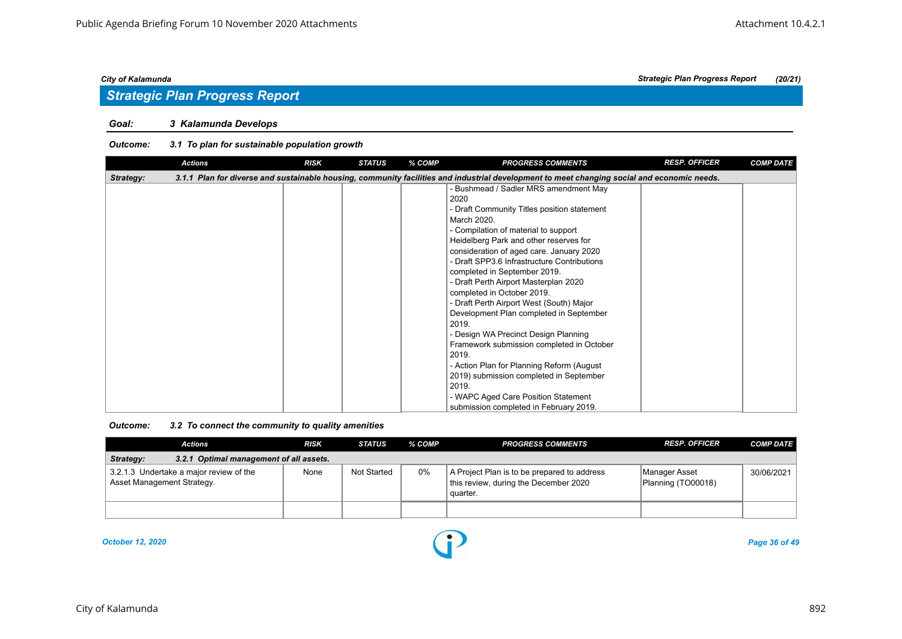## Strategic Plan Progress Report

**Goal:** ***3 Kalamunda Develops***

**Outcome:** ***3.1 To plan for sustainable population growth***

| Actions | RISK | STATUS | % COMP | PROGRESS COMMENTS | RESP. OFFICER | COMP DATE |
|---|---|---|---|---|---|---|
| **Strategy:** ***3.1.1 Plan for diverse and sustainable housing, community facilities and industrial development to meet changing social and economic needs.*** | | | | | | |
| | | | | - Bushmead / Sadler MRS amendment May 2020<br>- Draft Community Titles position statement March 2020.<br>- Compilation of material to support Heidelberg Park and other reserves for consideration of aged care. January 2020<br>- Draft SPP3.6 Infrastructure Contributions completed in September 2019.<br>- Draft Perth Airport Masterplan 2020 completed in October 2019.<br>- Draft Perth Airport West (South) Major Development Plan completed in September 2019.<br>- Design WA Precinct Design Planning Framework submission completed in October 2019.<br>- Action Plan for Planning Reform (August 2019) submission completed in September 2019.<br>- WAPC Aged Care Position Statement submission completed in February 2019. | | |

**Outcome:** ***3.2 To connect the community to quality amenities***

| Actions | RISK | STATUS | % COMP | PROGRESS COMMENTS | RESP. OFFICER | COMP DATE |
|---|---|---|---|---|---|---|
| **Strategy:** ***3.2.1 Optimal management of all assets.*** | | | | | | |
| 3.2.1.3 Undertake a major review of the Asset Management Strategy. | None | Not Started | 0% | A Project Plan is to be prepared to address this review, during the December 2020 quarter. | Manager Asset Planning (TO00018) | 30/06/2021 |
| | | | | | | |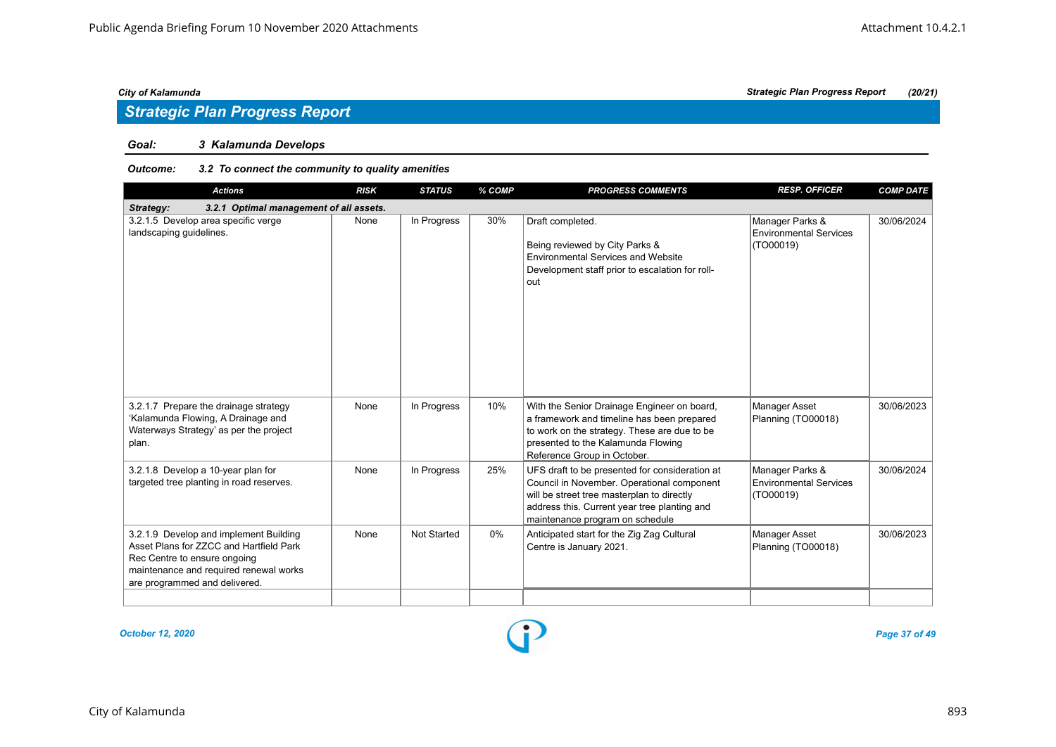## Strategic Plan Progress Report

### Goal: 3 Kalamunda Develops

**Outcome: 3.2 To connect the community to quality amenities**

| Actions | RISK | STATUS | % COMP | PROGRESS COMMENTS | RESP. OFFICER | COMP DATE |
|---|---|---|---|---|---|---|
| **Strategy: 3.2.1 Optimal management of all assets.** | | | | | | |
| 3.2.1.5 Develop area specific verge landscaping guidelines. | None | In Progress | 30% | Draft completed.<br><br>Being reviewed by City Parks & Environmental Services and Website Development staff prior to escalation for roll-out | Manager Parks & Environmental Services (TO00019) | 30/06/2024 |
| 3.2.1.7 Prepare the drainage strategy 'Kalamunda Flowing, A Drainage and Waterways Strategy' as per the project plan. | None | In Progress | 10% | With the Senior Drainage Engineer on board, a framework and timeline has been prepared to work on the strategy. These are due to be presented to the Kalamunda Flowing Reference Group in October. | Manager Asset Planning (TO00018) | 30/06/2023 |
| 3.2.1.8 Develop a 10-year plan for targeted tree planting in road reserves. | None | In Progress | 25% | UFS draft to be presented for consideration at Council in November. Operational component will be street tree masterplan to directly address this. Current year tree planting and maintenance program on schedule | Manager Parks & Environmental Services (TO00019) | 30/06/2024 |
| 3.2.1.9 Develop and implement Building Asset Plans for ZZCC and Hartfield Park Rec Centre to ensure ongoing maintenance and required renewal works are programmed and delivered. | None | Not Started | 0% | Anticipated start for the Zig Zag Cultural Centre is January 2021. | Manager Asset Planning (TO00018) | 30/06/2023 |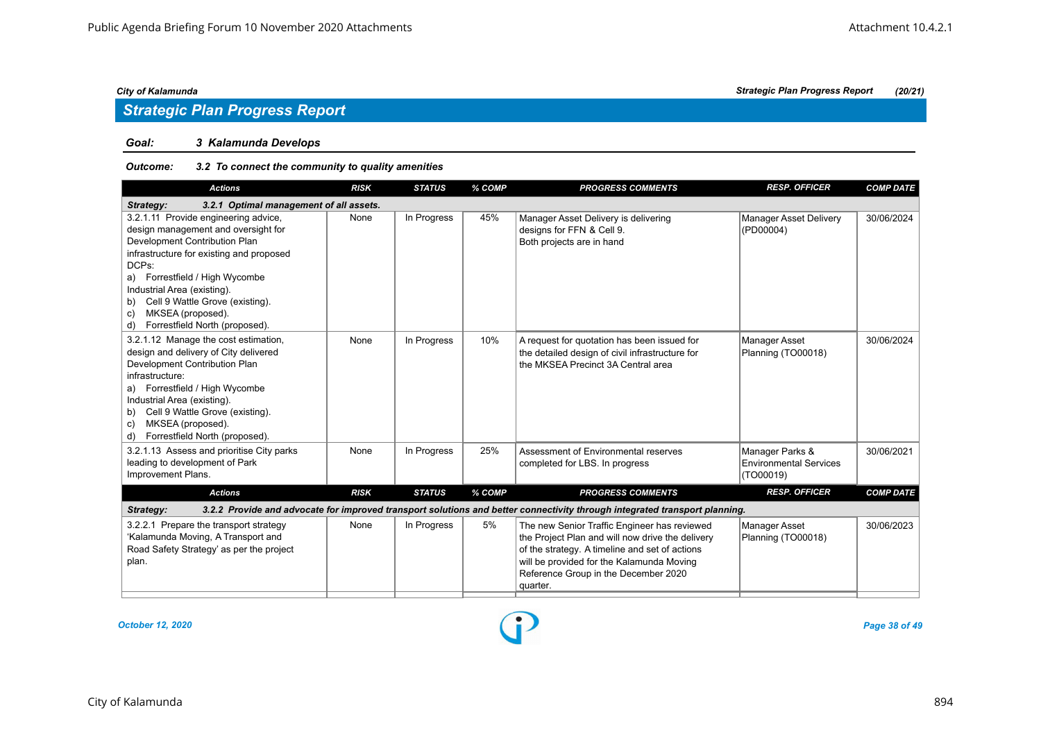## Strategic Plan Progress Report

**Goal: 3 Kalamunda Develops**

**Outcome: 3.2 To connect the community to quality amenities**

| Actions | RISK | STATUS | % COMP | PROGRESS COMMENTS | RESP. OFFICER | COMP DATE |
|---|---|---|---|---|---|---|
| **Strategy: 3.2.1 Optimal management of all assets.** | | | | | | |
| 3.2.1.11 Provide engineering advice, design management and oversight for Development Contribution Plan infrastructure for existing and proposed DCPs:<br>a) Forrestfield / High Wycombe Industrial Area (existing).<br>b) Cell 9 Wattle Grove (existing).<br>c) MKSEA (proposed).<br>d) Forrestfield North (proposed). | None | In Progress | 45% | Manager Asset Delivery is delivering designs for FFN & Cell 9.<br>Both projects are in hand | Manager Asset Delivery (PD00004) | 30/06/2024 |
| 3.2.1.12 Manage the cost estimation, design and delivery of City delivered Development Contribution Plan infrastructure:<br>a) Forrestfield / High Wycombe Industrial Area (existing).<br>b) Cell 9 Wattle Grove (existing).<br>c) MKSEA (proposed).<br>d) Forrestfield North (proposed). | None | In Progress | 10% | A request for quotation has been issued for the detailed design of civil infrastructure for the MKSEA Precinct 3A Central area | Manager Asset Planning (TO00018) | 30/06/2024 |
| 3.2.1.13 Assess and prioritise City parks leading to development of Park Improvement Plans. | None | In Progress | 25% | Assessment of Environmental reserves completed for LBS. In progress | Manager Parks & Environmental Services (TO00019) | 30/06/2021 |
| **Strategy: 3.2.2 Provide and advocate for improved transport solutions and better connectivity through integrated transport planning.** | | | | | | |
| 3.2.2.1 Prepare the transport strategy 'Kalamunda Moving, A Transport and Road Safety Strategy' as per the project plan. | None | In Progress | 5% | The new Senior Traffic Engineer has reviewed the Project Plan and will now drive the delivery of the strategy. A timeline and set of actions will be provided for the Kalamunda Moving Reference Group in the December 2020 quarter. | Manager Asset Planning (TO00018) | 30/06/2023 |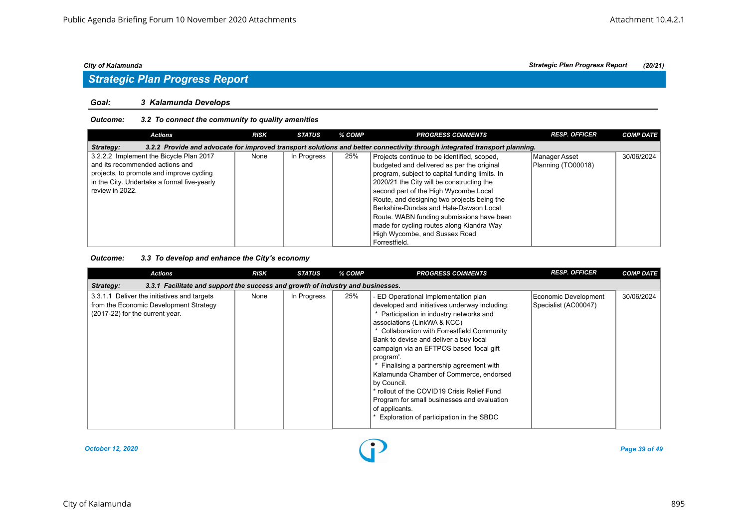## Strategic Plan Progress Report

**Goal: 3 Kalamunda Develops**

**Outcome: 3.2 To connect the community to quality amenities**

| Actions | RISK | STATUS | % COMP | PROGRESS COMMENTS | RESP. OFFICER | COMP DATE |
|---|---|---|---|---|---|---|
| **Strategy: 3.2.2 Provide and advocate for improved transport solutions and better connectivity through integrated transport planning.** | | | | | | |
| 3.2.2.2 Implement the Bicycle Plan 2017 and its recommended actions and projects, to promote and improve cycling in the City. Undertake a formal five-yearly review in 2022. | None | In Progress | 25% | Projects continue to be identified, scoped, budgeted and delivered as per the original program, subject to capital funding limits. In 2020/21 the City will be constructing the second part of the High Wycombe Local Route, and designing two projects being the Berkshire-Dundas and Hale-Dawson Local Route. WABN funding submissions have been made for cycling routes along Kiandra Way High Wycombe, and Sussex Road Forrestfield. | Manager Asset Planning (TO00018) | 30/06/2024 |

**Outcome: 3.3 To develop and enhance the City's economy**

| Actions | RISK | STATUS | % COMP | PROGRESS COMMENTS | RESP. OFFICER | COMP DATE |
|---|---|---|---|---|---|---|
| **Strategy: 3.3.1 Facilitate and support the success and growth of industry and businesses.** | | | | | | |
| 3.3.1.1 Deliver the initiatives and targets from the Economic Development Strategy (2017-22) for the current year. | None | In Progress | 25% | - ED Operational Implementation plan developed and initiatives underway including:<br>* Participation in industry networks and associations (LinkWA & KCC)<br>* Collaboration with Forrestfield Community Bank to devise and deliver a buy local campaign via an EFTPOS based 'local gift program'.<br>* Finalising a partnership agreement with Kalamunda Chamber of Commerce, endorsed by Council.<br>* rollout of the COVID19 Crisis Relief Fund Program for small businesses and evaluation of applicants.<br>* Exploration of participation in the SBDC | Economic Development Specialist (AC00047) | 30/06/2024 |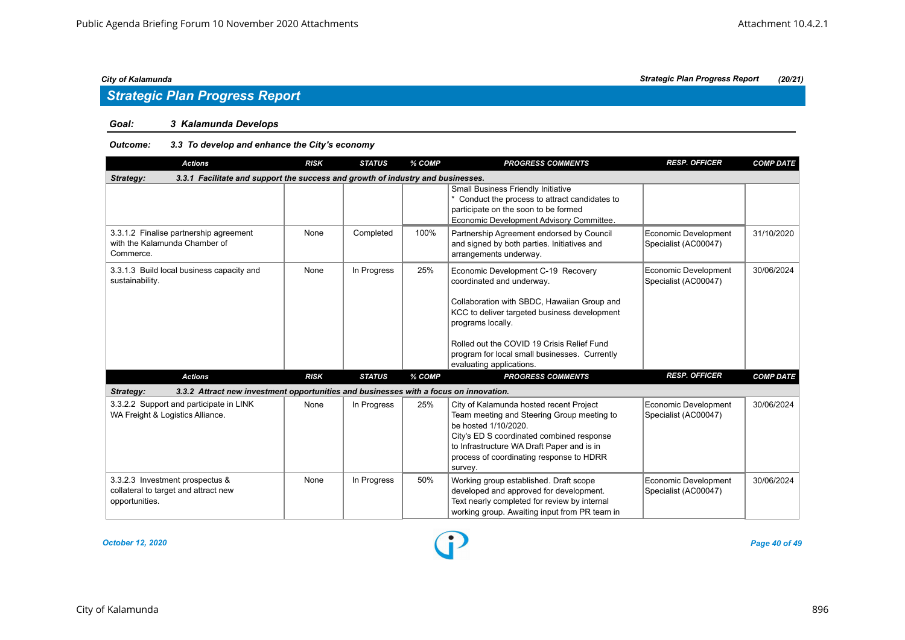## Strategic Plan Progress Report

**Goal:** *3 Kalamunda Develops*

**Outcome:** *3.3 To develop and enhance the City's economy*

| Actions | RISK | STATUS | % COMP | PROGRESS COMMENTS | RESP. OFFICER | COMP DATE |
|---|---|---|---|---|---|---|
| **Strategy: 3.3.1 Facilitate and support the success and growth of industry and businesses.** | | | | | | |
| | | | | Small Business Friendly Initiative<br>* Conduct the process to attract candidates to participate on the soon to be formed Economic Development Advisory Committee. | | |
| 3.3.1.2 Finalise partnership agreement with the Kalamunda Chamber of Commerce. | None | Completed | 100% | Partnership Agreement endorsed by Council and signed by both parties. Initiatives and arrangements underway. | Economic Development Specialist (AC00047) | 31/10/2020 |
| 3.3.1.3 Build local business capacity and sustainability. | None | In Progress | 25% | Economic Development C-19 Recovery coordinated and underway.<br><br>Collaboration with SBDC, Hawaiian Group and KCC to deliver targeted business development programs locally.<br><br>Rolled out the COVID 19 Crisis Relief Fund program for local small businesses. Currently evaluating applications. | Economic Development Specialist (AC00047) | 30/06/2024 |

| Actions | RISK | STATUS | % COMP | PROGRESS COMMENTS | RESP. OFFICER | COMP DATE |
|---|---|---|---|---|---|---|
| **Strategy: 3.3.2 Attract new investment opportunities and businesses with a focus on innovation.** | | | | | | |
| 3.3.2.2 Support and participate in LINK WA Freight & Logistics Alliance. | None | In Progress | 25% | City of Kalamunda hosted recent Project Team meeting and Steering Group meeting to be hosted 1/10/2020.<br>City's ED S coordinated combined response to Infrastructure WA Draft Paper and is in process of coordinating response to HDRR survey. | Economic Development Specialist (AC00047) | 30/06/2024 |
| 3.3.2.3 Investment prospectus & collateral to target and attract new opportunities. | None | In Progress | 50% | Working group established. Draft scope developed and approved for development. Text nearly completed for review by internal working group. Awaiting input from PR team in | Economic Development Specialist (AC00047) | 30/06/2024 |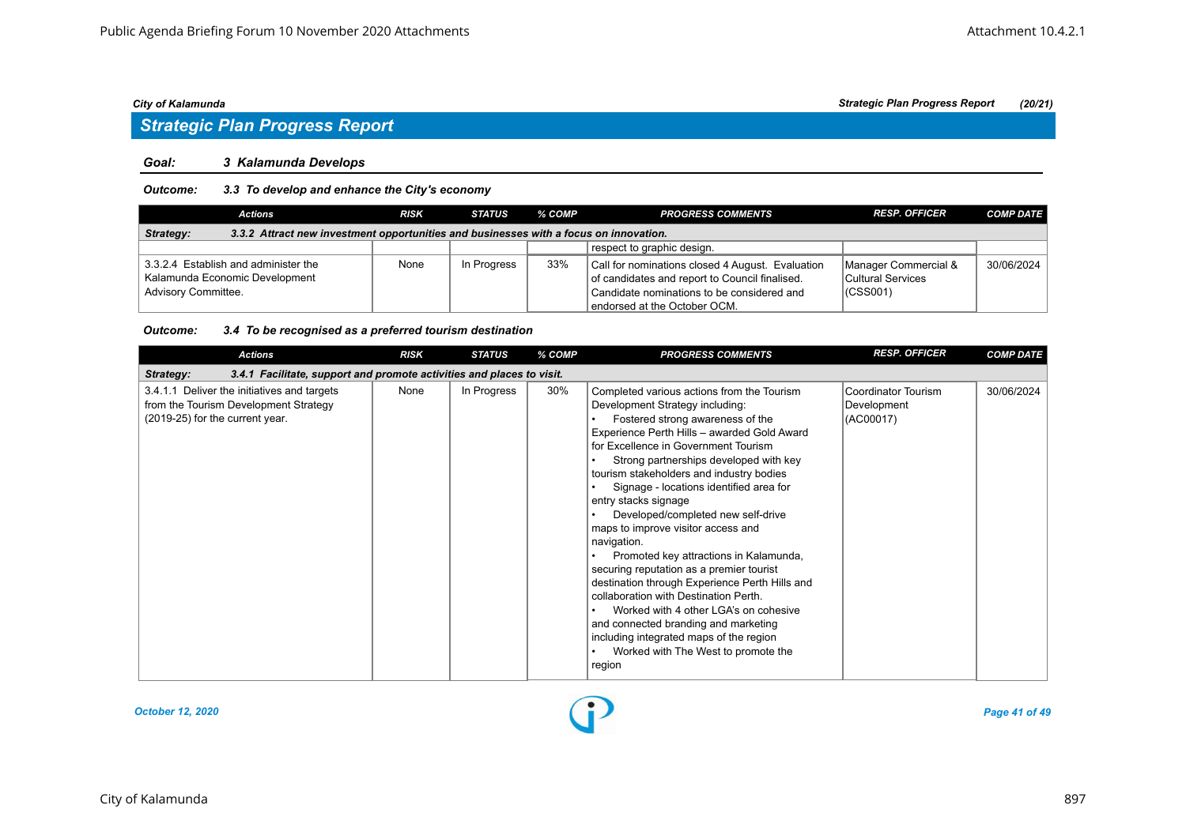City of Kalamunda | Strategic Plan Progress Report (20/21)

## Strategic Plan Progress Report

### Goal: 3 Kalamunda Develops

**Outcome: 3.3 To develop and enhance the City's economy**

| Actions | RISK | STATUS | % COMP | PROGRESS COMMENTS | RESP. OFFICER | COMP DATE |
|---|---|---|---|---|---|---|
| **Strategy: 3.3.2 Attract new investment opportunities and businesses with a focus on innovation.** | | | | | | |
| | | | | respect to graphic design. | | |
| 3.3.2.4 Establish and administer the Kalamunda Economic Development Advisory Committee. | None | In Progress | 33% | Call for nominations closed 4 August. Evaluation of candidates and report to Council finalised. Candidate nominations to be considered and endorsed at the October OCM. | Manager Commercial & Cultural Services (CSS001) | 30/06/2024 |

**Outcome: 3.4 To be recognised as a preferred tourism destination**

| Actions | RISK | STATUS | % COMP | PROGRESS COMMENTS | RESP. OFFICER | COMP DATE |
|---|---|---|---|---|---|---|
| **Strategy: 3.4.1 Facilitate, support and promote activities and places to visit.** | | | | | | |
| 3.4.1.1 Deliver the initiatives and targets from the Tourism Development Strategy (2019-25) for the current year. | None | In Progress | 30% | Completed various actions from the Tourism Development Strategy including:<br>• Fostered strong awareness of the Experience Perth Hills – awarded Gold Award for Excellence in Government Tourism<br>• Strong partnerships developed with key tourism stakeholders and industry bodies<br>• Signage - locations identified area for entry stacks signage<br>• Developed/completed new self-drive maps to improve visitor access and navigation.<br>• Promoted key attractions in Kalamunda, securing reputation as a premier tourist destination through Experience Perth Hills and collaboration with Destination Perth.<br>• Worked with 4 other LGA's on cohesive and connected branding and marketing including integrated maps of the region<br>• Worked with The West to promote the region | Coordinator Tourism Development (AC00017) | 30/06/2024 |

October 12, 2020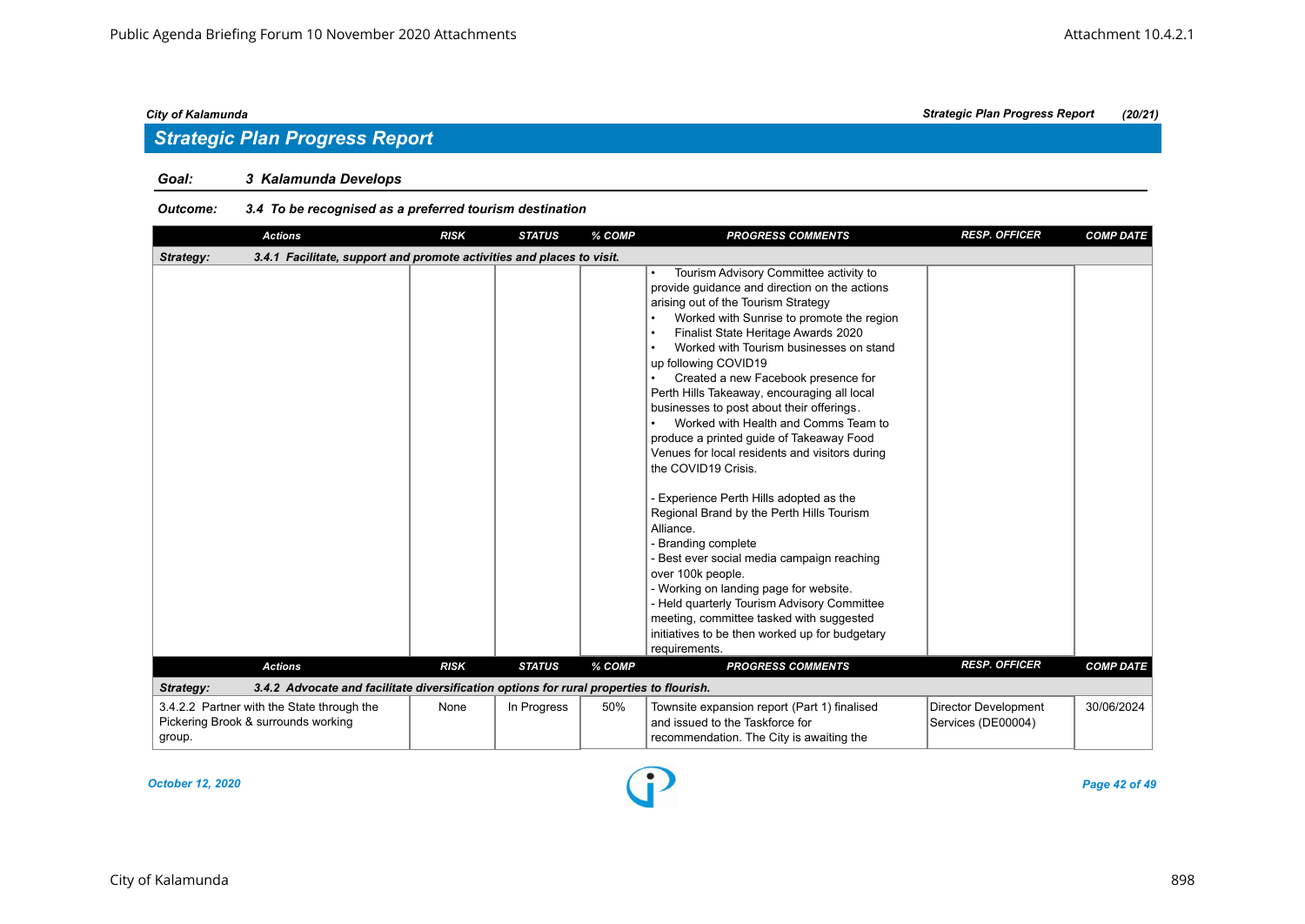City of Kalamunda — Strategic Plan Progress Report (20/21)

## Strategic Plan Progress Report

**Goal:** *3 Kalamunda Develops*

**Outcome:** *3.4 To be recognised as a preferred tourism destination*

| Actions | RISK | STATUS | % COMP | PROGRESS COMMENTS | RESP. OFFICER | COMP DATE |
|---|---|---|---|---|---|---|
| ***Strategy: 3.4.1 Facilitate, support and promote activities and places to visit.*** | | | | | | |
| | | | | • Tourism Advisory Committee activity to provide guidance and direction on the actions arising out of the Tourism Strategy<br>• Worked with Sunrise to promote the region<br>• Finalist State Heritage Awards 2020<br>• Worked with Tourism businesses on stand up following COVID19<br>• Created a new Facebook presence for Perth Hills Takeaway, encouraging all local businesses to post about their offerings.<br>• Worked with Health and Comms Team to produce a printed guide of Takeaway Food Venues for local residents and visitors during the COVID19 Crisis.<br><br>- Experience Perth Hills adopted as the Regional Brand by the Perth Hills Tourism Alliance.<br>- Branding complete<br>- Best ever social media campaign reaching over 100k people.<br>- Working on landing page for website.<br>- Held quarterly Tourism Advisory Committee meeting, committee tasked with suggested initiatives to be then worked up for budgetary requirements. | | |
| ***Strategy: 3.4.2 Advocate and facilitate diversification options for rural properties to flourish.*** | | | | | | |
| 3.4.2.2 Partner with the State through the Pickering Brook & surrounds working group. | None | In Progress | 50% | Townsite expansion report (Part 1) finalised and issued to the Taskforce for recommendation. The City is awaiting the | Director Development Services (DE00004) | 30/06/2024 |

*October 12, 2020*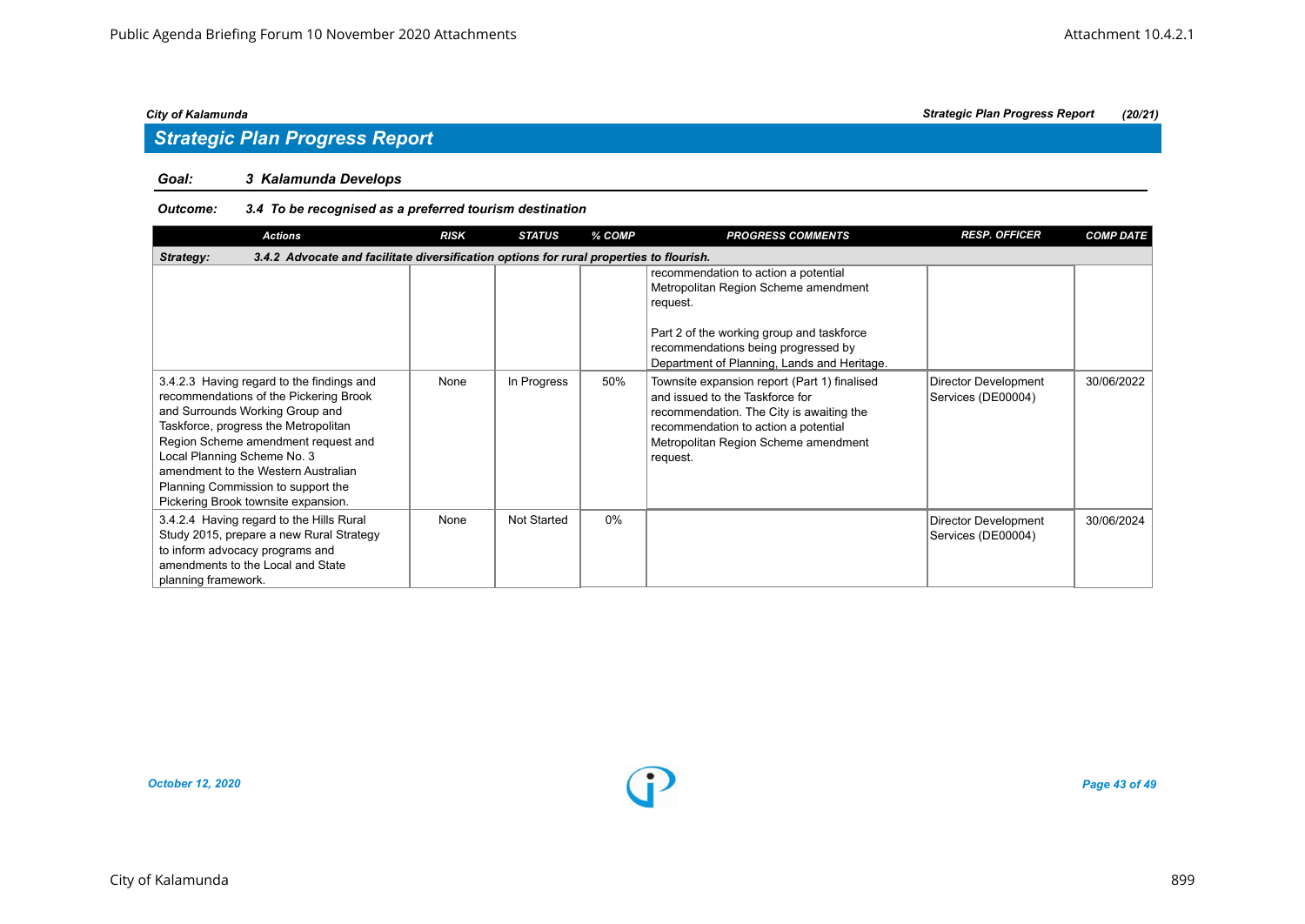## Strategic Plan Progress Report

**Goal:** *3 Kalamunda Develops*

**Outcome:** *3.4 To be recognised as a preferred tourism destination*

| Actions | RISK | STATUS | % COMP | PROGRESS COMMENTS | RESP. OFFICER | COMP DATE |
|---|---|---|---|---|---|---|
| **Strategy:** **3.4.2 Advocate and facilitate diversification options for rural properties to flourish.** | | | | | | |
| | | | | recommendation to action a potential Metropolitan Region Scheme amendment request.<br><br>Part 2 of the working group and taskforce recommendations being progressed by Department of Planning, Lands and Heritage. | | |
| 3.4.2.3 Having regard to the findings and recommendations of the Pickering Brook and Surrounds Working Group and Taskforce, progress the Metropolitan Region Scheme amendment request and Local Planning Scheme No. 3 amendment to the Western Australian Planning Commission to support the Pickering Brook townsite expansion. | None | In Progress | 50% | Townsite expansion report (Part 1) finalised and issued to the Taskforce for recommendation. The City is awaiting the recommendation to action a potential Metropolitan Region Scheme amendment request. | Director Development Services (DE00004) | 30/06/2022 |
| 3.4.2.4 Having regard to the Hills Rural Study 2015, prepare a new Rural Strategy to inform advocacy programs and amendments to the Local and State planning framework. | None | Not Started | 0% | | Director Development Services (DE00004) | 30/06/2024 |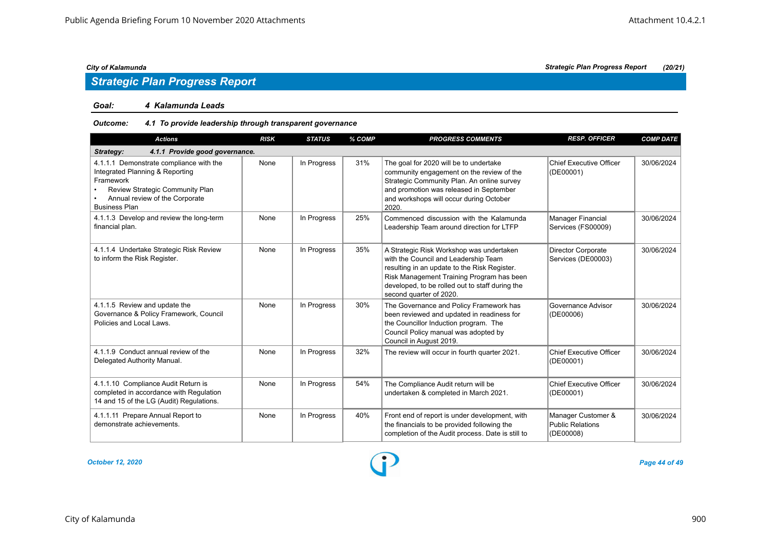*City of Kalamunda* *Strategic Plan Progress Report* *(20/21)*

## Strategic Plan Progress Report

**Goal:** ***4 Kalamunda Leads***

**Outcome:** ***4.1 To provide leadership through transparent governance***

| Actions | RISK | STATUS | % COMP | PROGRESS COMMENTS | RESP. OFFICER | COMP DATE |
|---|---|---|---|---|---|---|
| **Strategy: 4.1.1 Provide good governance.** | | | | | | |
| 4.1.1.1 Demonstrate compliance with the Integrated Planning & Reporting Framework<br>• Review Strategic Community Plan<br>• Annual review of the Corporate Business Plan | None | In Progress | 31% | The goal for 2020 will be to undertake community engagement on the review of the Strategic Community Plan. An online survey and promotion was released in September and workshops will occur during October 2020. | Chief Executive Officer (DE00001) | 30/06/2024 |
| 4.1.1.3 Develop and review the long-term financial plan. | None | In Progress | 25% | Commenced discussion with the Kalamunda Leadership Team around direction for LTFP | Manager Financial Services (FS00009) | 30/06/2024 |
| 4.1.1.4 Undertake Strategic Risk Review to inform the Risk Register. | None | In Progress | 35% | A Strategic Risk Workshop was undertaken with the Council and Leadership Team resulting in an update to the Risk Register. Risk Management Training Program has been developed, to be rolled out to staff during the second quarter of 2020. | Director Corporate Services (DE00003) | 30/06/2024 |
| 4.1.1.5 Review and update the Governance & Policy Framework, Council Policies and Local Laws. | None | In Progress | 30% | The Governance and Policy Framework has been reviewed and updated in readiness for the Councillor Induction program. The Council Policy manual was adopted by Council in August 2019. | Governance Advisor (DE00006) | 30/06/2024 |
| 4.1.1.9 Conduct annual review of the Delegated Authority Manual. | None | In Progress | 32% | The review will occur in fourth quarter 2021. | Chief Executive Officer (DE00001) | 30/06/2024 |
| 4.1.1.10 Compliance Audit Return is completed in accordance with Regulation 14 and 15 of the LG (Audit) Regulations. | None | In Progress | 54% | The Compliance Audit return will be undertaken & completed in March 2021. | Chief Executive Officer (DE00001) | 30/06/2024 |
| 4.1.1.11 Prepare Annual Report to demonstrate achievements. | None | In Progress | 40% | Front end of report is under development, with the financials to be provided following the completion of the Audit process. Date is still to | Manager Customer & Public Relations (DE00008) | 30/06/2024 |

*October 12, 2020*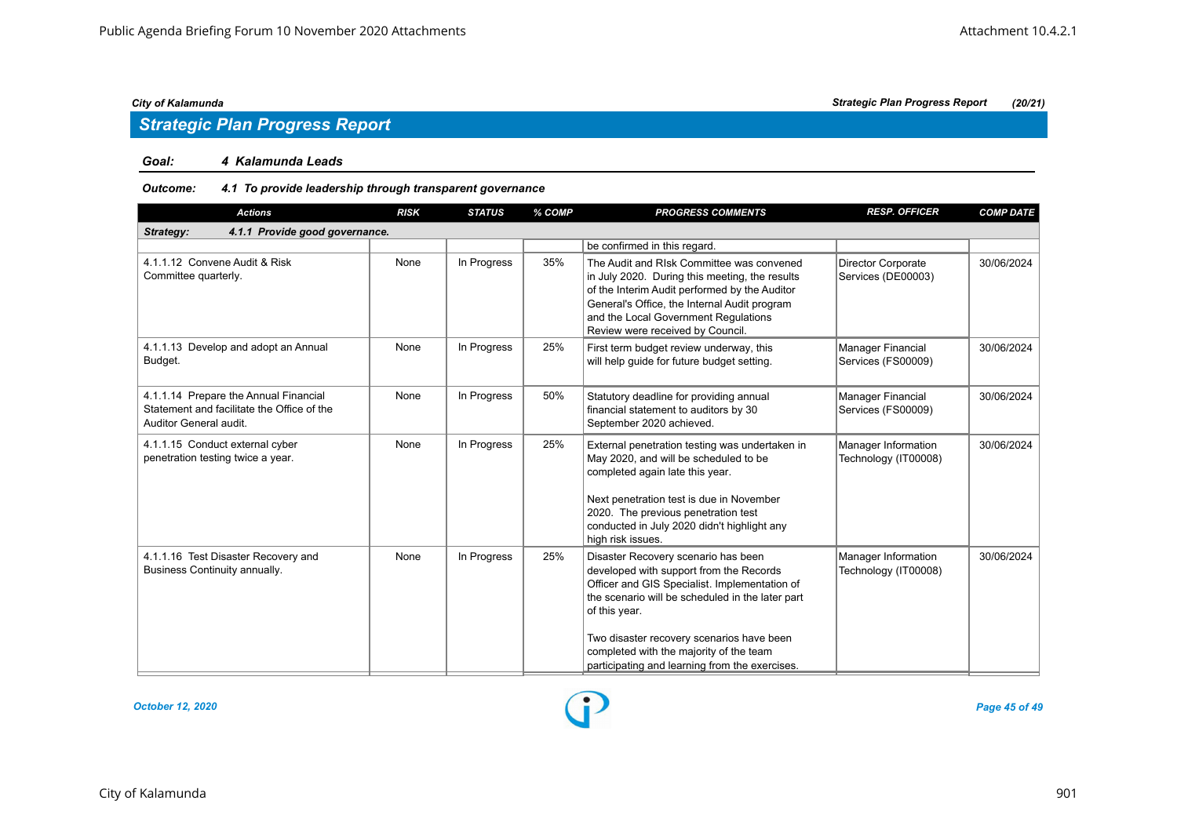City of Kalamunda — Strategic Plan Progress Report (20/21)

## Strategic Plan Progress Report

**Goal:** *4 Kalamunda Leads*

**Outcome:** *4.1 To provide leadership through transparent governance*

| Actions | RISK | STATUS | % COMP | PROGRESS COMMENTS | RESP. OFFICER | COMP DATE |
|---|---|---|---|---|---|---|
| **Strategy: 4.1.1 Provide good governance.** | | | | | | |
| | | | | be confirmed in this regard. | | |
| 4.1.1.12 Convene Audit & Risk Committee quarterly. | None | In Progress | 35% | The Audit and RIsk Committee was convened in July 2020. During this meeting, the results of the Interim Audit performed by the Auditor General's Office, the Internal Audit program and the Local Government Regulations Review were received by Council. | Director Corporate Services (DE00003) | 30/06/2024 |
| 4.1.1.13 Develop and adopt an Annual Budget. | None | In Progress | 25% | First term budget review underway, this will help guide for future budget setting. | Manager Financial Services (FS00009) | 30/06/2024 |
| 4.1.1.14 Prepare the Annual Financial Statement and facilitate the Office of the Auditor General audit. | None | In Progress | 50% | Statutory deadline for providing annual financial statement to auditors by 30 September 2020 achieved. | Manager Financial Services (FS00009) | 30/06/2024 |
| 4.1.1.15 Conduct external cyber penetration testing twice a year. | None | In Progress | 25% | External penetration testing was undertaken in May 2020, and will be scheduled to be completed again late this year.<br><br>Next penetration test is due in November 2020. The previous penetration test conducted in July 2020 didn't highlight any high risk issues. | Manager Information Technology (IT00008) | 30/06/2024 |
| 4.1.1.16 Test Disaster Recovery and Business Continuity annually. | None | In Progress | 25% | Disaster Recovery scenario has been developed with support from the Records Officer and GIS Specialist. Implementation of the scenario will be scheduled in the later part of this year.<br><br>Two disaster recovery scenarios have been completed with the majority of the team participating and learning from the exercises. | Manager Information Technology (IT00008) | 30/06/2024 |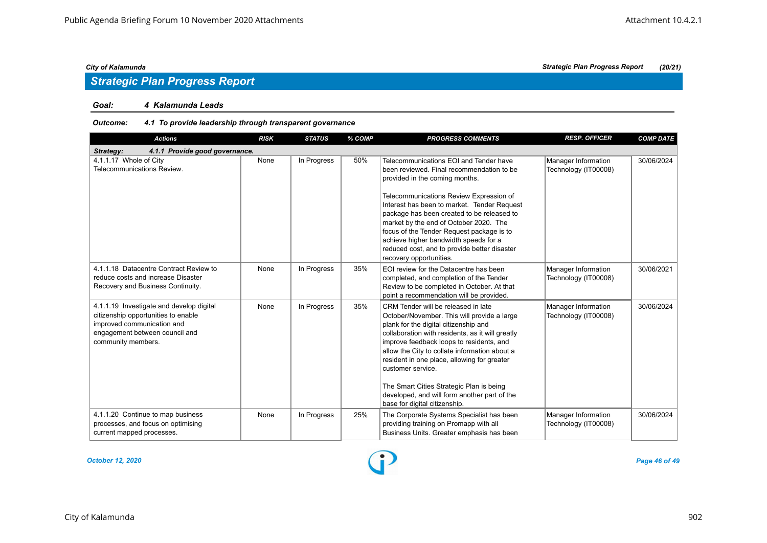## Strategic Plan Progress Report

**Goal:** *4 Kalamunda Leads*

**Outcome:** *4.1 To provide leadership through transparent governance*

| Actions | RISK | STATUS | % COMP | PROGRESS COMMENTS | RESP. OFFICER | COMP DATE |
|---|---|---|---|---|---|---|
| **Strategy: 4.1.1 Provide good governance.** | | | | | | |
| 4.1.1.17 Whole of City Telecommunications Review. | None | In Progress | 50% | Telecommunications EOI and Tender have been reviewed. Final recommendation to be provided in the coming months.<br><br>Telecommunications Review Expression of Interest has been to market. Tender Request package has been created to be released to market by the end of October 2020. The focus of the Tender Request package is to achieve higher bandwidth speeds for a reduced cost, and to provide better disaster recovery opportunities. | Manager Information Technology (IT00008) | 30/06/2024 |
| 4.1.1.18 Datacentre Contract Review to reduce costs and increase Disaster Recovery and Business Continuity. | None | In Progress | 35% | EOI review for the Datacentre has been completed, and completion of the Tender Review to be completed in October. At that point a recommendation will be provided. | Manager Information Technology (IT00008) | 30/06/2021 |
| 4.1.1.19 Investigate and develop digital citizenship opportunities to enable improved communication and engagement between council and community members. | None | In Progress | 35% | CRM Tender will be released in late October/November. This will provide a large plank for the digital citizenship and collaboration with residents, as it will greatly improve feedback loops to residents, and allow the City to collate information about a resident in one place, allowing for greater customer service.<br><br>The Smart Cities Strategic Plan is being developed, and will form another part of the base for digital citizenship. | Manager Information Technology (IT00008) | 30/06/2024 |
| 4.1.1.20 Continue to map business processes, and focus on optimising current mapped processes. | None | In Progress | 25% | The Corporate Systems Specialist has been providing training on Promapp with all Business Units. Greater emphasis has been | Manager Information Technology (IT00008) | 30/06/2024 |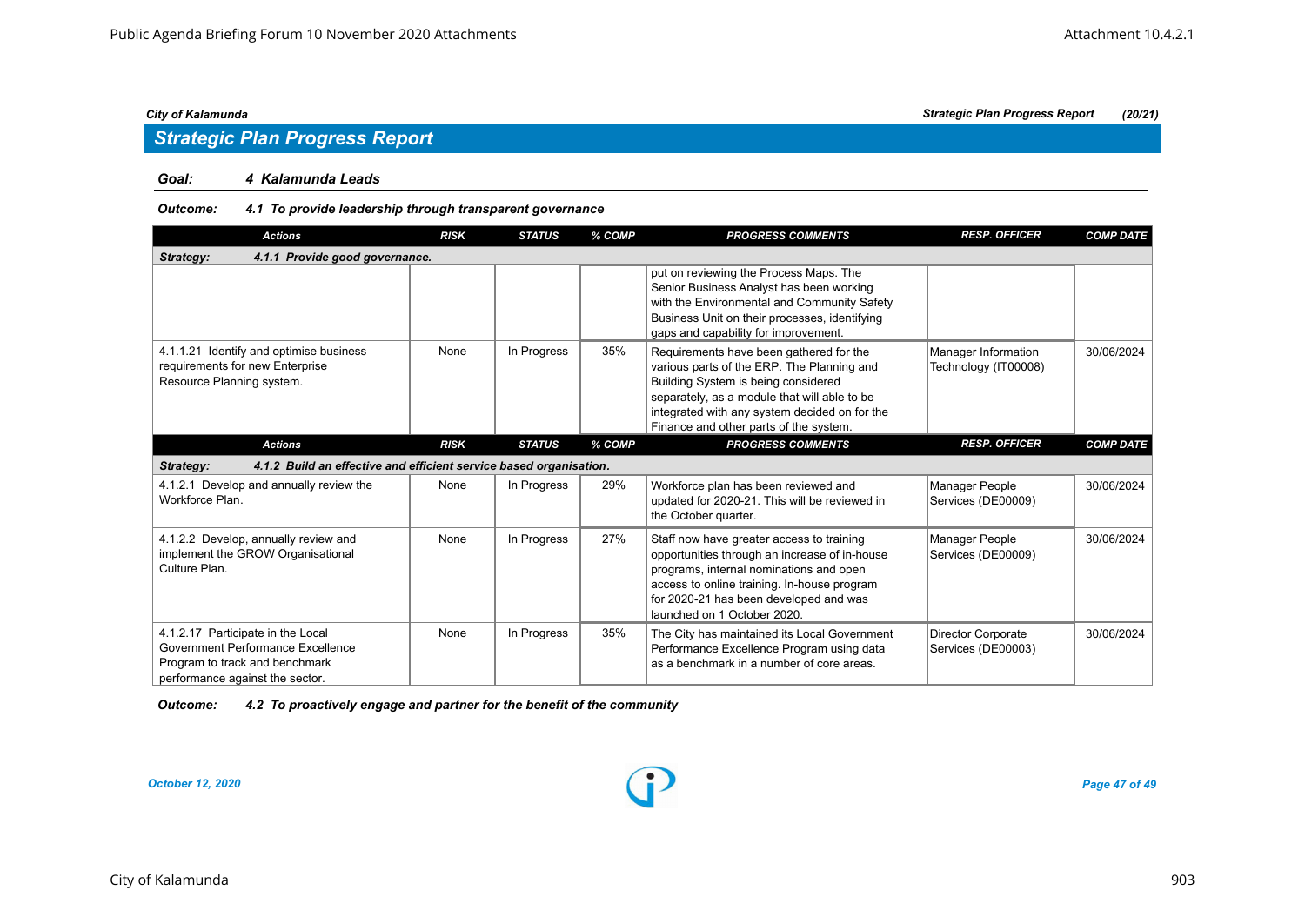*City of Kalamunda* *Strategic Plan Progress Report* *(20/21)*

## Strategic Plan Progress Report

**Goal:** ***4 Kalamunda Leads***

**Outcome:** ***4.1 To provide leadership through transparent governance***

| Actions | RISK | STATUS | % COMP | PROGRESS COMMENTS | RESP. OFFICER | COMP DATE |
|---|---|---|---|---|---|---|
| **Strategy: 4.1.1 Provide good governance.** | | | | | | |
| | | | | put on reviewing the Process Maps. The Senior Business Analyst has been working with the Environmental and Community Safety Business Unit on their processes, identifying gaps and capability for improvement. | | |
| 4.1.1.21 Identify and optimise business requirements for new Enterprise Resource Planning system. | None | In Progress | 35% | Requirements have been gathered for the various parts of the ERP. The Planning and Building System is being considered separately, as a module that will able to be integrated with any system decided on for the Finance and other parts of the system. | Manager Information Technology (IT00008) | 30/06/2024 |

| Actions | RISK | STATUS | % COMP | PROGRESS COMMENTS | RESP. OFFICER | COMP DATE |
|---|---|---|---|---|---|---|
| **Strategy: 4.1.2 Build an effective and efficient service based organisation.** | | | | | | |
| 4.1.2.1 Develop and annually review the Workforce Plan. | None | In Progress | 29% | Workforce plan has been reviewed and updated for 2020-21. This will be reviewed in the October quarter. | Manager People Services (DE00009) | 30/06/2024 |
| 4.1.2.2 Develop, annually review and implement the GROW Organisational Culture Plan. | None | In Progress | 27% | Staff now have greater access to training opportunities through an increase of in-house programs, internal nominations and open access to online training. In-house program for 2020-21 has been developed and was launched on 1 October 2020. | Manager People Services (DE00009) | 30/06/2024 |
| 4.1.2.17 Participate in the Local Government Performance Excellence Program to track and benchmark performance against the sector. | None | In Progress | 35% | The City has maintained its Local Government Performance Excellence Program using data as a benchmark in a number of core areas. | Director Corporate Services (DE00003) | 30/06/2024 |

**Outcome:** ***4.2 To proactively engage and partner for the benefit of the community***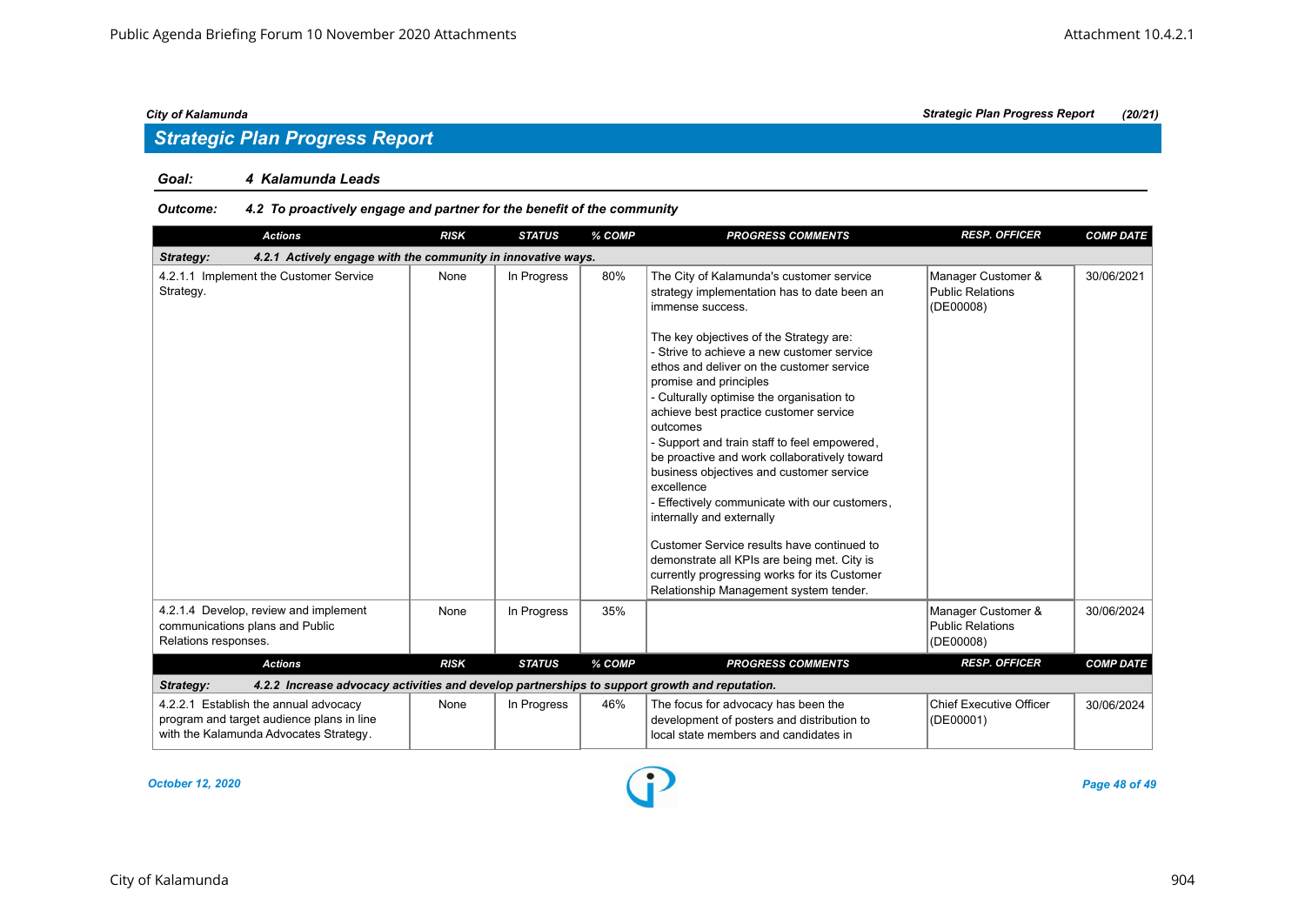City of Kalamunda | Strategic Plan Progress Report (20/21)

## Strategic Plan Progress Report

**Goal:** ***4 Kalamunda Leads***

**Outcome:** ***4.2 To proactively engage and partner for the benefit of the community***

| Actions | RISK | STATUS | % COMP | PROGRESS COMMENTS | RESP. OFFICER | COMP DATE |
|---|---|---|---|---|---|---|
| ***Strategy: 4.2.1 Actively engage with the community in innovative ways.*** | | | | | | |
| 4.2.1.1 Implement the Customer Service Strategy. | None | In Progress | 80% | The City of Kalamunda's customer service strategy implementation has to date been an immense success.<br><br>The key objectives of the Strategy are:<br>- Strive to achieve a new customer service ethos and deliver on the customer service promise and principles<br>- Culturally optimise the organisation to achieve best practice customer service outcomes<br>- Support and train staff to feel empowered, be proactive and work collaboratively toward business objectives and customer service excellence<br>- Effectively communicate with our customers, internally and externally<br><br>Customer Service results have continued to demonstrate all KPIs are being met. City is currently progressing works for its Customer Relationship Management system tender. | Manager Customer & Public Relations (DE00008) | 30/06/2021 |
| 4.2.1.4 Develop, review and implement communications plans and Public Relations responses. | None | In Progress | 35% | | Manager Customer & Public Relations (DE00008) | 30/06/2024 |
| ***Strategy: 4.2.2 Increase advocacy activities and develop partnerships to support growth and reputation.*** | | | | | | |
| 4.2.2.1 Establish the annual advocacy program and target audience plans in line with the Kalamunda Advocates Strategy. | None | In Progress | 46% | The focus for advocacy has been the development of posters and distribution to local state members and candidates in | Chief Executive Officer (DE00001) | 30/06/2024 |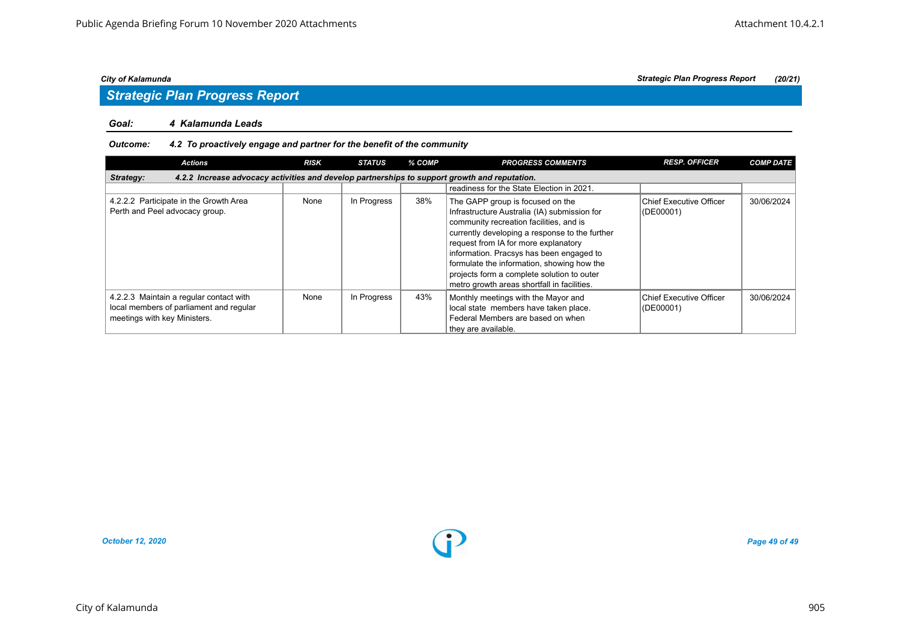## Strategic Plan Progress Report

**Goal:** *4 Kalamunda Leads*

**Outcome:** *4.2 To proactively engage and partner for the benefit of the community*

| Actions | RISK | STATUS | % COMP | PROGRESS COMMENTS | RESP. OFFICER | COMP DATE |
|---|---|---|---|---|---|---|
| **Strategy:** 4.2.2 Increase advocacy activities and develop partnerships to support growth and reputation. | | | | | | |
| | | | | readiness for the State Election in 2021. | | |
| 4.2.2.2 Participate in the Growth Area Perth and Peel advocacy group. | None | In Progress | 38% | The GAPP group is focused on the Infrastructure Australia (IA) submission for community recreation facilities, and is currently developing a response to the further request from IA for more explanatory information. Pracsys has been engaged to formulate the information, showing how the projects form a complete solution to outer metro growth areas shortfall in facilities. | Chief Executive Officer (DE00001) | 30/06/2024 |
| 4.2.2.3 Maintain a regular contact with local members of parliament and regular meetings with key Ministers. | None | In Progress | 43% | Monthly meetings with the Mayor and local state members have taken place. Federal Members are based on when they are available. | Chief Executive Officer (DE00001) | 30/06/2024 |